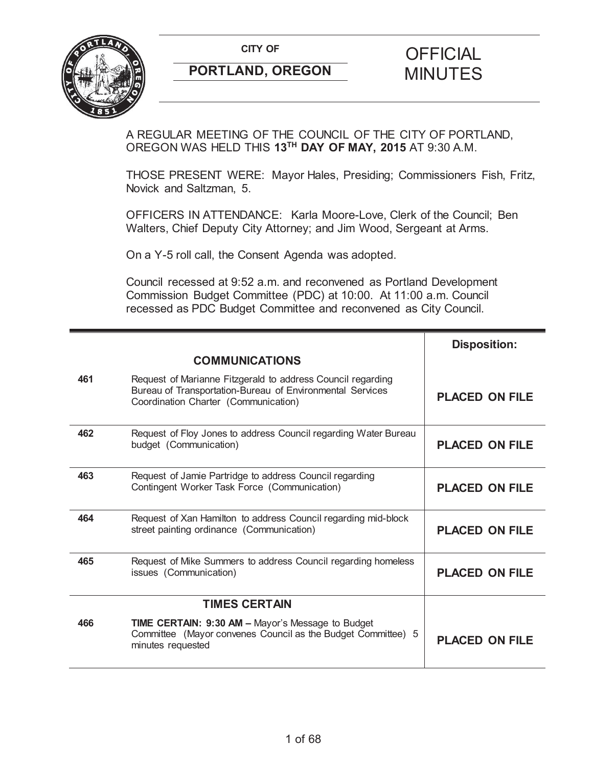**CITY OF**

**PORTLAND, OREGON**

# OFFICIAL MINUTES

A REGULAR MEETING OF THE COUNCIL OF THE CITY OF PORTLAND, OREGON WAS HELD THIS **13TH DAY OF MAY, 2015** AT 9:30 A.M.

THOSE PRESENT WERE: Mayor Hales, Presiding; Commissioners Fish, Fritz, Novick and Saltzman, 5.

OFFICERS IN ATTENDANCE: Karla Moore-Love, Clerk of the Council; Ben Walters, Chief Deputy City Attorney; and Jim Wood, Sergeant at Arms.

On a Y-5 roll call, the Consent Agenda was adopted.

Council recessed at 9:52 a.m. and reconvened as Portland Development Commission Budget Committee (PDC) at 10:00. At 11:00 a.m. Council recessed as PDC Budget Committee and reconvened as City Council.

| | | **Disposition:** |
|---|---|---|
| | **COMMUNICATIONS** | |
| **461** | Request of Marianne Fitzgerald to address Council regarding Bureau of Transportation-Bureau of Environmental Services Coordination Charter (Communication) | **PLACED ON FILE** |
| **462** | Request of Floy Jones to address Council regarding Water Bureau budget (Communication) | **PLACED ON FILE** |
| **463** | Request of Jamie Partridge to address Council regarding Contingent Worker Task Force (Communication) | **PLACED ON FILE** |
| **464** | Request of Xan Hamilton to address Council regarding mid-block street painting ordinance (Communication) | **PLACED ON FILE** |
| **465** | Request of Mike Summers to address Council regarding homeless issues (Communication) | **PLACED ON FILE** |
| | **TIMES CERTAIN** | |
| **466** | **TIME CERTAIN: 9:30 AM –** Mayor's Message to Budget Committee (Mayor convenes Council as the Budget Committee) 5 minutes requested | **PLACED ON FILE** |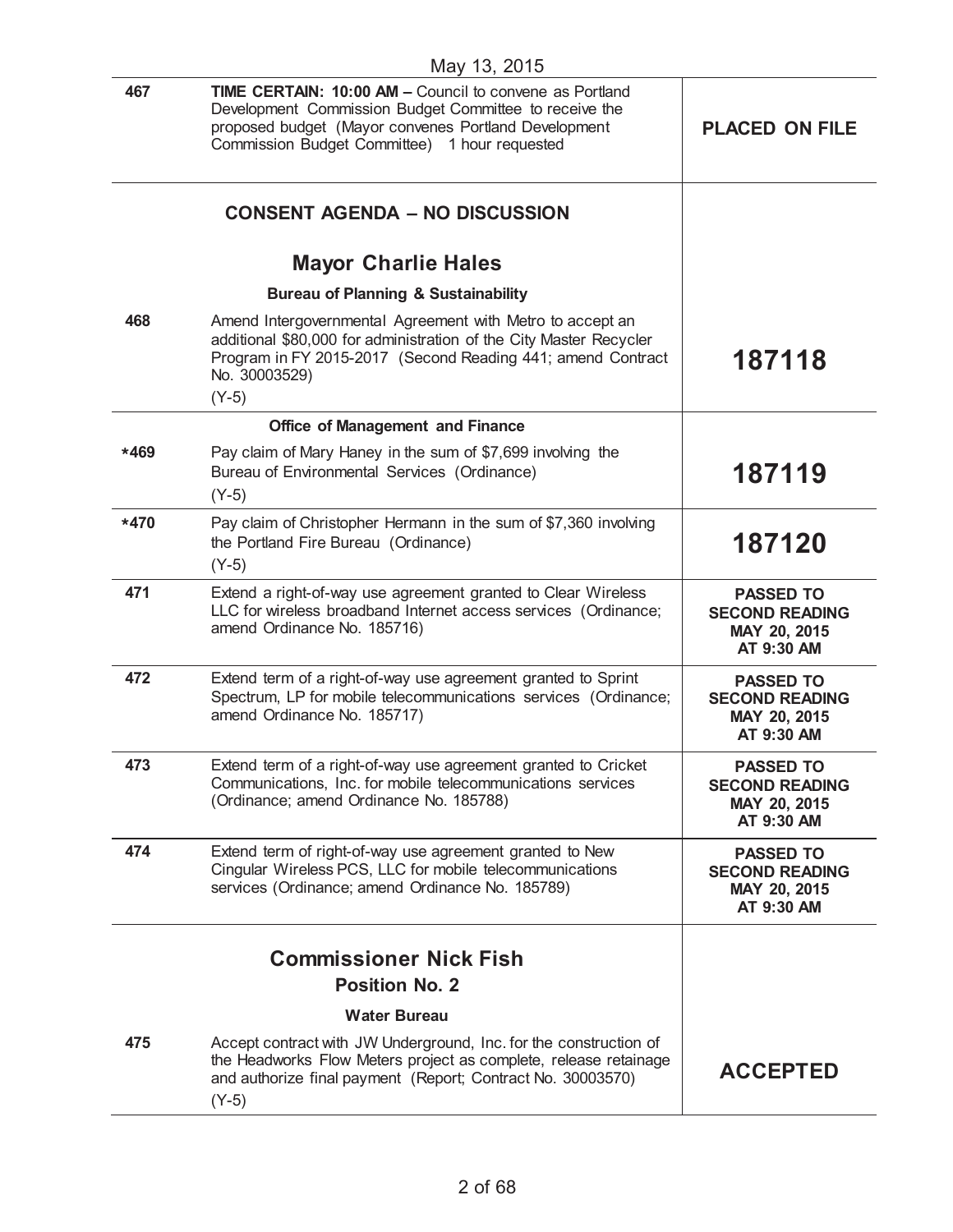May 13, 2015

| | | |
|---|---|---|
| 467 | **TIME CERTAIN: 10:00 AM –** Council to convene as Portland Development Commission Budget Committee to receive the proposed budget (Mayor convenes Portland Development Commission Budget Committee) 1 hour requested | **PLACED ON FILE** |
| | **CONSENT AGENDA – NO DISCUSSION** | |
| | **Mayor Charlie Hales** | |
| | **Bureau of Planning & Sustainability** | |
| 468 | Amend Intergovernmental Agreement with Metro to accept an additional $80,000 for administration of the City Master Recycler Program in FY 2015-2017 (Second Reading 441; amend Contract No. 30003529) (Y-5) | **187118** |
| | **Office of Management and Finance** | |
| *469 | Pay claim of Mary Haney in the sum of $7,699 involving the Bureau of Environmental Services (Ordinance) (Y-5) | **187119** |
| *470 | Pay claim of Christopher Hermann in the sum of $7,360 involving the Portland Fire Bureau (Ordinance) (Y-5) | **187120** |
| 471 | Extend a right-of-way use agreement granted to Clear Wireless LLC for wireless broadband Internet access services (Ordinance; amend Ordinance No. 185716) | **PASSED TO SECOND READING MAY 20, 2015 AT 9:30 AM** |
| 472 | Extend term of a right-of-way use agreement granted to Sprint Spectrum, LP for mobile telecommunications services (Ordinance; amend Ordinance No. 185717) | **PASSED TO SECOND READING MAY 20, 2015 AT 9:30 AM** |
| 473 | Extend term of a right-of-way use agreement granted to Cricket Communications, Inc. for mobile telecommunications services (Ordinance; amend Ordinance No. 185788) | **PASSED TO SECOND READING MAY 20, 2015 AT 9:30 AM** |
| 474 | Extend term of right-of-way use agreement granted to New Cingular Wireless PCS, LLC for mobile telecommunications services (Ordinance; amend Ordinance No. 185789) | **PASSED TO SECOND READING MAY 20, 2015 AT 9:30 AM** |
| | **Commissioner Nick Fish**<br>**Position No. 2** | |
| | **Water Bureau** | |
| 475 | Accept contract with JW Underground, Inc. for the construction of the Headworks Flow Meters project as complete, release retainage and authorize final payment (Report; Contract No. 30003570) (Y-5) | **ACCEPTED** |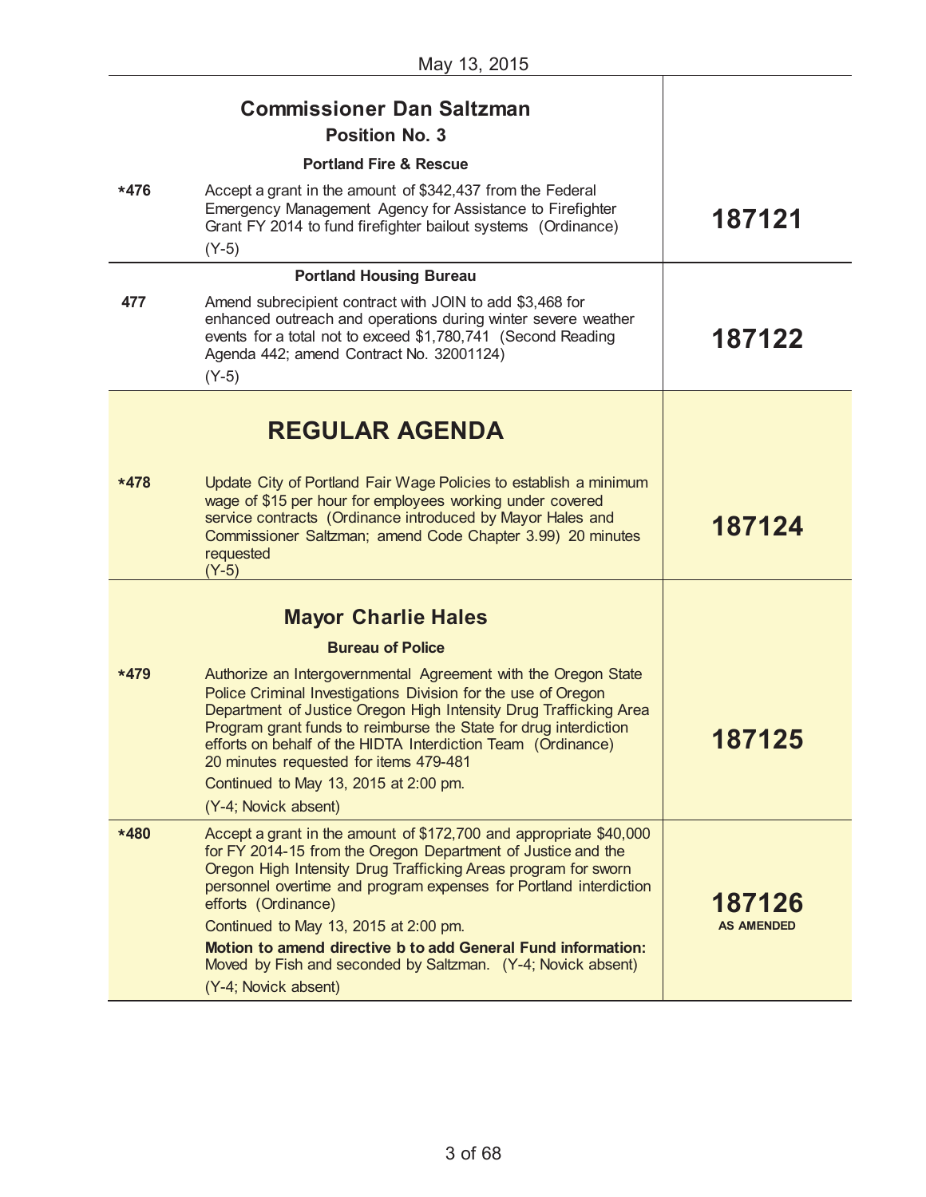May 13, 2015

| | | |
|---|---|---|
| | **Commissioner Dan Saltzman**<br>**Position No. 3**<br>**Portland Fire & Rescue** | |
| ***476** | Accept a grant in the amount of $342,437 from the Federal Emergency Management Agency for Assistance to Firefighter Grant FY 2014 to fund firefighter bailout systems (Ordinance)<br>(Y-5) | **187121** |
| | **Portland Housing Bureau** | |
| **477** | Amend subrecipient contract with JOIN to add $3,468 for enhanced outreach and operations during winter severe weather events for a total not to exceed $1,780,741 (Second Reading Agenda 442; amend Contract No. 32001124)<br>(Y-5) | **187122** |
| | **REGULAR AGENDA** | |
| ***478** | Update City of Portland Fair Wage Policies to establish a minimum wage of $15 per hour for employees working under covered service contracts (Ordinance introduced by Mayor Hales and Commissioner Saltzman; amend Code Chapter 3.99) 20 minutes requested<br>(Y-5) | **187124** |
| | **Mayor Charlie Hales**<br>**Bureau of Police** | |
| ***479** | Authorize an Intergovernmental Agreement with the Oregon State Police Criminal Investigations Division for the use of Oregon Department of Justice Oregon High Intensity Drug Trafficking Area Program grant funds to reimburse the State for drug interdiction efforts on behalf of the HIDTA Interdiction Team (Ordinance) 20 minutes requested for items 479-481<br>Continued to May 13, 2015 at 2:00 pm.<br>(Y-4; Novick absent) | **187125** |
| ***480** | Accept a grant in the amount of $172,700 and appropriate $40,000 for FY 2014-15 from the Oregon Department of Justice and the Oregon High Intensity Drug Trafficking Areas program for sworn personnel overtime and program expenses for Portland interdiction efforts (Ordinance)<br>Continued to May 13, 2015 at 2:00 pm.<br>**Motion to amend directive b to add General Fund information:** Moved by Fish and seconded by Saltzman. (Y-4; Novick absent)<br>(Y-4; Novick absent) | **187126**<br>**AS AMENDED** |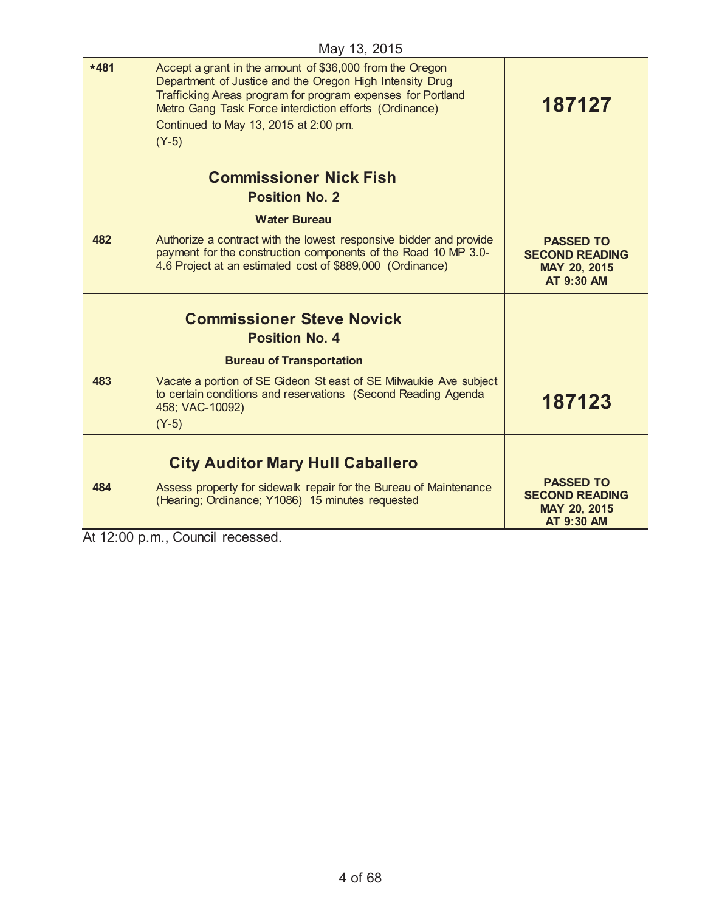May 13, 2015

| | | |
|---|---|---|
| *481 | Accept a grant in the amount of $36,000 from the Oregon Department of Justice and the Oregon High Intensity Drug Trafficking Areas program for program expenses for Portland Metro Gang Task Force interdiction efforts (Ordinance)<br>Continued to May 13, 2015 at 2:00 pm.<br>(Y-5) | **187127** |
| | **Commissioner Nick Fish**<br>**Position No. 2**<br>**Water Bureau** | |
| 482 | Authorize a contract with the lowest responsive bidder and provide payment for the construction components of the Road 10 MP 3.0-4.6 Project at an estimated cost of $889,000 (Ordinance) | **PASSED TO SECOND READING MAY 20, 2015 AT 9:30 AM** |
| | **Commissioner Steve Novick**<br>**Position No. 4**<br>**Bureau of Transportation** | |
| 483 | Vacate a portion of SE Gideon St east of SE Milwaukie Ave subject to certain conditions and reservations (Second Reading Agenda 458; VAC-10092)<br>(Y-5) | **187123** |
| | **City Auditor Mary Hull Caballero** | |
| 484 | Assess property for sidewalk repair for the Bureau of Maintenance (Hearing; Ordinance; Y1086) 15 minutes requested | **PASSED TO SECOND READING MAY 20, 2015 AT 9:30 AM** |

At 12:00 p.m., Council recessed.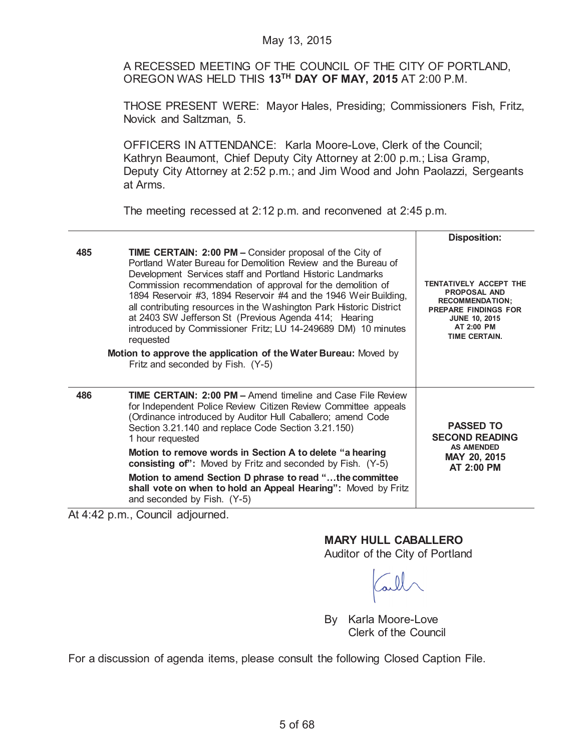May 13, 2015

A RECESSED MEETING OF THE COUNCIL OF THE CITY OF PORTLAND, OREGON WAS HELD THIS **13TH DAY OF MAY, 2015** AT 2:00 P.M.

THOSE PRESENT WERE: Mayor Hales, Presiding; Commissioners Fish, Fritz, Novick and Saltzman, 5.

OFFICERS IN ATTENDANCE: Karla Moore-Love, Clerk of the Council; Kathryn Beaumont, Chief Deputy City Attorney at 2:00 p.m.; Lisa Gramp, Deputy City Attorney at 2:52 p.m.; and Jim Wood and John Paolazzi, Sergeants at Arms.

The meeting recessed at 2:12 p.m. and reconvened at 2:45 p.m.

| | | Disposition: |
|---|---|---|
| 485 | **TIME CERTAIN: 2:00 PM –** Consider proposal of the City of Portland Water Bureau for Demolition Review and the Bureau of Development Services staff and Portland Historic Landmarks Commission recommendation of approval for the demolition of 1894 Reservoir #3, 1894 Reservoir #4 and the 1946 Weir Building, all contributing resources in the Washington Park Historic District at 2403 SW Jefferson St (Previous Agenda 414; Hearing introduced by Commissioner Fritz; LU 14-249689 DM) 10 minutes requested<br>**Motion to approve the application of the Water Bureau:** Moved by Fritz and seconded by Fish. (Y-5) | **TENTATIVELY ACCEPT THE PROPOSAL AND RECOMMENDATION; PREPARE FINDINGS FOR JUNE 10, 2015 AT 2:00 PM TIME CERTAIN.** |
| 486 | **TIME CERTAIN: 2:00 PM –** Amend timeline and Case File Review for Independent Police Review Citizen Review Committee appeals (Ordinance introduced by Auditor Hull Caballero; amend Code Section 3.21.140 and replace Code Section 3.21.150) 1 hour requested<br>**Motion to remove words in Section A to delete "a hearing consisting of":** Moved by Fritz and seconded by Fish. (Y-5)<br>**Motion to amend Section D phrase to read "…the committee shall vote on when to hold an Appeal Hearing":** Moved by Fritz and seconded by Fish. (Y-5) | **PASSED TO SECOND READING AS AMENDED MAY 20, 2015 AT 2:00 PM** |

At 4:42 p.m., Council adjourned.

**MARY HULL CABALLERO**
Auditor of the City of Portland

By Karla Moore-Love
Clerk of the Council

For a discussion of agenda items, please consult the following Closed Caption File.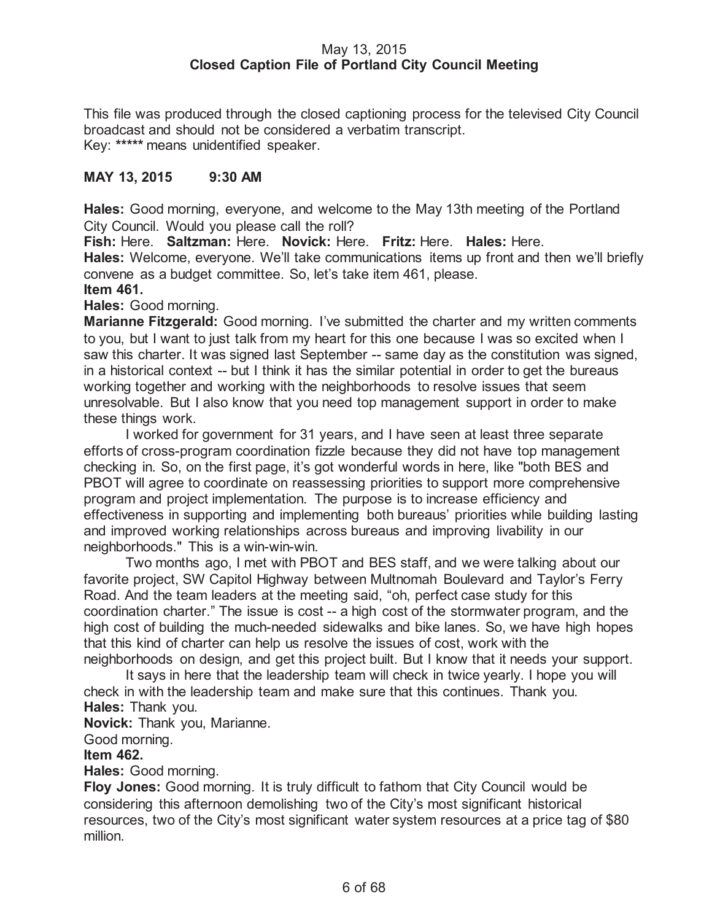May 13, 2015
**Closed Caption File of Portland City Council Meeting**

This file was produced through the closed captioning process for the televised City Council broadcast and should not be considered a verbatim transcript.
Key: ***** means unidentified speaker.

**MAY 13, 2015 9:30 AM**

**Hales:** Good morning, everyone, and welcome to the May 13th meeting of the Portland City Council. Would you please call the roll?
**Fish:** Here. **Saltzman:** Here. **Novick:** Here. **Fritz:** Here. **Hales:** Here.
**Hales:** Welcome, everyone. We'll take communications items up front and then we'll briefly convene as a budget committee. So, let's take item 461, please.
**Item 461.**
**Hales:** Good morning.
**Marianne Fitzgerald:** Good morning. I've submitted the charter and my written comments to you, but I want to just talk from my heart for this one because I was so excited when I saw this charter. It was signed last September -- same day as the constitution was signed, in a historical context -- but I think it has the similar potential in order to get the bureaus working together and working with the neighborhoods to resolve issues that seem unresolvable. But I also know that you need top management support in order to make these things work.

I worked for government for 31 years, and I have seen at least three separate efforts of cross-program coordination fizzle because they did not have top management checking in. So, on the first page, it's got wonderful words in here, like "both BES and PBOT will agree to coordinate on reassessing priorities to support more comprehensive program and project implementation. The purpose is to increase efficiency and effectiveness in supporting and implementing both bureaus' priorities while building lasting and improved working relationships across bureaus and improving livability in our neighborhoods." This is a win-win-win.

Two months ago, I met with PBOT and BES staff, and we were talking about our favorite project, SW Capitol Highway between Multnomah Boulevard and Taylor's Ferry Road. And the team leaders at the meeting said, "oh, perfect case study for this coordination charter." The issue is cost -- a high cost of the stormwater program, and the high cost of building the much-needed sidewalks and bike lanes. So, we have high hopes that this kind of charter can help us resolve the issues of cost, work with the neighborhoods on design, and get this project built. But I know that it needs your support.

It says in here that the leadership team will check in twice yearly. I hope you will check in with the leadership team and make sure that this continues. Thank you.
**Hales:** Thank you.
**Novick:** Thank you, Marianne.
Good morning.
**Item 462.**
**Hales:** Good morning.
**Floy Jones:** Good morning. It is truly difficult to fathom that City Council would be considering this afternoon demolishing two of the City's most significant historical resources, two of the City's most significant water system resources at a price tag of $80 million.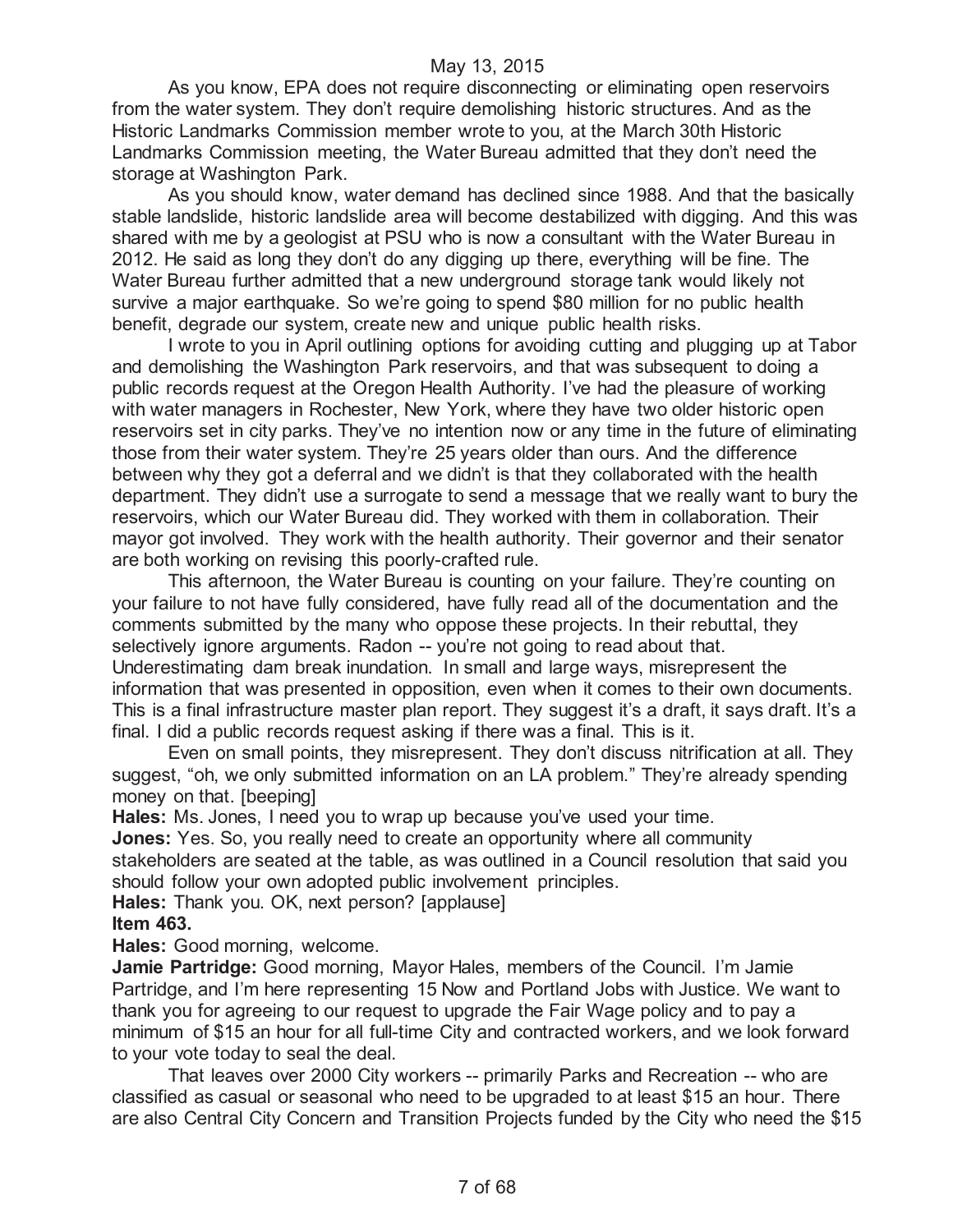As you know, EPA does not require disconnecting or eliminating open reservoirs from the water system. They don't require demolishing historic structures. And as the Historic Landmarks Commission member wrote to you, at the March 30th Historic Landmarks Commission meeting, the Water Bureau admitted that they don't need the storage at Washington Park.

As you should know, water demand has declined since 1988. And that the basically stable landslide, historic landslide area will become destabilized with digging. And this was shared with me by a geologist at PSU who is now a consultant with the Water Bureau in 2012. He said as long they don't do any digging up there, everything will be fine. The Water Bureau further admitted that a new underground storage tank would likely not survive a major earthquake. So we're going to spend $80 million for no public health benefit, degrade our system, create new and unique public health risks.

I wrote to you in April outlining options for avoiding cutting and plugging up at Tabor and demolishing the Washington Park reservoirs, and that was subsequent to doing a public records request at the Oregon Health Authority. I've had the pleasure of working with water managers in Rochester, New York, where they have two older historic open reservoirs set in city parks. They've no intention now or any time in the future of eliminating those from their water system. They're 25 years older than ours. And the difference between why they got a deferral and we didn't is that they collaborated with the health department. They didn't use a surrogate to send a message that we really want to bury the reservoirs, which our Water Bureau did. They worked with them in collaboration. Their mayor got involved. They work with the health authority. Their governor and their senator are both working on revising this poorly-crafted rule.

This afternoon, the Water Bureau is counting on your failure. They're counting on your failure to not have fully considered, have fully read all of the documentation and the comments submitted by the many who oppose these projects. In their rebuttal, they selectively ignore arguments. Radon -- you're not going to read about that. Underestimating dam break inundation. In small and large ways, misrepresent the information that was presented in opposition, even when it comes to their own documents. This is a final infrastructure master plan report. They suggest it's a draft, it says draft. It's a final. I did a public records request asking if there was a final. This is it.

Even on small points, they misrepresent. They don't discuss nitrification at all. They suggest, "oh, we only submitted information on an LA problem." They're already spending money on that. [beeping]

**Hales:** Ms. Jones, I need you to wrap up because you've used your time.

**Jones:** Yes. So, you really need to create an opportunity where all community stakeholders are seated at the table, as was outlined in a Council resolution that said you should follow your own adopted public involvement principles.

**Hales:** Thank you. OK, next person? [applause]

**Item 463.**

**Hales:** Good morning, welcome.

**Jamie Partridge:** Good morning, Mayor Hales, members of the Council. I'm Jamie Partridge, and I'm here representing 15 Now and Portland Jobs with Justice. We want to thank you for agreeing to our request to upgrade the Fair Wage policy and to pay a minimum of $15 an hour for all full-time City and contracted workers, and we look forward to your vote today to seal the deal.

That leaves over 2000 City workers -- primarily Parks and Recreation -- who are classified as casual or seasonal who need to be upgraded to at least $15 an hour. There are also Central City Concern and Transition Projects funded by the City who need the $15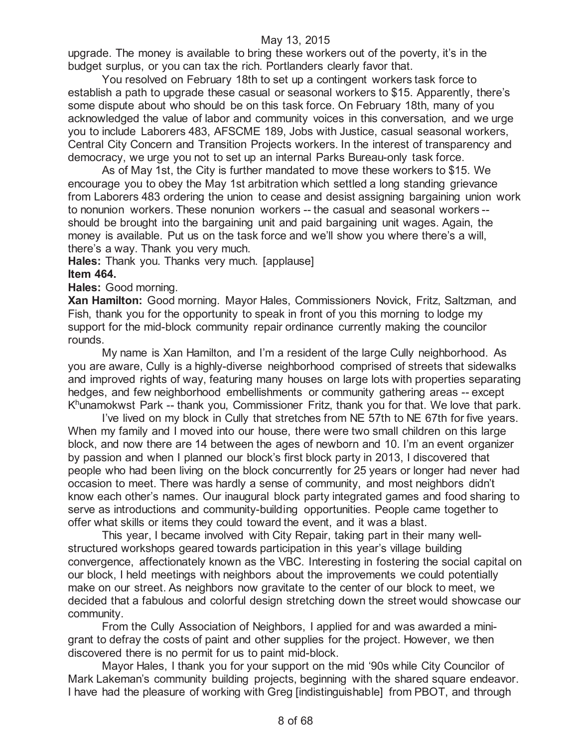upgrade. The money is available to bring these workers out of the poverty, it's in the budget surplus, or you can tax the rich. Portlanders clearly favor that.

You resolved on February 18th to set up a contingent workers task force to establish a path to upgrade these casual or seasonal workers to $15. Apparently, there's some dispute about who should be on this task force. On February 18th, many of you acknowledged the value of labor and community voices in this conversation, and we urge you to include Laborers 483, AFSCME 189, Jobs with Justice, casual seasonal workers, Central City Concern and Transition Projects workers. In the interest of transparency and democracy, we urge you not to set up an internal Parks Bureau-only task force.

As of May 1st, the City is further mandated to move these workers to $15. We encourage you to obey the May 1st arbitration which settled a long standing grievance from Laborers 483 ordering the union to cease and desist assigning bargaining union work to nonunion workers. These nonunion workers -- the casual and seasonal workers -- should be brought into the bargaining unit and paid bargaining unit wages. Again, the money is available. Put us on the task force and we'll show you where there's a will, there's a way. Thank you very much.

**Hales:** Thank you. Thanks very much. [applause]

**Item 464.**

**Hales:** Good morning.

**Xan Hamilton:** Good morning. Mayor Hales, Commissioners Novick, Fritz, Saltzman, and Fish, thank you for the opportunity to speak in front of you this morning to lodge my support for the mid-block community repair ordinance currently making the councilor rounds.

My name is Xan Hamilton, and I'm a resident of the large Cully neighborhood. As you are aware, Cully is a highly-diverse neighborhood comprised of streets that sidewalks and improved rights of way, featuring many houses on large lots with properties separating hedges, and few neighborhood embellishments or community gathering areas -- except K$^h$unamokwst Park -- thank you, Commissioner Fritz, thank you for that. We love that park.

I've lived on my block in Cully that stretches from NE 57th to NE 67th for five years. When my family and I moved into our house, there were two small children on this large block, and now there are 14 between the ages of newborn and 10. I'm an event organizer by passion and when I planned our block's first block party in 2013, I discovered that people who had been living on the block concurrently for 25 years or longer had never had occasion to meet. There was hardly a sense of community, and most neighbors didn't know each other's names. Our inaugural block party integrated games and food sharing to serve as introductions and community-building opportunities. People came together to offer what skills or items they could toward the event, and it was a blast.

This year, I became involved with City Repair, taking part in their many well-structured workshops geared towards participation in this year's village building convergence, affectionately known as the VBC. Interesting in fostering the social capital on our block, I held meetings with neighbors about the improvements we could potentially make on our street. As neighbors now gravitate to the center of our block to meet, we decided that a fabulous and colorful design stretching down the street would showcase our community.

From the Cully Association of Neighbors, I applied for and was awarded a mini-grant to defray the costs of paint and other supplies for the project. However, we then discovered there is no permit for us to paint mid-block.

Mayor Hales, I thank you for your support on the mid '90s while City Councilor of Mark Lakeman's community building projects, beginning with the shared square endeavor. I have had the pleasure of working with Greg [indistinguishable] from PBOT, and through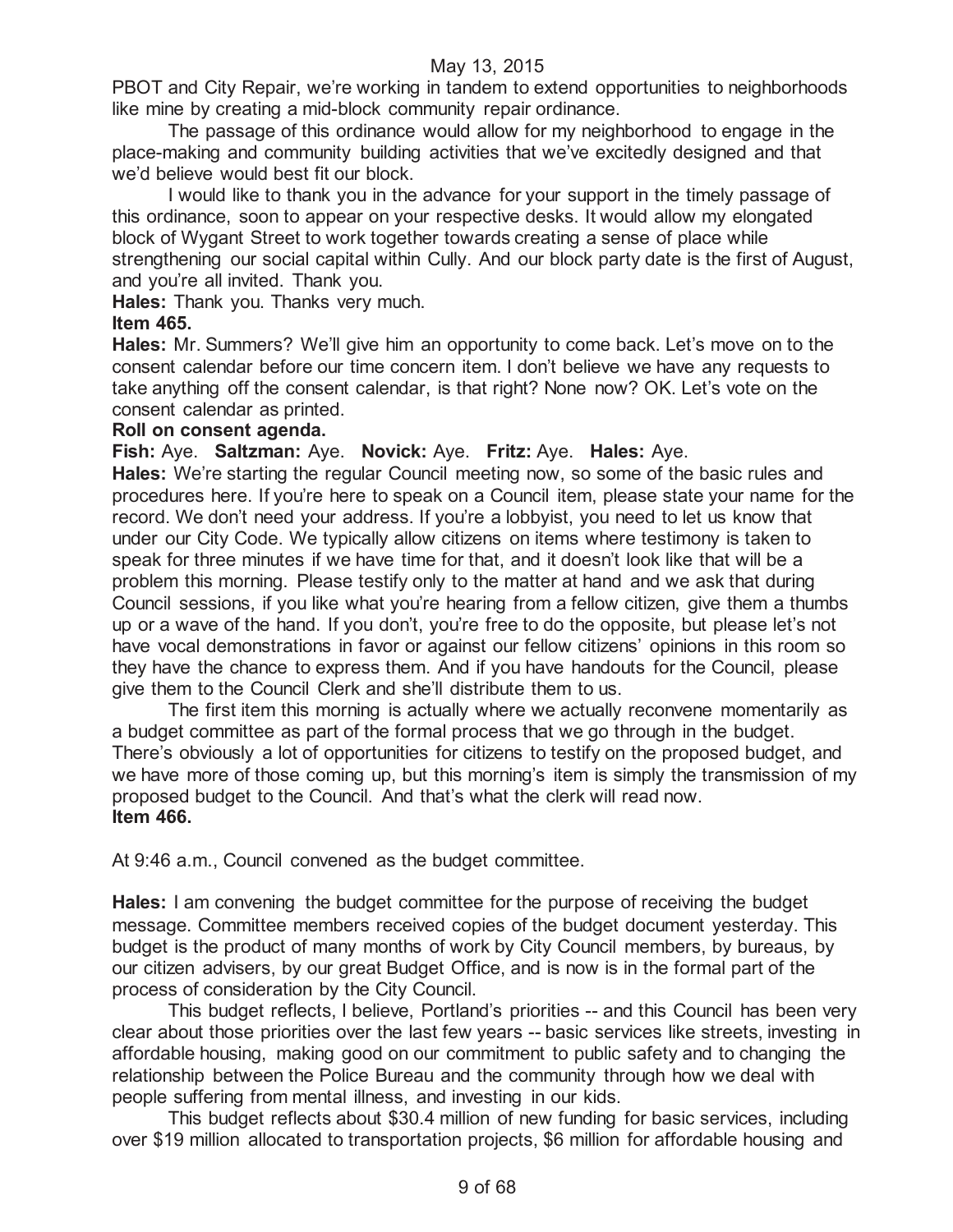PBOT and City Repair, we're working in tandem to extend opportunities to neighborhoods like mine by creating a mid-block community repair ordinance.

The passage of this ordinance would allow for my neighborhood to engage in the place-making and community building activities that we've excitedly designed and that we'd believe would best fit our block.

I would like to thank you in the advance for your support in the timely passage of this ordinance, soon to appear on your respective desks. It would allow my elongated block of Wygant Street to work together towards creating a sense of place while strengthening our social capital within Cully. And our block party date is the first of August, and you're all invited. Thank you.

**Hales:** Thank you. Thanks very much.

**Item 465.**

**Hales:** Mr. Summers? We'll give him an opportunity to come back. Let's move on to the consent calendar before our time concern item. I don't believe we have any requests to take anything off the consent calendar, is that right? None now? OK. Let's vote on the consent calendar as printed.

**Roll on consent agenda.**

**Fish:** Aye. **Saltzman:** Aye. **Novick:** Aye. **Fritz:** Aye. **Hales:** Aye.

**Hales:** We're starting the regular Council meeting now, so some of the basic rules and procedures here. If you're here to speak on a Council item, please state your name for the record. We don't need your address. If you're a lobbyist, you need to let us know that under our City Code. We typically allow citizens on items where testimony is taken to speak for three minutes if we have time for that, and it doesn't look like that will be a problem this morning. Please testify only to the matter at hand and we ask that during Council sessions, if you like what you're hearing from a fellow citizen, give them a thumbs up or a wave of the hand. If you don't, you're free to do the opposite, but please let's not have vocal demonstrations in favor or against our fellow citizens' opinions in this room so they have the chance to express them. And if you have handouts for the Council, please give them to the Council Clerk and she'll distribute them to us.

The first item this morning is actually where we actually reconvene momentarily as a budget committee as part of the formal process that we go through in the budget. There's obviously a lot of opportunities for citizens to testify on the proposed budget, and we have more of those coming up, but this morning's item is simply the transmission of my proposed budget to the Council. And that's what the clerk will read now.

**Item 466.**

At 9:46 a.m., Council convened as the budget committee.

**Hales:** I am convening the budget committee for the purpose of receiving the budget message. Committee members received copies of the budget document yesterday. This budget is the product of many months of work by City Council members, by bureaus, by our citizen advisers, by our great Budget Office, and is now is in the formal part of the process of consideration by the City Council.

This budget reflects, I believe, Portland's priorities -- and this Council has been very clear about those priorities over the last few years -- basic services like streets, investing in affordable housing, making good on our commitment to public safety and to changing the relationship between the Police Bureau and the community through how we deal with people suffering from mental illness, and investing in our kids.

This budget reflects about $30.4 million of new funding for basic services, including over $19 million allocated to transportation projects, $6 million for affordable housing and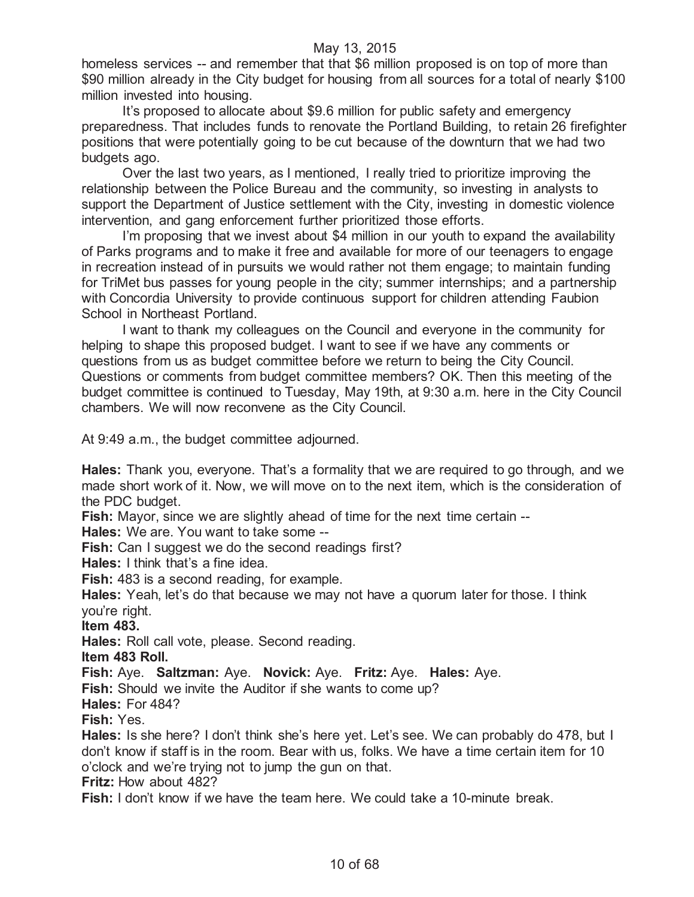homeless services -- and remember that that $6 million proposed is on top of more than $90 million already in the City budget for housing from all sources for a total of nearly $100 million invested into housing.

It's proposed to allocate about $9.6 million for public safety and emergency preparedness. That includes funds to renovate the Portland Building, to retain 26 firefighter positions that were potentially going to be cut because of the downturn that we had two budgets ago.

Over the last two years, as I mentioned, I really tried to prioritize improving the relationship between the Police Bureau and the community, so investing in analysts to support the Department of Justice settlement with the City, investing in domestic violence intervention, and gang enforcement further prioritized those efforts.

I'm proposing that we invest about $4 million in our youth to expand the availability of Parks programs and to make it free and available for more of our teenagers to engage in recreation instead of in pursuits we would rather not them engage; to maintain funding for TriMet bus passes for young people in the city; summer internships; and a partnership with Concordia University to provide continuous support for children attending Faubion School in Northeast Portland.

I want to thank my colleagues on the Council and everyone in the community for helping to shape this proposed budget. I want to see if we have any comments or questions from us as budget committee before we return to being the City Council. Questions or comments from budget committee members? OK. Then this meeting of the budget committee is continued to Tuesday, May 19th, at 9:30 a.m. here in the City Council chambers. We will now reconvene as the City Council.

At 9:49 a.m., the budget committee adjourned.

**Hales:** Thank you, everyone. That's a formality that we are required to go through, and we made short work of it. Now, we will move on to the next item, which is the consideration of the PDC budget.

**Fish:** Mayor, since we are slightly ahead of time for the next time certain --

**Hales:** We are. You want to take some --

**Fish:** Can I suggest we do the second readings first?

**Hales:** I think that's a fine idea.

**Fish:** 483 is a second reading, for example.

**Hales:** Yeah, let's do that because we may not have a quorum later for those. I think you're right.

**Item 483.**

**Hales:** Roll call vote, please. Second reading.

**Item 483 Roll.**

**Fish:** Aye. **Saltzman:** Aye. **Novick:** Aye. **Fritz:** Aye. **Hales:** Aye.

**Fish:** Should we invite the Auditor if she wants to come up?

**Hales:** For 484?

**Fish:** Yes.

**Hales:** Is she here? I don't think she's here yet. Let's see. We can probably do 478, but I don't know if staff is in the room. Bear with us, folks. We have a time certain item for 10 o'clock and we're trying not to jump the gun on that.

**Fritz:** How about 482?

**Fish:** I don't know if we have the team here. We could take a 10-minute break.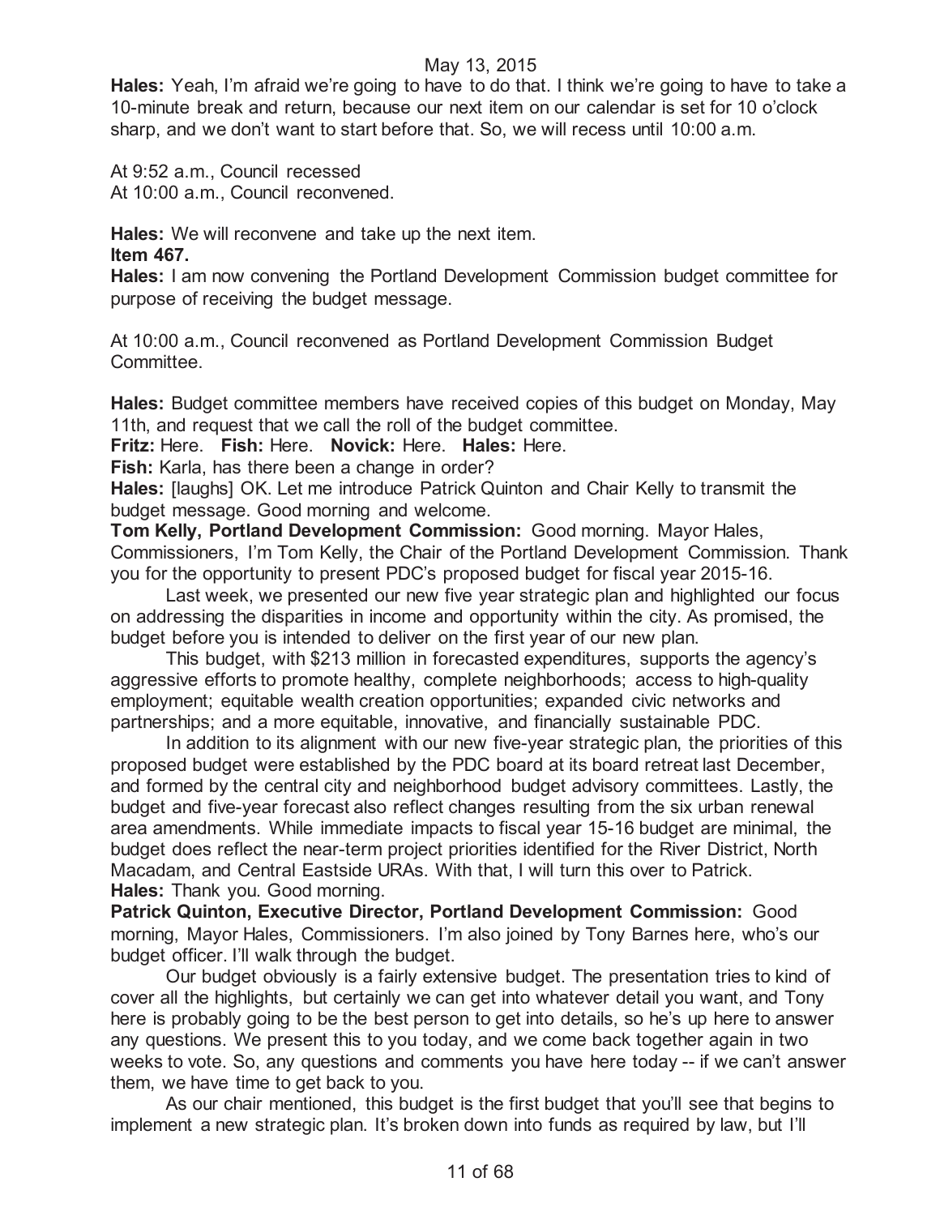**Hales:** Yeah, I'm afraid we're going to have to do that. I think we're going to have to take a 10-minute break and return, because our next item on our calendar is set for 10 o'clock sharp, and we don't want to start before that. So, we will recess until 10:00 a.m.

At 9:52 a.m., Council recessed
At 10:00 a.m., Council reconvened.

**Hales:** We will reconvene and take up the next item.
**Item 467.**
**Hales:** I am now convening the Portland Development Commission budget committee for purpose of receiving the budget message.

At 10:00 a.m., Council reconvened as Portland Development Commission Budget Committee.

**Hales:** Budget committee members have received copies of this budget on Monday, May 11th, and request that we call the roll of the budget committee.
**Fritz:** Here. **Fish:** Here. **Novick:** Here. **Hales:** Here.
**Fish:** Karla, has there been a change in order?
**Hales:** [laughs] OK. Let me introduce Patrick Quinton and Chair Kelly to transmit the budget message. Good morning and welcome.
**Tom Kelly, Portland Development Commission:** Good morning. Mayor Hales, Commissioners, I'm Tom Kelly, the Chair of the Portland Development Commission. Thank you for the opportunity to present PDC's proposed budget for fiscal year 2015-16.

Last week, we presented our new five year strategic plan and highlighted our focus on addressing the disparities in income and opportunity within the city. As promised, the budget before you is intended to deliver on the first year of our new plan.

This budget, with $213 million in forecasted expenditures, supports the agency's aggressive efforts to promote healthy, complete neighborhoods; access to high-quality employment; equitable wealth creation opportunities; expanded civic networks and partnerships; and a more equitable, innovative, and financially sustainable PDC.

In addition to its alignment with our new five-year strategic plan, the priorities of this proposed budget were established by the PDC board at its board retreat last December, and formed by the central city and neighborhood budget advisory committees. Lastly, the budget and five-year forecast also reflect changes resulting from the six urban renewal area amendments. While immediate impacts to fiscal year 15-16 budget are minimal, the budget does reflect the near-term project priorities identified for the River District, North Macadam, and Central Eastside URAs. With that, I will turn this over to Patrick.
**Hales:** Thank you. Good morning.
**Patrick Quinton, Executive Director, Portland Development Commission:** Good morning, Mayor Hales, Commissioners. I'm also joined by Tony Barnes here, who's our budget officer. I'll walk through the budget.

Our budget obviously is a fairly extensive budget. The presentation tries to kind of cover all the highlights, but certainly we can get into whatever detail you want, and Tony here is probably going to be the best person to get into details, so he's up here to answer any questions. We present this to you today, and we come back together again in two weeks to vote. So, any questions and comments you have here today -- if we can't answer them, we have time to get back to you.

As our chair mentioned, this budget is the first budget that you'll see that begins to implement a new strategic plan. It's broken down into funds as required by law, but I'll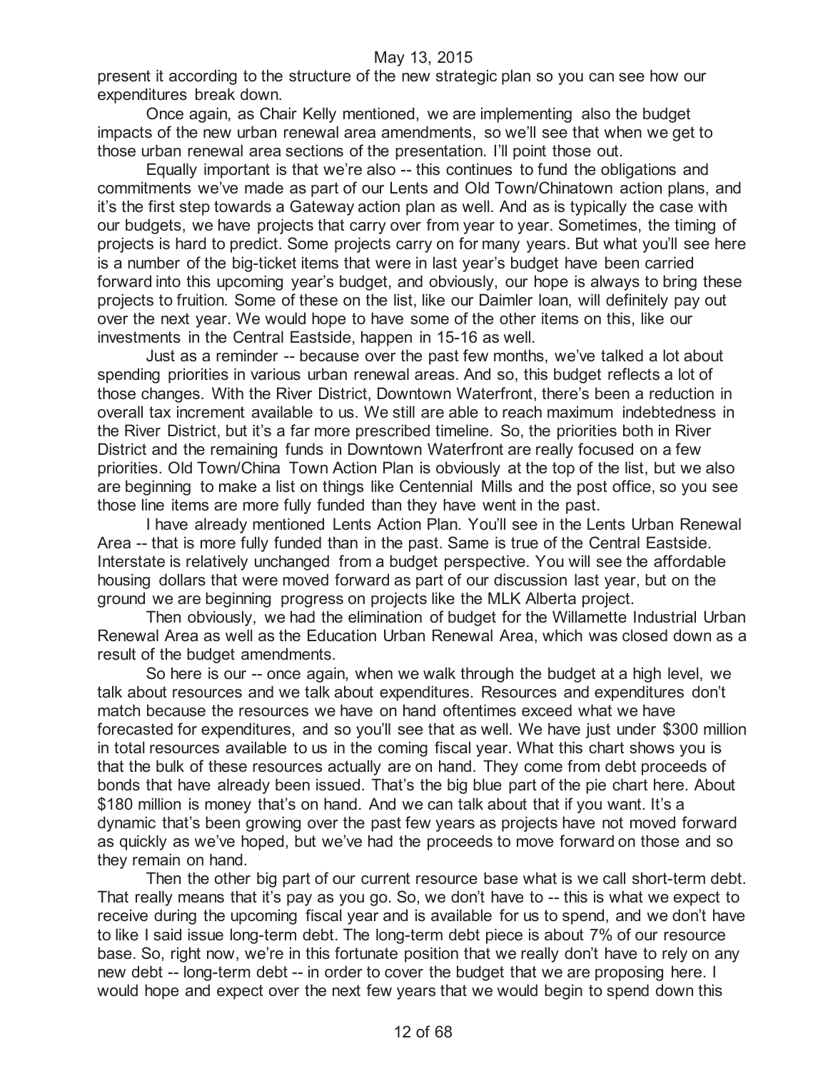present it according to the structure of the new strategic plan so you can see how our expenditures break down.

Once again, as Chair Kelly mentioned, we are implementing also the budget impacts of the new urban renewal area amendments, so we'll see that when we get to those urban renewal area sections of the presentation. I'll point those out.

Equally important is that we're also -- this continues to fund the obligations and commitments we've made as part of our Lents and Old Town/Chinatown action plans, and it's the first step towards a Gateway action plan as well. And as is typically the case with our budgets, we have projects that carry over from year to year. Sometimes, the timing of projects is hard to predict. Some projects carry on for many years. But what you'll see here is a number of the big-ticket items that were in last year's budget have been carried forward into this upcoming year's budget, and obviously, our hope is always to bring these projects to fruition. Some of these on the list, like our Daimler loan, will definitely pay out over the next year. We would hope to have some of the other items on this, like our investments in the Central Eastside, happen in 15-16 as well.

Just as a reminder -- because over the past few months, we've talked a lot about spending priorities in various urban renewal areas. And so, this budget reflects a lot of those changes. With the River District, Downtown Waterfront, there's been a reduction in overall tax increment available to us. We still are able to reach maximum indebtedness in the River District, but it's a far more prescribed timeline. So, the priorities both in River District and the remaining funds in Downtown Waterfront are really focused on a few priorities. Old Town/China Town Action Plan is obviously at the top of the list, but we also are beginning to make a list on things like Centennial Mills and the post office, so you see those line items are more fully funded than they have went in the past.

I have already mentioned Lents Action Plan. You'll see in the Lents Urban Renewal Area -- that is more fully funded than in the past. Same is true of the Central Eastside. Interstate is relatively unchanged from a budget perspective. You will see the affordable housing dollars that were moved forward as part of our discussion last year, but on the ground we are beginning progress on projects like the MLK Alberta project.

Then obviously, we had the elimination of budget for the Willamette Industrial Urban Renewal Area as well as the Education Urban Renewal Area, which was closed down as a result of the budget amendments.

So here is our -- once again, when we walk through the budget at a high level, we talk about resources and we talk about expenditures. Resources and expenditures don't match because the resources we have on hand oftentimes exceed what we have forecasted for expenditures, and so you'll see that as well. We have just under $300 million in total resources available to us in the coming fiscal year. What this chart shows you is that the bulk of these resources actually are on hand. They come from debt proceeds of bonds that have already been issued. That's the big blue part of the pie chart here. About $180 million is money that's on hand. And we can talk about that if you want. It's a dynamic that's been growing over the past few years as projects have not moved forward as quickly as we've hoped, but we've had the proceeds to move forward on those and so they remain on hand.

Then the other big part of our current resource base what is we call short-term debt. That really means that it's pay as you go. So, we don't have to -- this is what we expect to receive during the upcoming fiscal year and is available for us to spend, and we don't have to like I said issue long-term debt. The long-term debt piece is about 7% of our resource base. So, right now, we're in this fortunate position that we really don't have to rely on any new debt -- long-term debt -- in order to cover the budget that we are proposing here. I would hope and expect over the next few years that we would begin to spend down this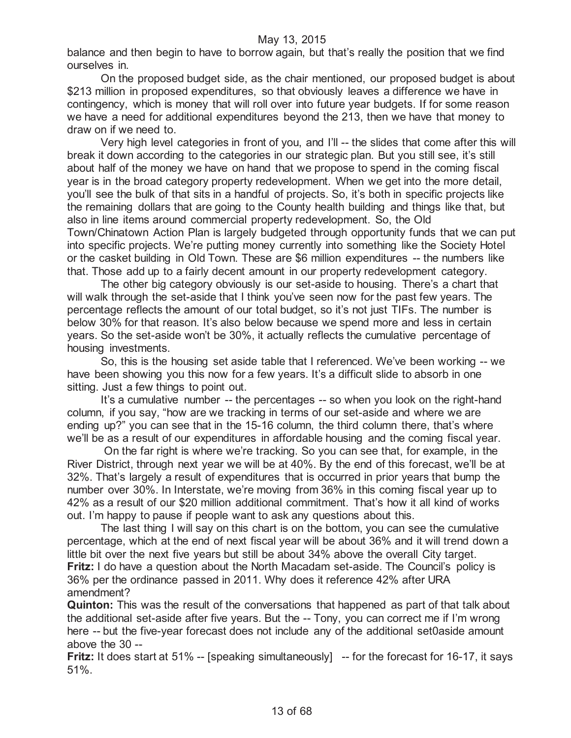balance and then begin to have to borrow again, but that's really the position that we find ourselves in.

On the proposed budget side, as the chair mentioned, our proposed budget is about $213 million in proposed expenditures, so that obviously leaves a difference we have in contingency, which is money that will roll over into future year budgets. If for some reason we have a need for additional expenditures beyond the 213, then we have that money to draw on if we need to.

Very high level categories in front of you, and I'll -- the slides that come after this will break it down according to the categories in our strategic plan. But you still see, it's still about half of the money we have on hand that we propose to spend in the coming fiscal year is in the broad category property redevelopment. When we get into the more detail, you'll see the bulk of that sits in a handful of projects. So, it's both in specific projects like the remaining dollars that are going to the County health building and things like that, but also in line items around commercial property redevelopment. So, the Old Town/Chinatown Action Plan is largely budgeted through opportunity funds that we can put into specific projects. We're putting money currently into something like the Society Hotel or the casket building in Old Town. These are $6 million expenditures -- the numbers like that. Those add up to a fairly decent amount in our property redevelopment category.

The other big category obviously is our set-aside to housing. There's a chart that will walk through the set-aside that I think you've seen now for the past few years. The percentage reflects the amount of our total budget, so it's not just TIFs. The number is below 30% for that reason. It's also below because we spend more and less in certain years. So the set-aside won't be 30%, it actually reflects the cumulative percentage of housing investments.

So, this is the housing set aside table that I referenced. We've been working -- we have been showing you this now for a few years. It's a difficult slide to absorb in one sitting. Just a few things to point out.

It's a cumulative number -- the percentages -- so when you look on the right-hand column, if you say, "how are we tracking in terms of our set-aside and where we are ending up?" you can see that in the 15-16 column, the third column there, that's where we'll be as a result of our expenditures in affordable housing and the coming fiscal year.

On the far right is where we're tracking. So you can see that, for example, in the River District, through next year we will be at 40%. By the end of this forecast, we'll be at 32%. That's largely a result of expenditures that is occurred in prior years that bump the number over 30%. In Interstate, we're moving from 36% in this coming fiscal year up to 42% as a result of our $20 million additional commitment. That's how it all kind of works out. I'm happy to pause if people want to ask any questions about this.

The last thing I will say on this chart is on the bottom, you can see the cumulative percentage, which at the end of next fiscal year will be about 36% and it will trend down a little bit over the next five years but still be about 34% above the overall City target.

**Fritz:** I do have a question about the North Macadam set-aside. The Council's policy is 36% per the ordinance passed in 2011. Why does it reference 42% after URA amendment?

**Quinton:** This was the result of the conversations that happened as part of that talk about the additional set-aside after five years. But the -- Tony, you can correct me if I'm wrong here -- but the five-year forecast does not include any of the additional set0aside amount above the 30 --

**Fritz:** It does start at 51% -- [speaking simultaneously] -- for the forecast for 16-17, it says 51%.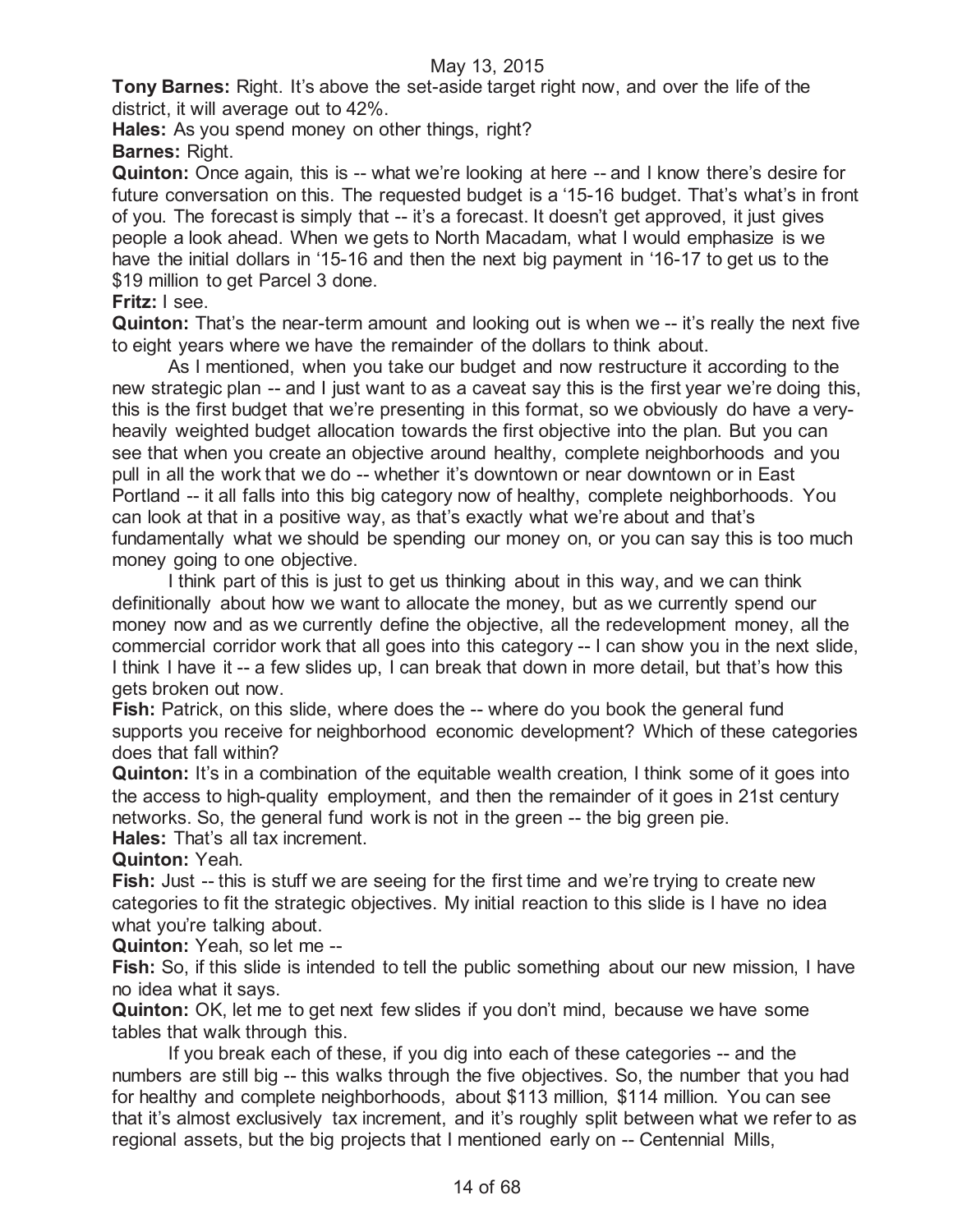**Tony Barnes:** Right. It's above the set-aside target right now, and over the life of the district, it will average out to 42%.

**Hales:** As you spend money on other things, right?

**Barnes:** Right.

**Quinton:** Once again, this is -- what we're looking at here -- and I know there's desire for future conversation on this. The requested budget is a '15-16 budget. That's what's in front of you. The forecast is simply that -- it's a forecast. It doesn't get approved, it just gives people a look ahead. When we gets to North Macadam, what I would emphasize is we have the initial dollars in '15-16 and then the next big payment in '16-17 to get us to the $19 million to get Parcel 3 done.

**Fritz:** I see.

**Quinton:** That's the near-term amount and looking out is when we -- it's really the next five to eight years where we have the remainder of the dollars to think about.

As I mentioned, when you take our budget and now restructure it according to the new strategic plan -- and I just want to as a caveat say this is the first year we're doing this, this is the first budget that we're presenting in this format, so we obviously do have a very-heavily weighted budget allocation towards the first objective into the plan. But you can see that when you create an objective around healthy, complete neighborhoods and you pull in all the work that we do -- whether it's downtown or near downtown or in East Portland -- it all falls into this big category now of healthy, complete neighborhoods. You can look at that in a positive way, as that's exactly what we're about and that's fundamentally what we should be spending our money on, or you can say this is too much money going to one objective.

I think part of this is just to get us thinking about in this way, and we can think definitionally about how we want to allocate the money, but as we currently spend our money now and as we currently define the objective, all the redevelopment money, all the commercial corridor work that all goes into this category -- I can show you in the next slide, I think I have it -- a few slides up, I can break that down in more detail, but that's how this gets broken out now.

**Fish:** Patrick, on this slide, where does the -- where do you book the general fund supports you receive for neighborhood economic development? Which of these categories does that fall within?

**Quinton:** It's in a combination of the equitable wealth creation, I think some of it goes into the access to high-quality employment, and then the remainder of it goes in 21st century networks. So, the general fund work is not in the green -- the big green pie.

**Hales:** That's all tax increment.

**Quinton:** Yeah.

**Fish:** Just -- this is stuff we are seeing for the first time and we're trying to create new categories to fit the strategic objectives. My initial reaction to this slide is I have no idea what you're talking about.

**Quinton:** Yeah, so let me --

**Fish:** So, if this slide is intended to tell the public something about our new mission, I have no idea what it says.

**Quinton:** OK, let me to get next few slides if you don't mind, because we have some tables that walk through this.

If you break each of these, if you dig into each of these categories -- and the numbers are still big -- this walks through the five objectives. So, the number that you had for healthy and complete neighborhoods, about $113 million, $114 million. You can see that it's almost exclusively tax increment, and it's roughly split between what we refer to as regional assets, but the big projects that I mentioned early on -- Centennial Mills,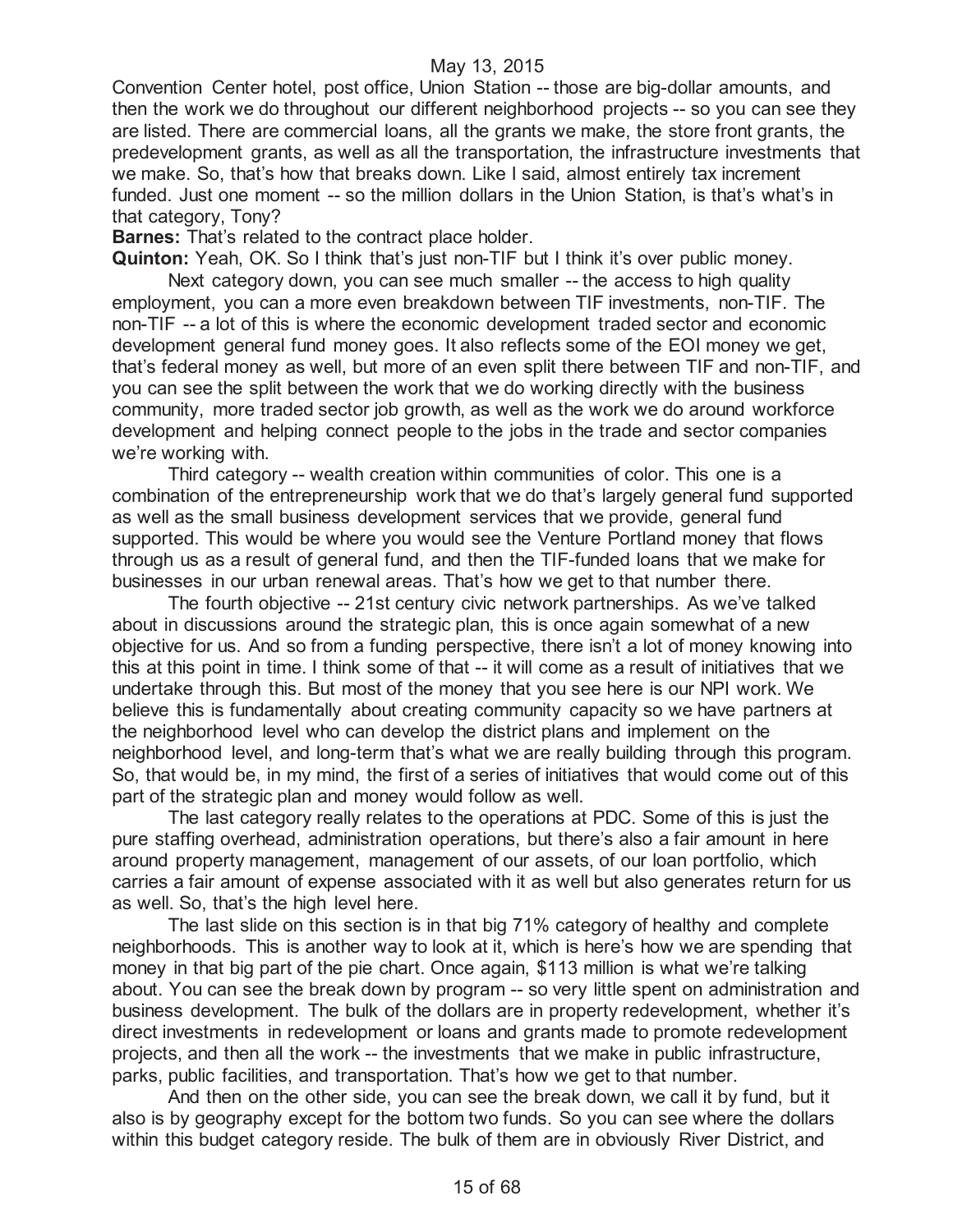Convention Center hotel, post office, Union Station -- those are big-dollar amounts, and then the work we do throughout our different neighborhood projects -- so you can see they are listed. There are commercial loans, all the grants we make, the store front grants, the predevelopment grants, as well as all the transportation, the infrastructure investments that we make. So, that's how that breaks down. Like I said, almost entirely tax increment funded. Just one moment -- so the million dollars in the Union Station, is that's what's in that category, Tony?

**Barnes:** That's related to the contract place holder.

**Quinton:** Yeah, OK. So I think that's just non-TIF but I think it's over public money.

Next category down, you can see much smaller -- the access to high quality employment, you can a more even breakdown between TIF investments, non-TIF. The non-TIF -- a lot of this is where the economic development traded sector and economic development general fund money goes. It also reflects some of the EOI money we get, that's federal money as well, but more of an even split there between TIF and non-TIF, and you can see the split between the work that we do working directly with the business community, more traded sector job growth, as well as the work we do around workforce development and helping connect people to the jobs in the trade and sector companies we're working with.

Third category -- wealth creation within communities of color. This one is a combination of the entrepreneurship work that we do that's largely general fund supported as well as the small business development services that we provide, general fund supported. This would be where you would see the Venture Portland money that flows through us as a result of general fund, and then the TIF-funded loans that we make for businesses in our urban renewal areas. That's how we get to that number there.

The fourth objective -- 21st century civic network partnerships. As we've talked about in discussions around the strategic plan, this is once again somewhat of a new objective for us. And so from a funding perspective, there isn't a lot of money knowing into this at this point in time. I think some of that -- it will come as a result of initiatives that we undertake through this. But most of the money that you see here is our NPI work. We believe this is fundamentally about creating community capacity so we have partners at the neighborhood level who can develop the district plans and implement on the neighborhood level, and long-term that's what we are really building through this program. So, that would be, in my mind, the first of a series of initiatives that would come out of this part of the strategic plan and money would follow as well.

The last category really relates to the operations at PDC. Some of this is just the pure staffing overhead, administration operations, but there's also a fair amount in here around property management, management of our assets, of our loan portfolio, which carries a fair amount of expense associated with it as well but also generates return for us as well. So, that's the high level here.

The last slide on this section is in that big 71% category of healthy and complete neighborhoods. This is another way to look at it, which is here's how we are spending that money in that big part of the pie chart. Once again, $113 million is what we're talking about. You can see the break down by program -- so very little spent on administration and business development. The bulk of the dollars are in property redevelopment, whether it's direct investments in redevelopment or loans and grants made to promote redevelopment projects, and then all the work -- the investments that we make in public infrastructure, parks, public facilities, and transportation. That's how we get to that number.

And then on the other side, you can see the break down, we call it by fund, but it also is by geography except for the bottom two funds. So you can see where the dollars within this budget category reside. The bulk of them are in obviously River District, and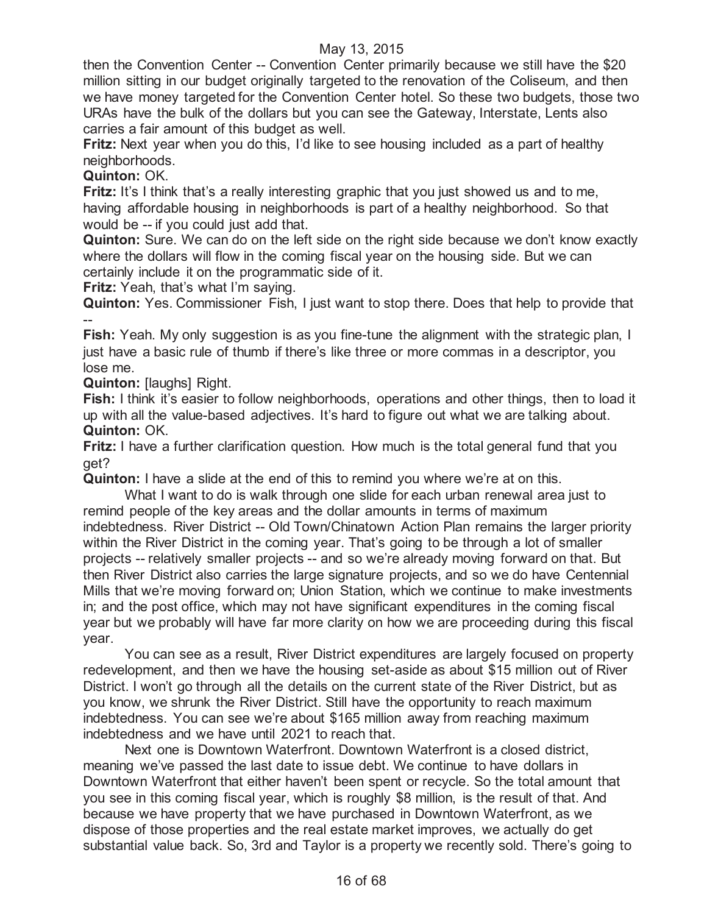then the Convention Center -- Convention Center primarily because we still have the $20 million sitting in our budget originally targeted to the renovation of the Coliseum, and then we have money targeted for the Convention Center hotel. So these two budgets, those two URAs have the bulk of the dollars but you can see the Gateway, Interstate, Lents also carries a fair amount of this budget as well.

**Fritz:** Next year when you do this, I'd like to see housing included as a part of healthy neighborhoods.

**Quinton:** OK.

**Fritz:** It's I think that's a really interesting graphic that you just showed us and to me, having affordable housing in neighborhoods is part of a healthy neighborhood. So that would be -- if you could just add that.

**Quinton:** Sure. We can do on the left side on the right side because we don't know exactly where the dollars will flow in the coming fiscal year on the housing side. But we can certainly include it on the programmatic side of it.

**Fritz:** Yeah, that's what I'm saying.

**Quinton:** Yes. Commissioner Fish, I just want to stop there. Does that help to provide that --

**Fish:** Yeah. My only suggestion is as you fine-tune the alignment with the strategic plan, I just have a basic rule of thumb if there's like three or more commas in a descriptor, you lose me.

**Quinton:** [laughs] Right.

**Fish:** I think it's easier to follow neighborhoods, operations and other things, then to load it up with all the value-based adjectives. It's hard to figure out what we are talking about.

**Quinton:** OK.

**Fritz:** I have a further clarification question. How much is the total general fund that you get?

**Quinton:** I have a slide at the end of this to remind you where we're at on this.

What I want to do is walk through one slide for each urban renewal area just to remind people of the key areas and the dollar amounts in terms of maximum indebtedness. River District -- Old Town/Chinatown Action Plan remains the larger priority within the River District in the coming year. That's going to be through a lot of smaller projects -- relatively smaller projects -- and so we're already moving forward on that. But then River District also carries the large signature projects, and so we do have Centennial Mills that we're moving forward on; Union Station, which we continue to make investments in; and the post office, which may not have significant expenditures in the coming fiscal year but we probably will have far more clarity on how we are proceeding during this fiscal year.

You can see as a result, River District expenditures are largely focused on property redevelopment, and then we have the housing set-aside as about $15 million out of River District. I won't go through all the details on the current state of the River District, but as you know, we shrunk the River District. Still have the opportunity to reach maximum indebtedness. You can see we're about $165 million away from reaching maximum indebtedness and we have until 2021 to reach that.

Next one is Downtown Waterfront. Downtown Waterfront is a closed district, meaning we've passed the last date to issue debt. We continue to have dollars in Downtown Waterfront that either haven't been spent or recycle. So the total amount that you see in this coming fiscal year, which is roughly $8 million, is the result of that. And because we have property that we have purchased in Downtown Waterfront, as we dispose of those properties and the real estate market improves, we actually do get substantial value back. So, 3rd and Taylor is a property we recently sold. There's going to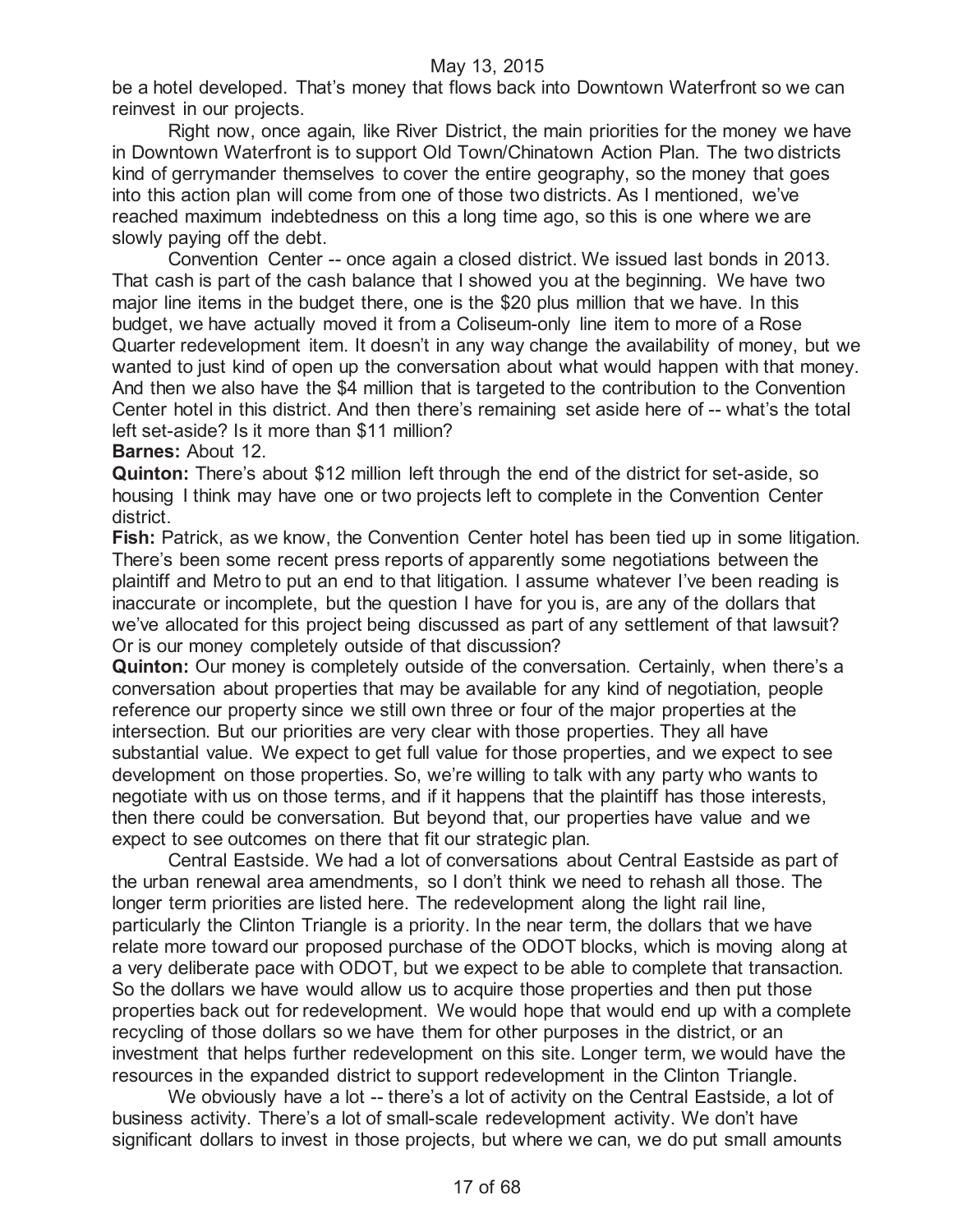be a hotel developed. That's money that flows back into Downtown Waterfront so we can reinvest in our projects.

Right now, once again, like River District, the main priorities for the money we have in Downtown Waterfront is to support Old Town/Chinatown Action Plan. The two districts kind of gerrymander themselves to cover the entire geography, so the money that goes into this action plan will come from one of those two districts. As I mentioned, we've reached maximum indebtedness on this a long time ago, so this is one where we are slowly paying off the debt.

Convention Center -- once again a closed district. We issued last bonds in 2013. That cash is part of the cash balance that I showed you at the beginning. We have two major line items in the budget there, one is the $20 plus million that we have. In this budget, we have actually moved it from a Coliseum-only line item to more of a Rose Quarter redevelopment item. It doesn't in any way change the availability of money, but we wanted to just kind of open up the conversation about what would happen with that money. And then we also have the $4 million that is targeted to the contribution to the Convention Center hotel in this district. And then there's remaining set aside here of -- what's the total left set-aside? Is it more than $11 million?

**Barnes:** About 12.

**Quinton:** There's about $12 million left through the end of the district for set-aside, so housing I think may have one or two projects left to complete in the Convention Center district.

**Fish:** Patrick, as we know, the Convention Center hotel has been tied up in some litigation. There's been some recent press reports of apparently some negotiations between the plaintiff and Metro to put an end to that litigation. I assume whatever I've been reading is inaccurate or incomplete, but the question I have for you is, are any of the dollars that we've allocated for this project being discussed as part of any settlement of that lawsuit? Or is our money completely outside of that discussion?

**Quinton:** Our money is completely outside of the conversation. Certainly, when there's a conversation about properties that may be available for any kind of negotiation, people reference our property since we still own three or four of the major properties at the intersection. But our priorities are very clear with those properties. They all have substantial value. We expect to get full value for those properties, and we expect to see development on those properties. So, we're willing to talk with any party who wants to negotiate with us on those terms, and if it happens that the plaintiff has those interests, then there could be conversation. But beyond that, our properties have value and we expect to see outcomes on there that fit our strategic plan.

Central Eastside. We had a lot of conversations about Central Eastside as part of the urban renewal area amendments, so I don't think we need to rehash all those. The longer term priorities are listed here. The redevelopment along the light rail line, particularly the Clinton Triangle is a priority. In the near term, the dollars that we have relate more toward our proposed purchase of the ODOT blocks, which is moving along at a very deliberate pace with ODOT, but we expect to be able to complete that transaction. So the dollars we have would allow us to acquire those properties and then put those properties back out for redevelopment. We would hope that would end up with a complete recycling of those dollars so we have them for other purposes in the district, or an investment that helps further redevelopment on this site. Longer term, we would have the resources in the expanded district to support redevelopment in the Clinton Triangle.

We obviously have a lot -- there's a lot of activity on the Central Eastside, a lot of business activity. There's a lot of small-scale redevelopment activity. We don't have significant dollars to invest in those projects, but where we can, we do put small amounts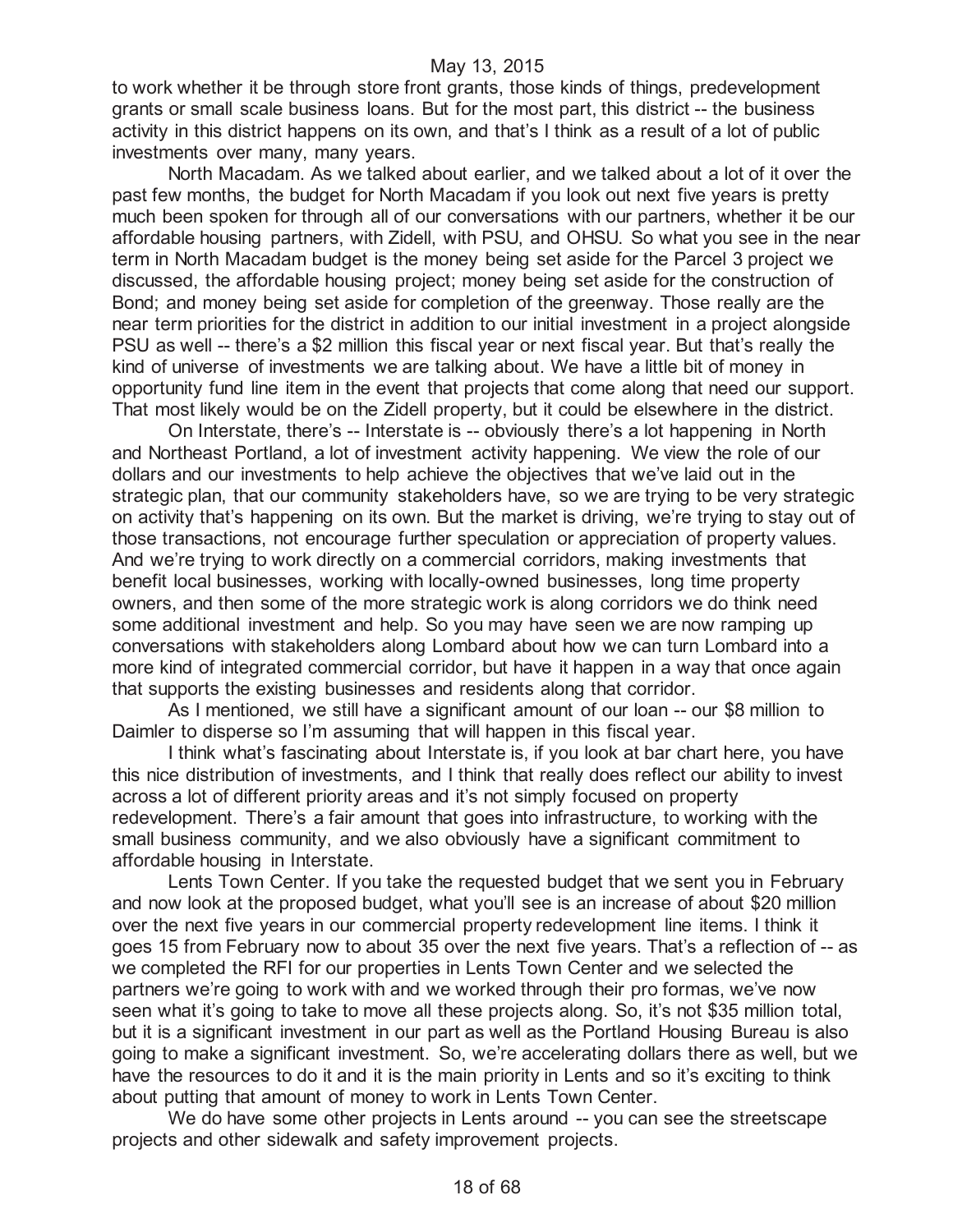to work whether it be through store front grants, those kinds of things, predevelopment grants or small scale business loans. But for the most part, this district -- the business activity in this district happens on its own, and that's I think as a result of a lot of public investments over many, many years.

North Macadam. As we talked about earlier, and we talked about a lot of it over the past few months, the budget for North Macadam if you look out next five years is pretty much been spoken for through all of our conversations with our partners, whether it be our affordable housing partners, with Zidell, with PSU, and OHSU. So what you see in the near term in North Macadam budget is the money being set aside for the Parcel 3 project we discussed, the affordable housing project; money being set aside for the construction of Bond; and money being set aside for completion of the greenway. Those really are the near term priorities for the district in addition to our initial investment in a project alongside PSU as well -- there's a $2 million this fiscal year or next fiscal year. But that's really the kind of universe of investments we are talking about. We have a little bit of money in opportunity fund line item in the event that projects that come along that need our support. That most likely would be on the Zidell property, but it could be elsewhere in the district.

On Interstate, there's -- Interstate is -- obviously there's a lot happening in North and Northeast Portland, a lot of investment activity happening. We view the role of our dollars and our investments to help achieve the objectives that we've laid out in the strategic plan, that our community stakeholders have, so we are trying to be very strategic on activity that's happening on its own. But the market is driving, we're trying to stay out of those transactions, not encourage further speculation or appreciation of property values. And we're trying to work directly on a commercial corridors, making investments that benefit local businesses, working with locally-owned businesses, long time property owners, and then some of the more strategic work is along corridors we do think need some additional investment and help. So you may have seen we are now ramping up conversations with stakeholders along Lombard about how we can turn Lombard into a more kind of integrated commercial corridor, but have it happen in a way that once again that supports the existing businesses and residents along that corridor.

As I mentioned, we still have a significant amount of our loan -- our $8 million to Daimler to disperse so I'm assuming that will happen in this fiscal year.

I think what's fascinating about Interstate is, if you look at bar chart here, you have this nice distribution of investments, and I think that really does reflect our ability to invest across a lot of different priority areas and it's not simply focused on property redevelopment. There's a fair amount that goes into infrastructure, to working with the small business community, and we also obviously have a significant commitment to affordable housing in Interstate.

Lents Town Center. If you take the requested budget that we sent you in February and now look at the proposed budget, what you'll see is an increase of about $20 million over the next five years in our commercial property redevelopment line items. I think it goes 15 from February now to about 35 over the next five years. That's a reflection of -- as we completed the RFI for our properties in Lents Town Center and we selected the partners we're going to work with and we worked through their pro formas, we've now seen what it's going to take to move all these projects along. So, it's not $35 million total, but it is a significant investment in our part as well as the Portland Housing Bureau is also going to make a significant investment. So, we're accelerating dollars there as well, but we have the resources to do it and it is the main priority in Lents and so it's exciting to think about putting that amount of money to work in Lents Town Center.

We do have some other projects in Lents around -- you can see the streetscape projects and other sidewalk and safety improvement projects.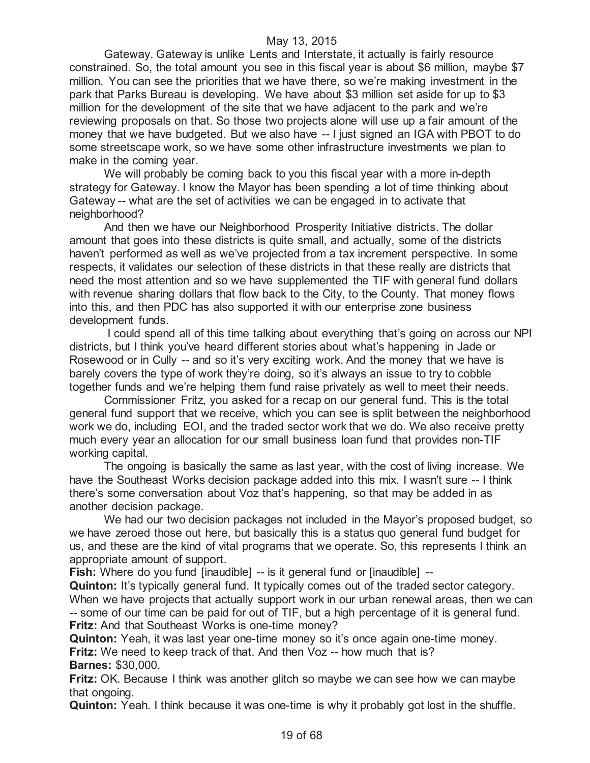Gateway. Gateway is unlike Lents and Interstate, it actually is fairly resource constrained. So, the total amount you see in this fiscal year is about $6 million, maybe $7 million. You can see the priorities that we have there, so we're making investment in the park that Parks Bureau is developing. We have about $3 million set aside for up to $3 million for the development of the site that we have adjacent to the park and we're reviewing proposals on that. So those two projects alone will use up a fair amount of the money that we have budgeted. But we also have -- I just signed an IGA with PBOT to do some streetscape work, so we have some other infrastructure investments we plan to make in the coming year.

We will probably be coming back to you this fiscal year with a more in-depth strategy for Gateway. I know the Mayor has been spending a lot of time thinking about Gateway -- what are the set of activities we can be engaged in to activate that neighborhood?

And then we have our Neighborhood Prosperity Initiative districts. The dollar amount that goes into these districts is quite small, and actually, some of the districts haven't performed as well as we've projected from a tax increment perspective. In some respects, it validates our selection of these districts in that these really are districts that need the most attention and so we have supplemented the TIF with general fund dollars with revenue sharing dollars that flow back to the City, to the County. That money flows into this, and then PDC has also supported it with our enterprise zone business development funds.

I could spend all of this time talking about everything that's going on across our NPI districts, but I think you've heard different stories about what's happening in Jade or Rosewood or in Cully -- and so it's very exciting work. And the money that we have is barely covers the type of work they're doing, so it's always an issue to try to cobble together funds and we're helping them fund raise privately as well to meet their needs.

Commissioner Fritz, you asked for a recap on our general fund. This is the total general fund support that we receive, which you can see is split between the neighborhood work we do, including EOI, and the traded sector work that we do. We also receive pretty much every year an allocation for our small business loan fund that provides non-TIF working capital.

The ongoing is basically the same as last year, with the cost of living increase. We have the Southeast Works decision package added into this mix. I wasn't sure -- I think there's some conversation about Voz that's happening, so that may be added in as another decision package.

We had our two decision packages not included in the Mayor's proposed budget, so we have zeroed those out here, but basically this is a status quo general fund budget for us, and these are the kind of vital programs that we operate. So, this represents I think an appropriate amount of support.

**Fish:** Where do you fund [inaudible] -- is it general fund or [inaudible] --

**Quinton:** It's typically general fund. It typically comes out of the traded sector category. When we have projects that actually support work in our urban renewal areas, then we can -- some of our time can be paid for out of TIF, but a high percentage of it is general fund.

**Fritz:** And that Southeast Works is one-time money?

**Quinton:** Yeah, it was last year one-time money so it's once again one-time money.

**Fritz:** We need to keep track of that. And then Voz -- how much that is?

**Barnes:** $30,000.

**Fritz:** OK. Because I think was another glitch so maybe we can see how we can maybe that ongoing.

**Quinton:** Yeah. I think because it was one-time is why it probably got lost in the shuffle.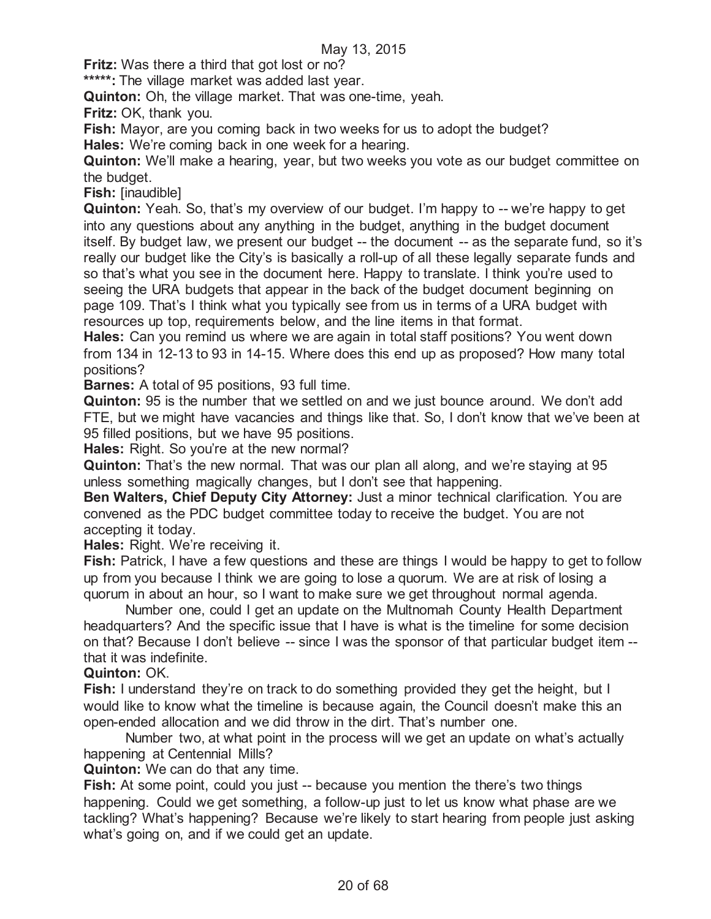**Fritz:** Was there a third that got lost or no?

*****: The village market was added last year.

**Quinton:** Oh, the village market. That was one-time, yeah.

**Fritz:** OK, thank you.

**Fish:** Mayor, are you coming back in two weeks for us to adopt the budget?

**Hales:** We're coming back in one week for a hearing.

**Quinton:** We'll make a hearing, year, but two weeks you vote as our budget committee on the budget.

**Fish:** [inaudible]

**Quinton:** Yeah. So, that's my overview of our budget. I'm happy to -- we're happy to get into any questions about any anything in the budget, anything in the budget document itself. By budget law, we present our budget -- the document -- as the separate fund, so it's really our budget like the City's is basically a roll-up of all these legally separate funds and so that's what you see in the document here. Happy to translate. I think you're used to seeing the URA budgets that appear in the back of the budget document beginning on page 109. That's I think what you typically see from us in terms of a URA budget with resources up top, requirements below, and the line items in that format.

**Hales:** Can you remind us where we are again in total staff positions? You went down from 134 in 12-13 to 93 in 14-15. Where does this end up as proposed? How many total positions?

**Barnes:** A total of 95 positions, 93 full time.

**Quinton:** 95 is the number that we settled on and we just bounce around. We don't add FTE, but we might have vacancies and things like that. So, I don't know that we've been at 95 filled positions, but we have 95 positions.

**Hales:** Right. So you're at the new normal?

**Quinton:** That's the new normal. That was our plan all along, and we're staying at 95 unless something magically changes, but I don't see that happening.

**Ben Walters, Chief Deputy City Attorney:** Just a minor technical clarification. You are convened as the PDC budget committee today to receive the budget. You are not accepting it today.

**Hales:** Right. We're receiving it.

**Fish:** Patrick, I have a few questions and these are things I would be happy to get to follow up from you because I think we are going to lose a quorum. We are at risk of losing a quorum in about an hour, so I want to make sure we get throughout normal agenda.

Number one, could I get an update on the Multnomah County Health Department headquarters? And the specific issue that I have is what is the timeline for some decision on that? Because I don't believe -- since I was the sponsor of that particular budget item -- that it was indefinite.

**Quinton:** OK.

**Fish:** I understand they're on track to do something provided they get the height, but I would like to know what the timeline is because again, the Council doesn't make this an open-ended allocation and we did throw in the dirt. That's number one.

Number two, at what point in the process will we get an update on what's actually happening at Centennial Mills?

**Quinton:** We can do that any time.

**Fish:** At some point, could you just -- because you mention the there's two things happening. Could we get something, a follow-up just to let us know what phase are we tackling? What's happening? Because we're likely to start hearing from people just asking what's going on, and if we could get an update.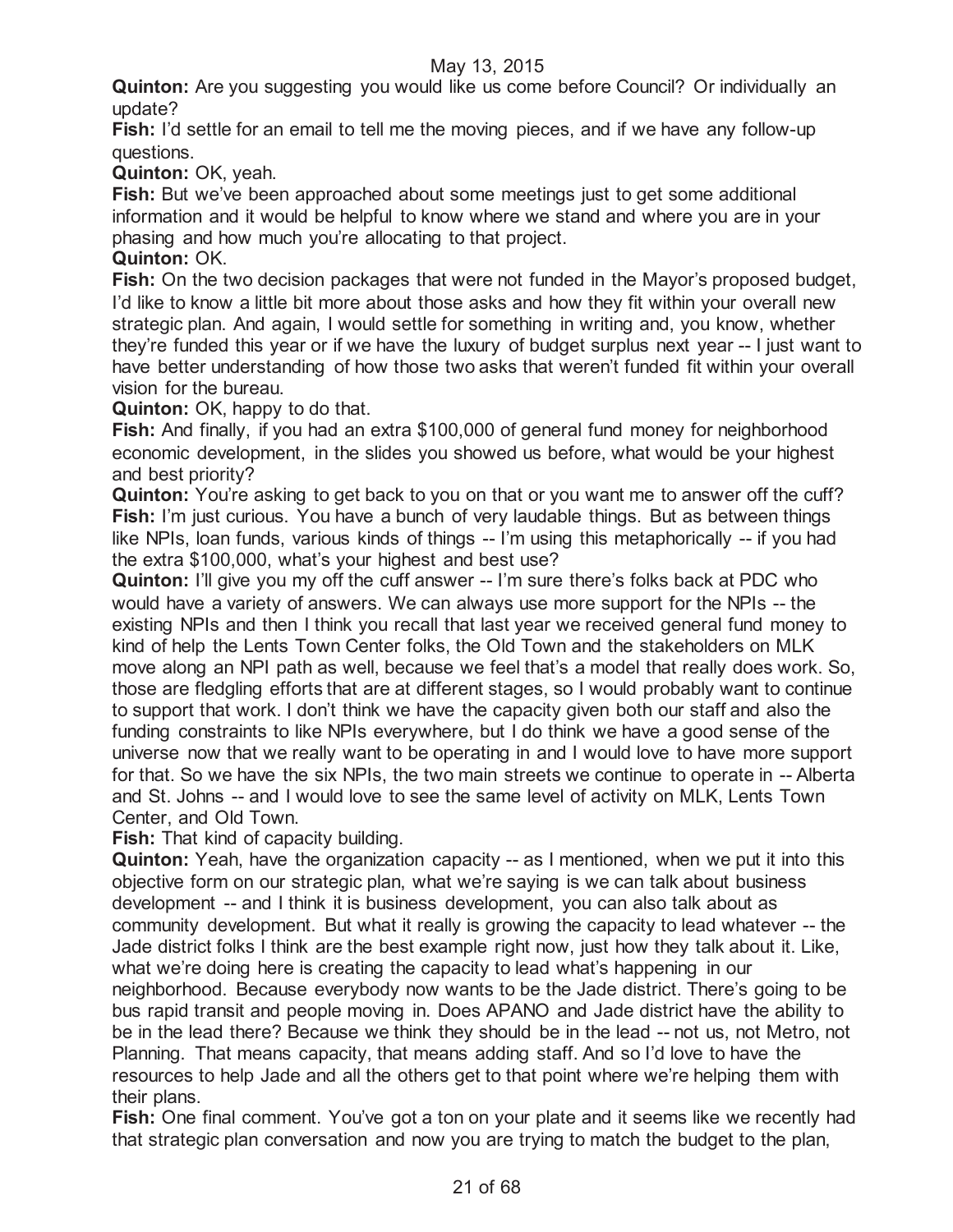**Quinton:** Are you suggesting you would like us come before Council? Or individually an update?

**Fish:** I'd settle for an email to tell me the moving pieces, and if we have any follow-up questions.

**Quinton:** OK, yeah.

**Fish:** But we've been approached about some meetings just to get some additional information and it would be helpful to know where we stand and where you are in your phasing and how much you're allocating to that project.

**Quinton:** OK.

**Fish:** On the two decision packages that were not funded in the Mayor's proposed budget, I'd like to know a little bit more about those asks and how they fit within your overall new strategic plan. And again, I would settle for something in writing and, you know, whether they're funded this year or if we have the luxury of budget surplus next year -- I just want to have better understanding of how those two asks that weren't funded fit within your overall vision for the bureau.

**Quinton:** OK, happy to do that.

**Fish:** And finally, if you had an extra $100,000 of general fund money for neighborhood economic development, in the slides you showed us before, what would be your highest and best priority?

**Quinton:** You're asking to get back to you on that or you want me to answer off the cuff?

**Fish:** I'm just curious. You have a bunch of very laudable things. But as between things like NPIs, loan funds, various kinds of things -- I'm using this metaphorically -- if you had the extra $100,000, what's your highest and best use?

**Quinton:** I'll give you my off the cuff answer -- I'm sure there's folks back at PDC who would have a variety of answers. We can always use more support for the NPIs -- the existing NPIs and then I think you recall that last year we received general fund money to kind of help the Lents Town Center folks, the Old Town and the stakeholders on MLK move along an NPI path as well, because we feel that's a model that really does work. So, those are fledgling efforts that are at different stages, so I would probably want to continue to support that work. I don't think we have the capacity given both our staff and also the funding constraints to like NPIs everywhere, but I do think we have a good sense of the universe now that we really want to be operating in and I would love to have more support for that. So we have the six NPIs, the two main streets we continue to operate in -- Alberta and St. Johns -- and I would love to see the same level of activity on MLK, Lents Town Center, and Old Town.

**Fish:** That kind of capacity building.

**Quinton:** Yeah, have the organization capacity -- as I mentioned, when we put it into this objective form on our strategic plan, what we're saying is we can talk about business development -- and I think it is business development, you can also talk about as community development. But what it really is is growing the capacity to lead whatever -- the Jade district folks I think are the best example right now, just how they talk about it. Like, what we're doing here is creating the capacity to lead what's happening in our neighborhood. Because everybody now wants to be the Jade district. There's going to be bus rapid transit and people moving in. Does APANO and Jade district have the ability to be in the lead there? Because we think they should be in the lead -- not us, not Metro, not Planning. That means capacity, that means adding staff. And so I'd love to have the resources to help Jade and all the others get to that point where we're helping them with their plans.

**Fish:** One final comment. You've got a ton on your plate and it seems like we recently had that strategic plan conversation and now you are trying to match the budget to the plan,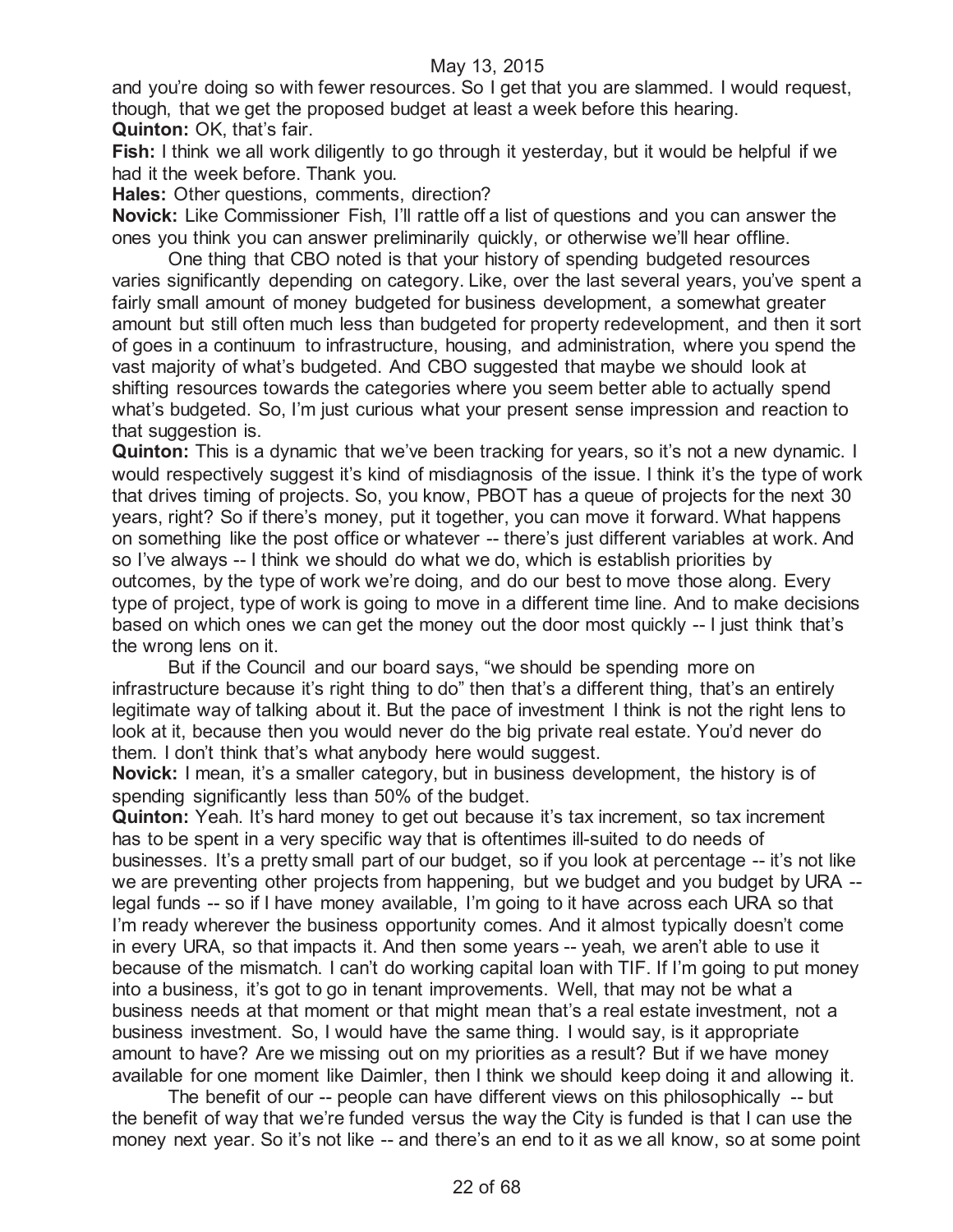and you're doing so with fewer resources. So I get that you are slammed. I would request, though, that we get the proposed budget at least a week before this hearing.

**Quinton:** OK, that's fair.

**Fish:** I think we all work diligently to go through it yesterday, but it would be helpful if we had it the week before. Thank you.

**Hales:** Other questions, comments, direction?

**Novick:** Like Commissioner Fish, I'll rattle off a list of questions and you can answer the ones you think you can answer preliminarily quickly, or otherwise we'll hear offline.

One thing that CBO noted is that your history of spending budgeted resources varies significantly depending on category. Like, over the last several years, you've spent a fairly small amount of money budgeted for business development, a somewhat greater amount but still often much less than budgeted for property redevelopment, and then it sort of goes in a continuum to infrastructure, housing, and administration, where you spend the vast majority of what's budgeted. And CBO suggested that maybe we should look at shifting resources towards the categories where you seem better able to actually spend what's budgeted. So, I'm just curious what your present sense impression and reaction to that suggestion is.

**Quinton:** This is a dynamic that we've been tracking for years, so it's not a new dynamic. I would respectively suggest it's kind of misdiagnosis of the issue. I think it's the type of work that drives timing of projects. So, you know, PBOT has a queue of projects for the next 30 years, right? So if there's money, put it together, you can move it forward. What happens on something like the post office or whatever -- there's just different variables at work. And so I've always -- I think we should do what we do, which is establish priorities by outcomes, by the type of work we're doing, and do our best to move those along. Every type of project, type of work is going to move in a different time line. And to make decisions based on which ones we can get the money out the door most quickly -- I just think that's the wrong lens on it.

But if the Council and our board says, "we should be spending more on infrastructure because it's right thing to do" then that's a different thing, that's an entirely legitimate way of talking about it. But the pace of investment I think is not the right lens to look at it, because then you would never do the big private real estate. You'd never do them. I don't think that's what anybody here would suggest.

**Novick:** I mean, it's a smaller category, but in business development, the history is of spending significantly less than 50% of the budget.

**Quinton:** Yeah. It's hard money to get out because it's tax increment, so tax increment has to be spent in a very specific way that is oftentimes ill-suited to do needs of businesses. It's a pretty small part of our budget, so if you look at percentage -- it's not like we are preventing other projects from happening, but we budget and you budget by URA -- legal funds -- so if I have money available, I'm going to it have across each URA so that I'm ready wherever the business opportunity comes. And it almost typically doesn't come in every URA, so that impacts it. And then some years -- yeah, we aren't able to use it because of the mismatch. I can't do working capital loan with TIF. If I'm going to put money into a business, it's got to go in tenant improvements. Well, that may not be what a business needs at that moment or that might mean that's a real estate investment, not a business investment. So, I would have the same thing. I would say, is it appropriate amount to have? Are we missing out on my priorities as a result? But if we have money available for one moment like Daimler, then I think we should keep doing it and allowing it.

The benefit of our -- people can have different views on this philosophically -- but the benefit of way that we're funded versus the way the City is funded is that I can use the money next year. So it's not like -- and there's an end to it as we all know, so at some point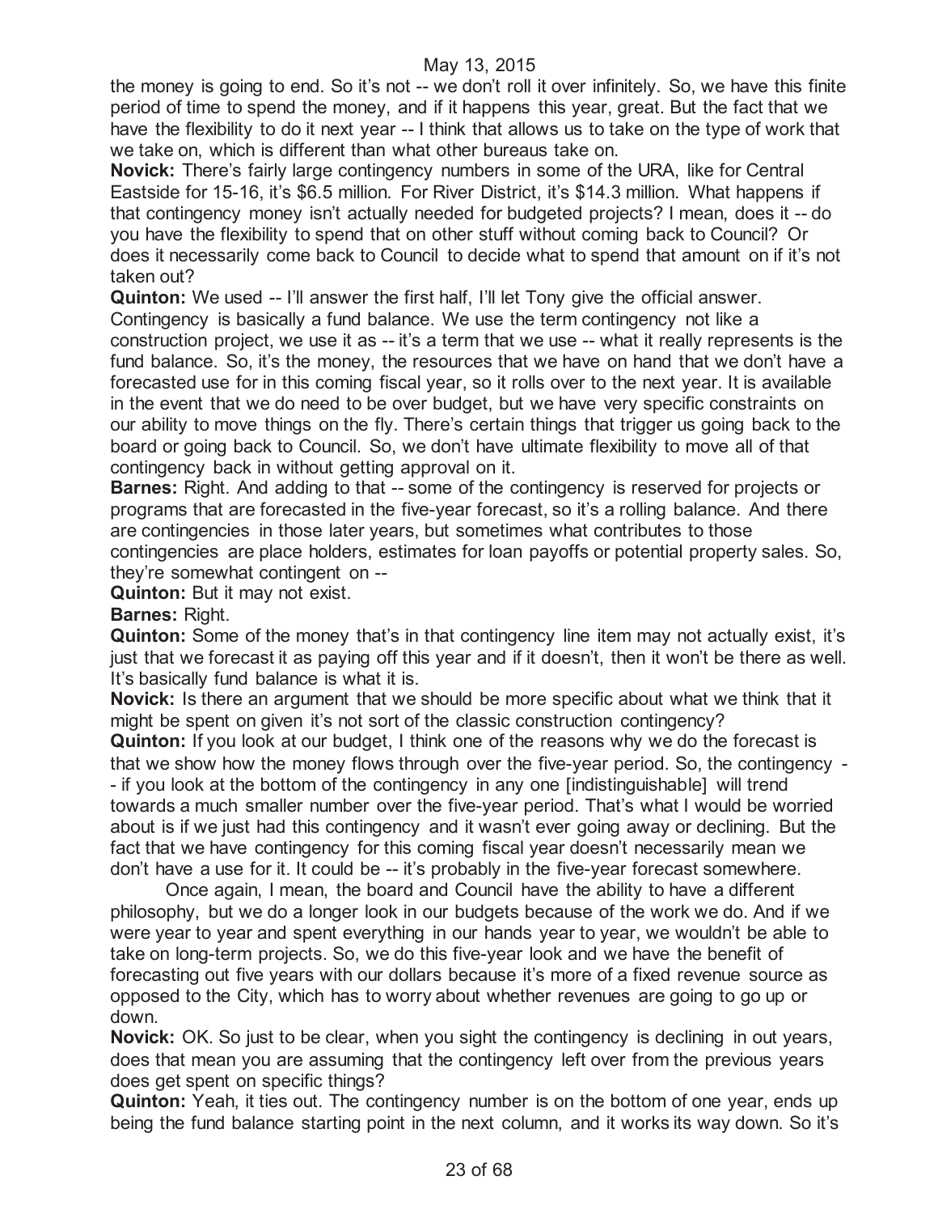the money is going to end. So it's not -- we don't roll it over infinitely. So, we have this finite period of time to spend the money, and if it happens this year, great. But the fact that we have the flexibility to do it next year -- I think that allows us to take on the type of work that we take on, which is different than what other bureaus take on.

**Novick:** There's fairly large contingency numbers in some of the URA, like for Central Eastside for 15-16, it's $6.5 million. For River District, it's $14.3 million. What happens if that contingency money isn't actually needed for budgeted projects? I mean, does it -- do you have the flexibility to spend that on other stuff without coming back to Council? Or does it necessarily come back to Council to decide what to spend that amount on if it's not taken out?

**Quinton:** We used -- I'll answer the first half, I'll let Tony give the official answer. Contingency is basically a fund balance. We use the term contingency not like a construction project, we use it as -- it's a term that we use -- what it really represents is the fund balance. So, it's the money, the resources that we have on hand that we don't have a forecasted use for in this coming fiscal year, so it rolls over to the next year. It is available in the event that we do need to be over budget, but we have very specific constraints on our ability to move things on the fly. There's certain things that trigger us going back to the board or going back to Council. So, we don't have ultimate flexibility to move all of that contingency back in without getting approval on it.

**Barnes:** Right. And adding to that -- some of the contingency is reserved for projects or programs that are forecasted in the five-year forecast, so it's a rolling balance. And there are contingencies in those later years, but sometimes what contributes to those contingencies are place holders, estimates for loan payoffs or potential property sales. So, they're somewhat contingent on --

**Quinton:** But it may not exist.

**Barnes:** Right.

**Quinton:** Some of the money that's in that contingency line item may not actually exist, it's just that we forecast it as paying off this year and if it doesn't, then it won't be there as well. It's basically fund balance is what it is.

**Novick:** Is there an argument that we should be more specific about what we think that it might be spent on given it's not sort of the classic construction contingency?

**Quinton:** If you look at our budget, I think one of the reasons why we do the forecast is that we show how the money flows through over the five-year period. So, the contingency -- if you look at the bottom of the contingency in any one [indistinguishable] will trend towards a much smaller number over the five-year period. That's what I would be worried about is if we just had this contingency and it wasn't ever going away or declining. But the fact that we have contingency for this coming fiscal year doesn't necessarily mean we don't have a use for it. It could be -- it's probably in the five-year forecast somewhere.

Once again, I mean, the board and Council have the ability to have a different philosophy, but we do a longer look in our budgets because of the work we do. And if we were year to year and spent everything in our hands year to year, we wouldn't be able to take on long-term projects. So, we do this five-year look and we have the benefit of forecasting out five years with our dollars because it's more of a fixed revenue source as opposed to the City, which has to worry about whether revenues are going to go up or down.

**Novick:** OK. So just to be clear, when you sight the contingency is declining in out years, does that mean you are assuming that the contingency left over from the previous years does get spent on specific things?

**Quinton:** Yeah, it ties out. The contingency number is on the bottom of one year, ends up being the fund balance starting point in the next column, and it works its way down. So it's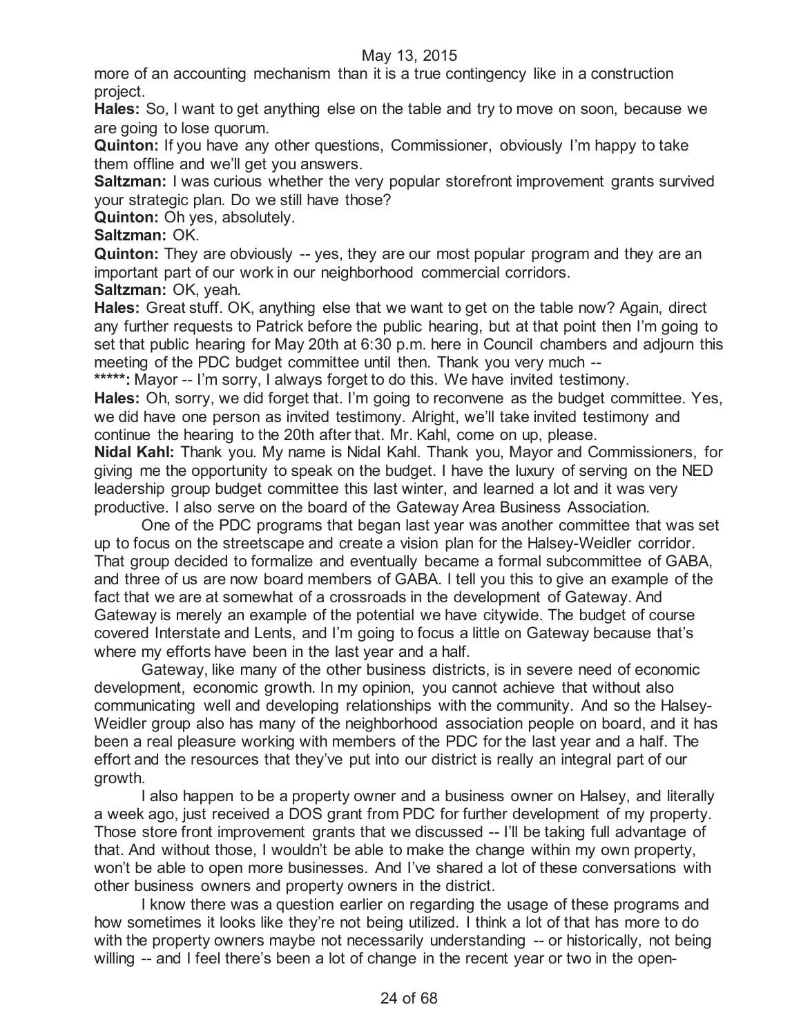more of an accounting mechanism than it is a true contingency like in a construction project.

**Hales:** So, I want to get anything else on the table and try to move on soon, because we are going to lose quorum.

**Quinton:** If you have any other questions, Commissioner, obviously I'm happy to take them offline and we'll get you answers.

**Saltzman:** I was curious whether the very popular storefront improvement grants survived your strategic plan. Do we still have those?

**Quinton:** Oh yes, absolutely.

**Saltzman:** OK.

**Quinton:** They are obviously -- yes, they are our most popular program and they are an important part of our work in our neighborhood commercial corridors.

**Saltzman:** OK, yeah.

**Hales:** Great stuff. OK, anything else that we want to get on the table now? Again, direct any further requests to Patrick before the public hearing, but at that point then I'm going to set that public hearing for May 20th at 6:30 p.m. here in Council chambers and adjourn this meeting of the PDC budget committee until then. Thank you very much --

*****: Mayor -- I'm sorry, I always forget to do this. We have invited testimony.

**Hales:** Oh, sorry, we did forget that. I'm going to reconvene as the budget committee. Yes, we did have one person as invited testimony. Alright, we'll take invited testimony and continue the hearing to the 20th after that. Mr. Kahl, come on up, please.

**Nidal Kahl:** Thank you. My name is Nidal Kahl. Thank you, Mayor and Commissioners, for giving me the opportunity to speak on the budget. I have the luxury of serving on the NED leadership group budget committee this last winter, and learned a lot and it was very productive. I also serve on the board of the Gateway Area Business Association.

One of the PDC programs that began last year was another committee that was set up to focus on the streetscape and create a vision plan for the Halsey-Weidler corridor. That group decided to formalize and eventually became a formal subcommittee of GABA, and three of us are now board members of GABA. I tell you this to give an example of the fact that we are at somewhat of a crossroads in the development of Gateway. And Gateway is merely an example of the potential we have citywide. The budget of course covered Interstate and Lents, and I'm going to focus a little on Gateway because that's where my efforts have been in the last year and a half.

Gateway, like many of the other business districts, is in severe need of economic development, economic growth. In my opinion, you cannot achieve that without also communicating well and developing relationships with the community. And so the Halsey-Weidler group also has many of the neighborhood association people on board, and it has been a real pleasure working with members of the PDC for the last year and a half. The effort and the resources that they've put into our district is really an integral part of our growth.

I also happen to be a property owner and a business owner on Halsey, and literally a week ago, just received a DOS grant from PDC for further development of my property. Those store front improvement grants that we discussed -- I'll be taking full advantage of that. And without those, I wouldn't be able to make the change within my own property, won't be able to open more businesses. And I've shared a lot of these conversations with other business owners and property owners in the district.

I know there was a question earlier on regarding the usage of these programs and how sometimes it looks like they're not being utilized. I think a lot of that has more to do with the property owners maybe not necessarily understanding -- or historically, not being willing -- and I feel there's been a lot of change in the recent year or two in the open-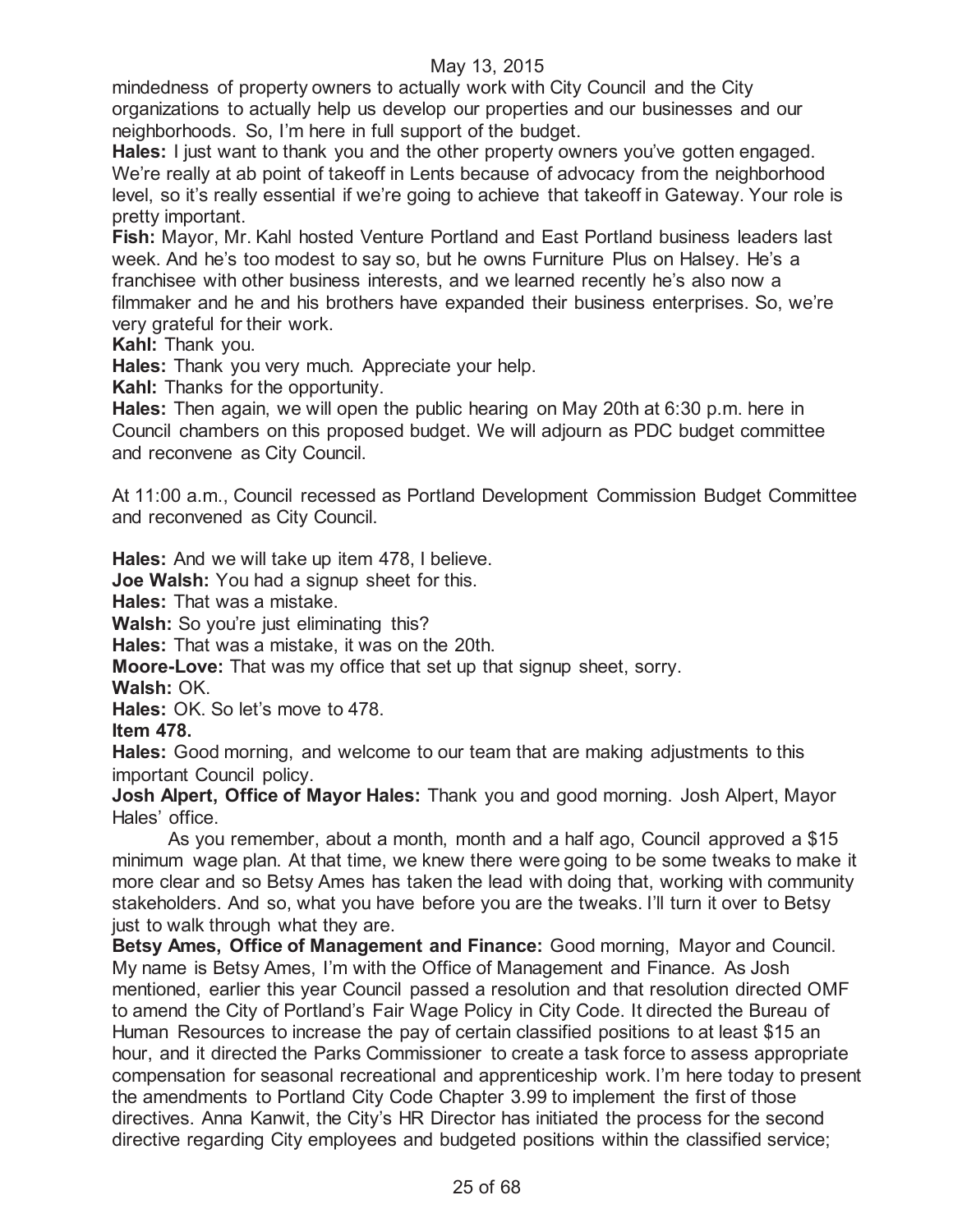mindedness of property owners to actually work with City Council and the City organizations to actually help us develop our properties and our businesses and our neighborhoods. So, I'm here in full support of the budget.

**Hales:** I just want to thank you and the other property owners you've gotten engaged. We're really at ab point of takeoff in Lents because of advocacy from the neighborhood level, so it's really essential if we're going to achieve that takeoff in Gateway. Your role is pretty important.

**Fish:** Mayor, Mr. Kahl hosted Venture Portland and East Portland business leaders last week. And he's too modest to say so, but he owns Furniture Plus on Halsey. He's a franchisee with other business interests, and we learned recently he's also now a filmmaker and he and his brothers have expanded their business enterprises. So, we're very grateful for their work.

**Kahl:** Thank you.

**Hales:** Thank you very much. Appreciate your help.

**Kahl:** Thanks for the opportunity.

**Hales:** Then again, we will open the public hearing on May 20th at 6:30 p.m. here in Council chambers on this proposed budget. We will adjourn as PDC budget committee and reconvene as City Council.

At 11:00 a.m., Council recessed as Portland Development Commission Budget Committee and reconvened as City Council.

**Hales:** And we will take up item 478, I believe.

**Joe Walsh:** You had a signup sheet for this.

**Hales:** That was a mistake.

**Walsh:** So you're just eliminating this?

**Hales:** That was a mistake, it was on the 20th.

**Moore-Love:** That was my office that set up that signup sheet, sorry.

**Walsh:** OK.

**Hales:** OK. So let's move to 478.

**Item 478.**

**Hales:** Good morning, and welcome to our team that are making adjustments to this important Council policy.

**Josh Alpert, Office of Mayor Hales:** Thank you and good morning. Josh Alpert, Mayor Hales' office.

As you remember, about a month, month and a half ago, Council approved a $15 minimum wage plan. At that time, we knew there were going to be some tweaks to make it more clear and so Betsy Ames has taken the lead with doing that, working with community stakeholders. And so, what you have before you are the tweaks. I'll turn it over to Betsy just to walk through what they are.

**Betsy Ames, Office of Management and Finance:** Good morning, Mayor and Council. My name is Betsy Ames, I'm with the Office of Management and Finance. As Josh mentioned, earlier this year Council passed a resolution and that resolution directed OMF to amend the City of Portland's Fair Wage Policy in City Code. It directed the Bureau of Human Resources to increase the pay of certain classified positions to at least $15 an hour, and it directed the Parks Commissioner to create a task force to assess appropriate compensation for seasonal recreational and apprenticeship work. I'm here today to present the amendments to Portland City Code Chapter 3.99 to implement the first of those directives. Anna Kanwit, the City's HR Director has initiated the process for the second directive regarding City employees and budgeted positions within the classified service;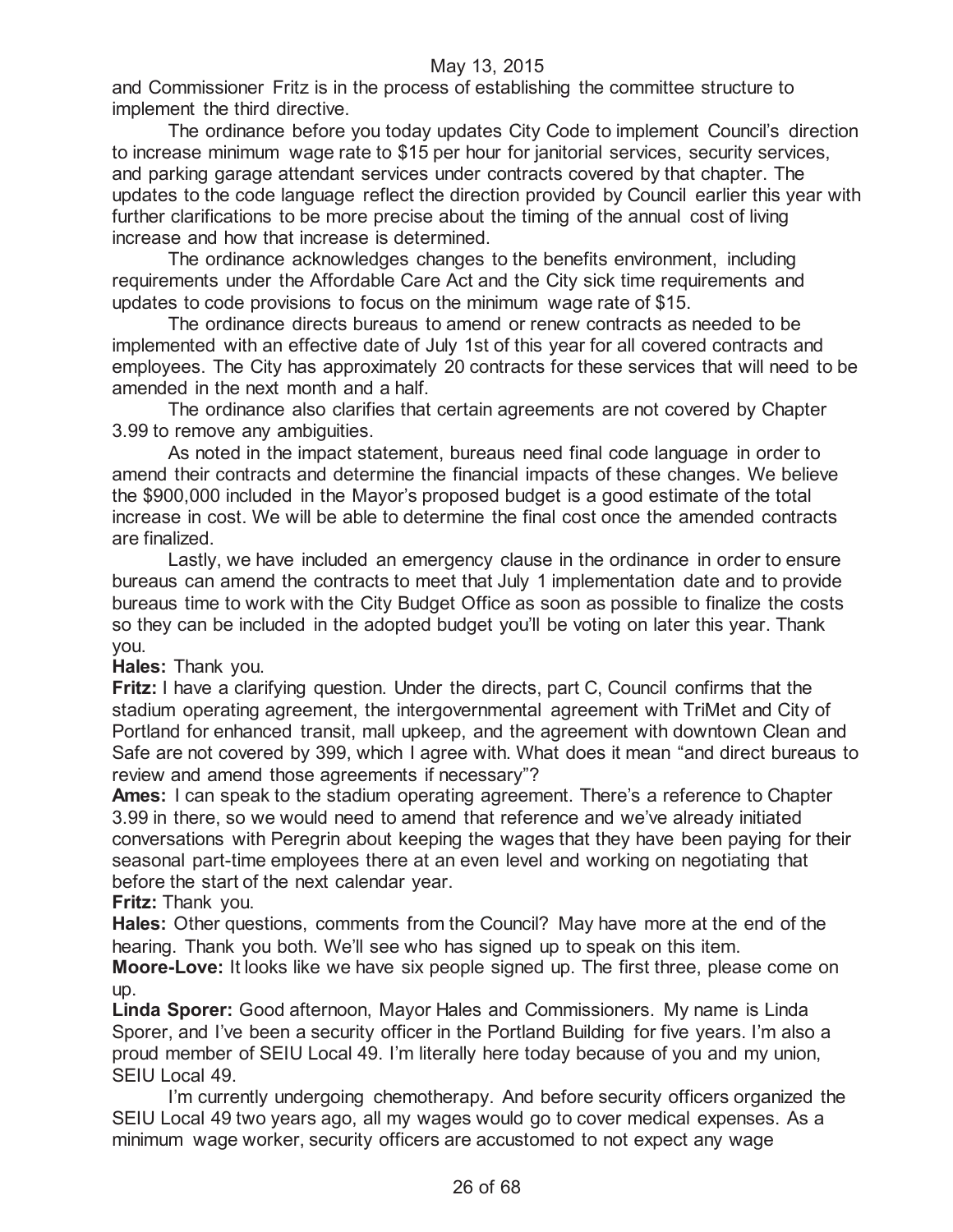and Commissioner Fritz is in the process of establishing the committee structure to implement the third directive.

The ordinance before you today updates City Code to implement Council's direction to increase minimum wage rate to $15 per hour for janitorial services, security services, and parking garage attendant services under contracts covered by that chapter. The updates to the code language reflect the direction provided by Council earlier this year with further clarifications to be more precise about the timing of the annual cost of living increase and how that increase is determined.

The ordinance acknowledges changes to the benefits environment, including requirements under the Affordable Care Act and the City sick time requirements and updates to code provisions to focus on the minimum wage rate of $15.

The ordinance directs bureaus to amend or renew contracts as needed to be implemented with an effective date of July 1st of this year for all covered contracts and employees. The City has approximately 20 contracts for these services that will need to be amended in the next month and a half.

The ordinance also clarifies that certain agreements are not covered by Chapter 3.99 to remove any ambiguities.

As noted in the impact statement, bureaus need final code language in order to amend their contracts and determine the financial impacts of these changes. We believe the $900,000 included in the Mayor's proposed budget is a good estimate of the total increase in cost. We will be able to determine the final cost once the amended contracts are finalized.

Lastly, we have included an emergency clause in the ordinance in order to ensure bureaus can amend the contracts to meet that July 1 implementation date and to provide bureaus time to work with the City Budget Office as soon as possible to finalize the costs so they can be included in the adopted budget you'll be voting on later this year. Thank you.

**Hales:** Thank you.

**Fritz:** I have a clarifying question. Under the directs, part C, Council confirms that the stadium operating agreement, the intergovernmental agreement with TriMet and City of Portland for enhanced transit, mall upkeep, and the agreement with downtown Clean and Safe are not covered by 399, which I agree with. What does it mean "and direct bureaus to review and amend those agreements if necessary"?

**Ames:** I can speak to the stadium operating agreement. There's a reference to Chapter 3.99 in there, so we would need to amend that reference and we've already initiated conversations with Peregrin about keeping the wages that they have been paying for their seasonal part-time employees there at an even level and working on negotiating that before the start of the next calendar year.

**Fritz:** Thank you.

**Hales:** Other questions, comments from the Council? May have more at the end of the hearing. Thank you both. We'll see who has signed up to speak on this item.

**Moore-Love:** It looks like we have six people signed up. The first three, please come on up.

**Linda Sporer:** Good afternoon, Mayor Hales and Commissioners. My name is Linda Sporer, and I've been a security officer in the Portland Building for five years. I'm also a proud member of SEIU Local 49. I'm literally here today because of you and my union, SEIU Local 49.

I'm currently undergoing chemotherapy. And before security officers organized the SEIU Local 49 two years ago, all my wages would go to cover medical expenses. As a minimum wage worker, security officers are accustomed to not expect any wage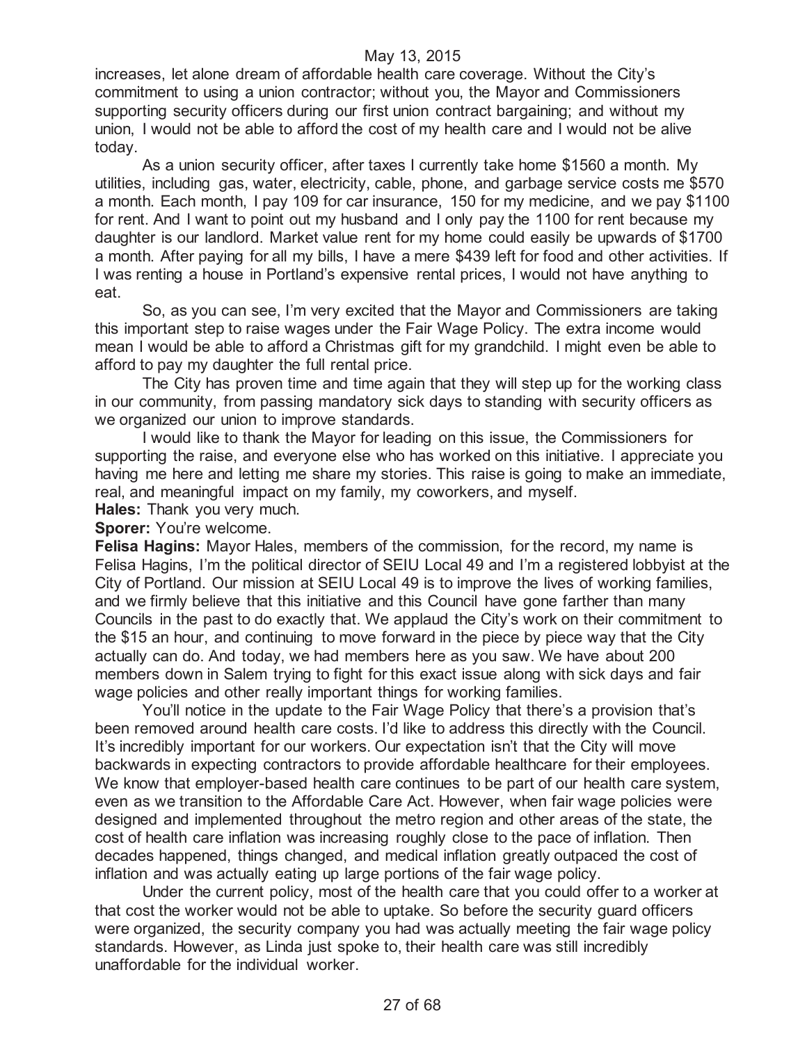increases, let alone dream of affordable health care coverage. Without the City's commitment to using a union contractor; without you, the Mayor and Commissioners supporting security officers during our first union contract bargaining; and without my union, I would not be able to afford the cost of my health care and I would not be alive today.

As a union security officer, after taxes I currently take home $1560 a month. My utilities, including gas, water, electricity, cable, phone, and garbage service costs me $570 a month. Each month, I pay 109 for car insurance, 150 for my medicine, and we pay $1100 for rent. And I want to point out my husband and I only pay the 1100 for rent because my daughter is our landlord. Market value rent for my home could easily be upwards of $1700 a month. After paying for all my bills, I have a mere $439 left for food and other activities. If I was renting a house in Portland's expensive rental prices, I would not have anything to eat.

So, as you can see, I'm very excited that the Mayor and Commissioners are taking this important step to raise wages under the Fair Wage Policy. The extra income would mean I would be able to afford a Christmas gift for my grandchild. I might even be able to afford to pay my daughter the full rental price.

The City has proven time and time again that they will step up for the working class in our community, from passing mandatory sick days to standing with security officers as we organized our union to improve standards.

I would like to thank the Mayor for leading on this issue, the Commissioners for supporting the raise, and everyone else who has worked on this initiative. I appreciate you having me here and letting me share my stories. This raise is going to make an immediate, real, and meaningful impact on my family, my coworkers, and myself.

**Hales:** Thank you very much.

**Sporer:** You're welcome.

**Felisa Hagins:** Mayor Hales, members of the commission, for the record, my name is Felisa Hagins, I'm the political director of SEIU Local 49 and I'm a registered lobbyist at the City of Portland. Our mission at SEIU Local 49 is to improve the lives of working families, and we firmly believe that this initiative and this Council have gone farther than many Councils in the past to do exactly that. We applaud the City's work on their commitment to the $15 an hour, and continuing to move forward in the piece by piece way that the City actually can do. And today, we had members here as you saw. We have about 200 members down in Salem trying to fight for this exact issue along with sick days and fair wage policies and other really important things for working families.

You'll notice in the update to the Fair Wage Policy that there's a provision that's been removed around health care costs. I'd like to address this directly with the Council. It's incredibly important for our workers. Our expectation isn't that the City will move backwards in expecting contractors to provide affordable healthcare for their employees. We know that employer-based health care continues to be part of our health care system, even as we transition to the Affordable Care Act. However, when fair wage policies were designed and implemented throughout the metro region and other areas of the state, the cost of health care inflation was increasing roughly close to the pace of inflation. Then decades happened, things changed, and medical inflation greatly outpaced the cost of inflation and was actually eating up large portions of the fair wage policy.

Under the current policy, most of the health care that you could offer to a worker at that cost the worker would not be able to uptake. So before the security guard officers were organized, the security company you had was actually meeting the fair wage policy standards. However, as Linda just spoke to, their health care was still incredibly unaffordable for the individual worker.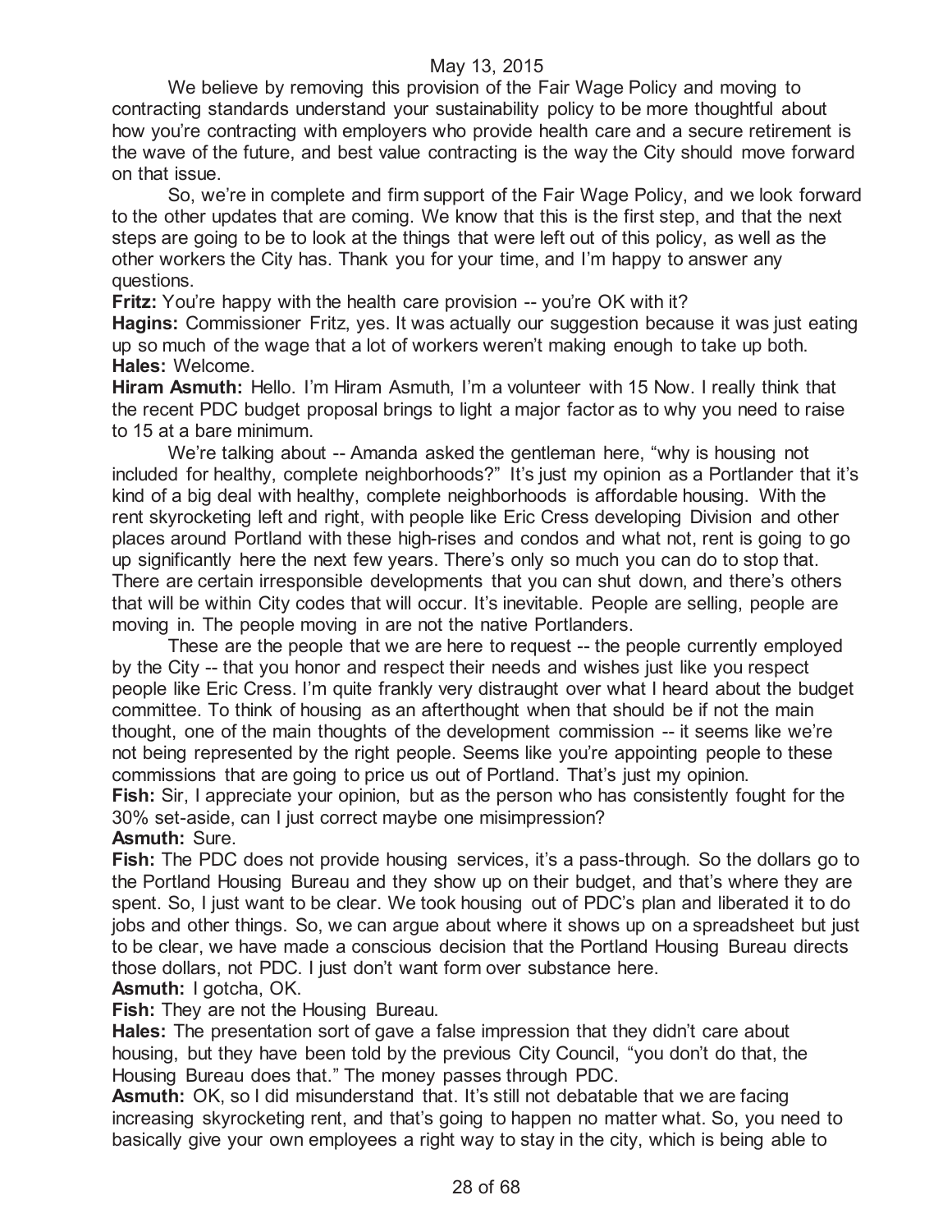We believe by removing this provision of the Fair Wage Policy and moving to contracting standards understand your sustainability policy to be more thoughtful about how you're contracting with employers who provide health care and a secure retirement is the wave of the future, and best value contracting is the way the City should move forward on that issue.

So, we're in complete and firm support of the Fair Wage Policy, and we look forward to the other updates that are coming. We know that this is the first step, and that the next steps are going to be to look at the things that were left out of this policy, as well as the other workers the City has. Thank you for your time, and I'm happy to answer any questions.

**Fritz:** You're happy with the health care provision -- you're OK with it?

**Hagins:** Commissioner Fritz, yes. It was actually our suggestion because it was just eating up so much of the wage that a lot of workers weren't making enough to take up both.

**Hales:** Welcome.

**Hiram Asmuth:** Hello. I'm Hiram Asmuth, I'm a volunteer with 15 Now. I really think that the recent PDC budget proposal brings to light a major factor as to why you need to raise to 15 at a bare minimum.

We're talking about -- Amanda asked the gentleman here, "why is housing not included for healthy, complete neighborhoods?" It's just my opinion as a Portlander that it's kind of a big deal with healthy, complete neighborhoods is affordable housing. With the rent skyrocketing left and right, with people like Eric Cress developing Division and other places around Portland with these high-rises and condos and what not, rent is going to go up significantly here the next few years. There's only so much you can do to stop that. There are certain irresponsible developments that you can shut down, and there's others that will be within City codes that will occur. It's inevitable. People are selling, people are moving in. The people moving in are not the native Portlanders.

These are the people that we are here to request -- the people currently employed by the City -- that you honor and respect their needs and wishes just like you respect people like Eric Cress. I'm quite frankly very distraught over what I heard about the budget committee. To think of housing as an afterthought when that should be if not the main thought, one of the main thoughts of the development commission -- it seems like we're not being represented by the right people. Seems like you're appointing people to these commissions that are going to price us out of Portland. That's just my opinion.

**Fish:** Sir, I appreciate your opinion, but as the person who has consistently fought for the 30% set-aside, can I just correct maybe one misimpression?

**Asmuth:** Sure.

**Fish:** The PDC does not provide housing services, it's a pass-through. So the dollars go to the Portland Housing Bureau and they show up on their budget, and that's where they are spent. So, I just want to be clear. We took housing out of PDC's plan and liberated it to do jobs and other things. So, we can argue about where it shows up on a spreadsheet but just to be clear, we have made a conscious decision that the Portland Housing Bureau directs those dollars, not PDC. I just don't want form over substance here.

**Asmuth:** I gotcha, OK.

**Fish:** They are not the Housing Bureau.

**Hales:** The presentation sort of gave a false impression that they didn't care about housing, but they have been told by the previous City Council, "you don't do that, the Housing Bureau does that." The money passes through PDC.

**Asmuth:** OK, so I did misunderstand that. It's still not debatable that we are facing increasing skyrocketing rent, and that's going to happen no matter what. So, you need to basically give your own employees a right way to stay in the city, which is being able to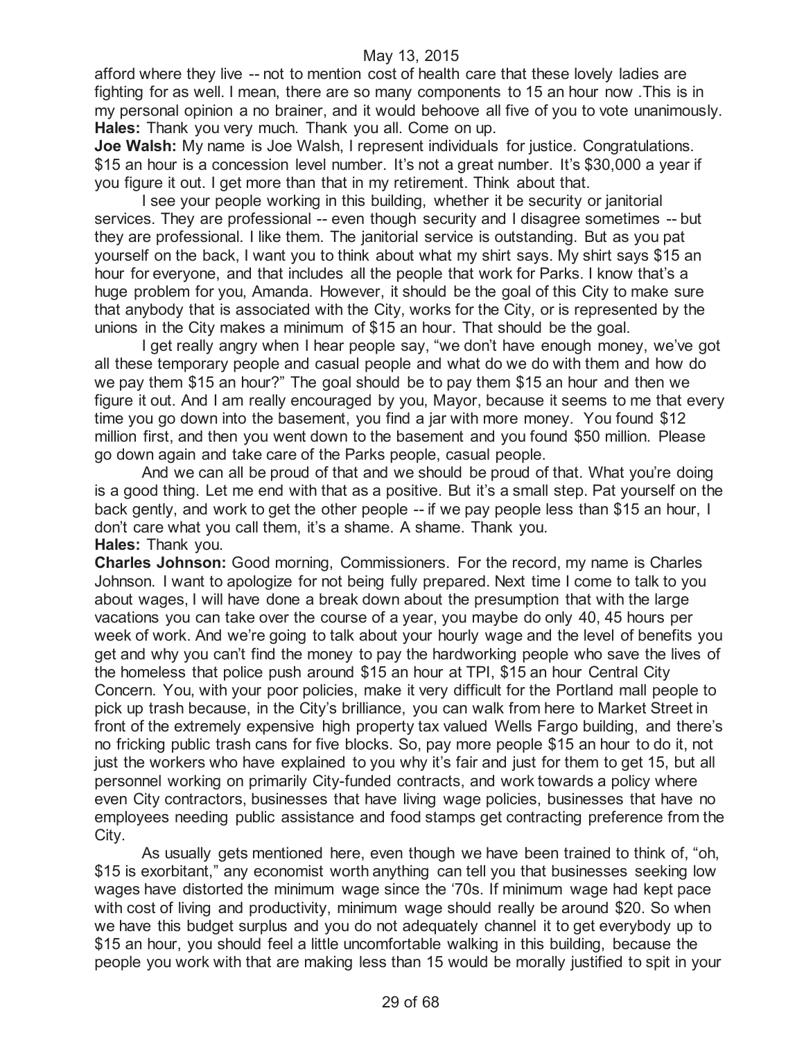afford where they live -- not to mention cost of health care that these lovely ladies are fighting for as well. I mean, there are so many components to 15 an hour now .This is in my personal opinion a no brainer, and it would behoove all five of you to vote unanimously.
**Hales:** Thank you very much. Thank you all. Come on up.
**Joe Walsh:** My name is Joe Walsh, I represent individuals for justice. Congratulations. $15 an hour is a concession level number. It's not a great number. It's $30,000 a year if you figure it out. I get more than that in my retirement. Think about that.

I see your people working in this building, whether it be security or janitorial services. They are professional -- even though security and I disagree sometimes -- but they are professional. I like them. The janitorial service is outstanding. But as you pat yourself on the back, I want you to think about what my shirt says. My shirt says $15 an hour for everyone, and that includes all the people that work for Parks. I know that's a huge problem for you, Amanda. However, it should be the goal of this City to make sure that anybody that is associated with the City, works for the City, or is represented by the unions in the City makes a minimum of $15 an hour. That should be the goal.

I get really angry when I hear people say, "we don't have enough money, we've got all these temporary people and casual people and what do we do with them and how do we pay them $15 an hour?" The goal should be to pay them $15 an hour and then we figure it out. And I am really encouraged by you, Mayor, because it seems to me that every time you go down into the basement, you find a jar with more money. You found $12 million first, and then you went down to the basement and you found $50 million. Please go down again and take care of the Parks people, casual people.

And we can all be proud of that and we should be proud of that. What you're doing is a good thing. Let me end with that as a positive. But it's a small step. Pat yourself on the back gently, and work to get the other people -- if we pay people less than $15 an hour, I don't care what you call them, it's a shame. A shame. Thank you.
**Hales:** Thank you.
**Charles Johnson:** Good morning, Commissioners. For the record, my name is Charles Johnson. I want to apologize for not being fully prepared. Next time I come to talk to you about wages, I will have done a break down about the presumption that with the large vacations you can take over the course of a year, you maybe do only 40, 45 hours per week of work. And we're going to talk about your hourly wage and the level of benefits you get and why you can't find the money to pay the hardworking people who save the lives of the homeless that police push around $15 an hour at TPI, $15 an hour Central City Concern. You, with your poor policies, make it very difficult for the Portland mall people to pick up trash because, in the City's brilliance, you can walk from here to Market Street in front of the extremely expensive high property tax valued Wells Fargo building, and there's no fricking public trash cans for five blocks. So, pay more people $15 an hour to do it, not just the workers who have explained to you why it's fair and just for them to get 15, but all personnel working on primarily City-funded contracts, and work towards a policy where even City contractors, businesses that have living wage policies, businesses that have no employees needing public assistance and food stamps get contracting preference from the City.

As usually gets mentioned here, even though we have been trained to think of, "oh, $15 is exorbitant," any economist worth anything can tell you that businesses seeking low wages have distorted the minimum wage since the '70s. If minimum wage had kept pace with cost of living and productivity, minimum wage should really be around $20. So when we have this budget surplus and you do not adequately channel it to get everybody up to $15 an hour, you should feel a little uncomfortable walking in this building, because the people you work with that are making less than 15 would be morally justified to spit in your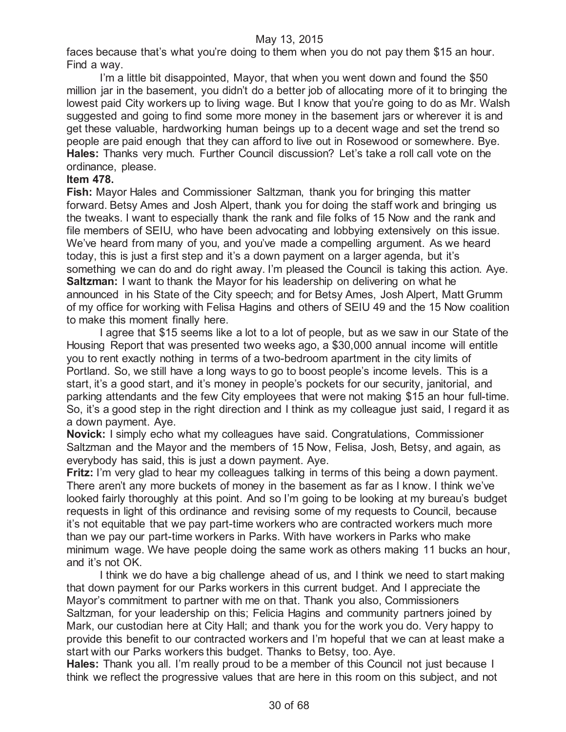faces because that's what you're doing to them when you do not pay them $15 an hour. Find a way.

I'm a little bit disappointed, Mayor, that when you went down and found the $50 million jar in the basement, you didn't do a better job of allocating more of it to bringing the lowest paid City workers up to living wage. But I know that you're going to do as Mr. Walsh suggested and going to find some more money in the basement jars or wherever it is and get these valuable, hardworking human beings up to a decent wage and set the trend so people are paid enough that they can afford to live out in Rosewood or somewhere. Bye.

**Hales:** Thanks very much. Further Council discussion? Let's take a roll call vote on the ordinance, please.

**Item 478.**

**Fish:** Mayor Hales and Commissioner Saltzman, thank you for bringing this matter forward. Betsy Ames and Josh Alpert, thank you for doing the staff work and bringing us the tweaks. I want to especially thank the rank and file folks of 15 Now and the rank and file members of SEIU, who have been advocating and lobbying extensively on this issue. We've heard from many of you, and you've made a compelling argument. As we heard today, this is just a first step and it's a down payment on a larger agenda, but it's something we can do and do right away. I'm pleased the Council is taking this action. Aye.

**Saltzman:** I want to thank the Mayor for his leadership on delivering on what he announced in his State of the City speech; and for Betsy Ames, Josh Alpert, Matt Grumm of my office for working with Felisa Hagins and others of SEIU 49 and the 15 Now coalition to make this moment finally here.

I agree that $15 seems like a lot to a lot of people, but as we saw in our State of the Housing Report that was presented two weeks ago, a $30,000 annual income will entitle you to rent exactly nothing in terms of a two-bedroom apartment in the city limits of Portland. So, we still have a long ways to go to boost people's income levels. This is a start, it's a good start, and it's money in people's pockets for our security, janitorial, and parking attendants and the few City employees that were not making $15 an hour full-time. So, it's a good step in the right direction and I think as my colleague just said, I regard it as a down payment. Aye.

**Novick:** I simply echo what my colleagues have said. Congratulations, Commissioner Saltzman and the Mayor and the members of 15 Now, Felisa, Josh, Betsy, and again, as everybody has said, this is just a down payment. Aye.

**Fritz:** I'm very glad to hear my colleagues talking in terms of this being a down payment. There aren't any more buckets of money in the basement as far as I know. I think we've looked fairly thoroughly at this point. And so I'm going to be looking at my bureau's budget requests in light of this ordinance and revising some of my requests to Council, because it's not equitable that we pay part-time workers who are contracted workers much more than we pay our part-time workers in Parks. With have workers in Parks who make minimum wage. We have people doing the same work as others making 11 bucks an hour, and it's not OK.

I think we do have a big challenge ahead of us, and I think we need to start making that down payment for our Parks workers in this current budget. And I appreciate the Mayor's commitment to partner with me on that. Thank you also, Commissioners Saltzman, for your leadership on this; Felicia Hagins and community partners joined by Mark, our custodian here at City Hall; and thank you for the work you do. Very happy to provide this benefit to our contracted workers and I'm hopeful that we can at least make a start with our Parks workers this budget. Thanks to Betsy, too. Aye.

**Hales:** Thank you all. I'm really proud to be a member of this Council not just because I think we reflect the progressive values that are here in this room on this subject, and not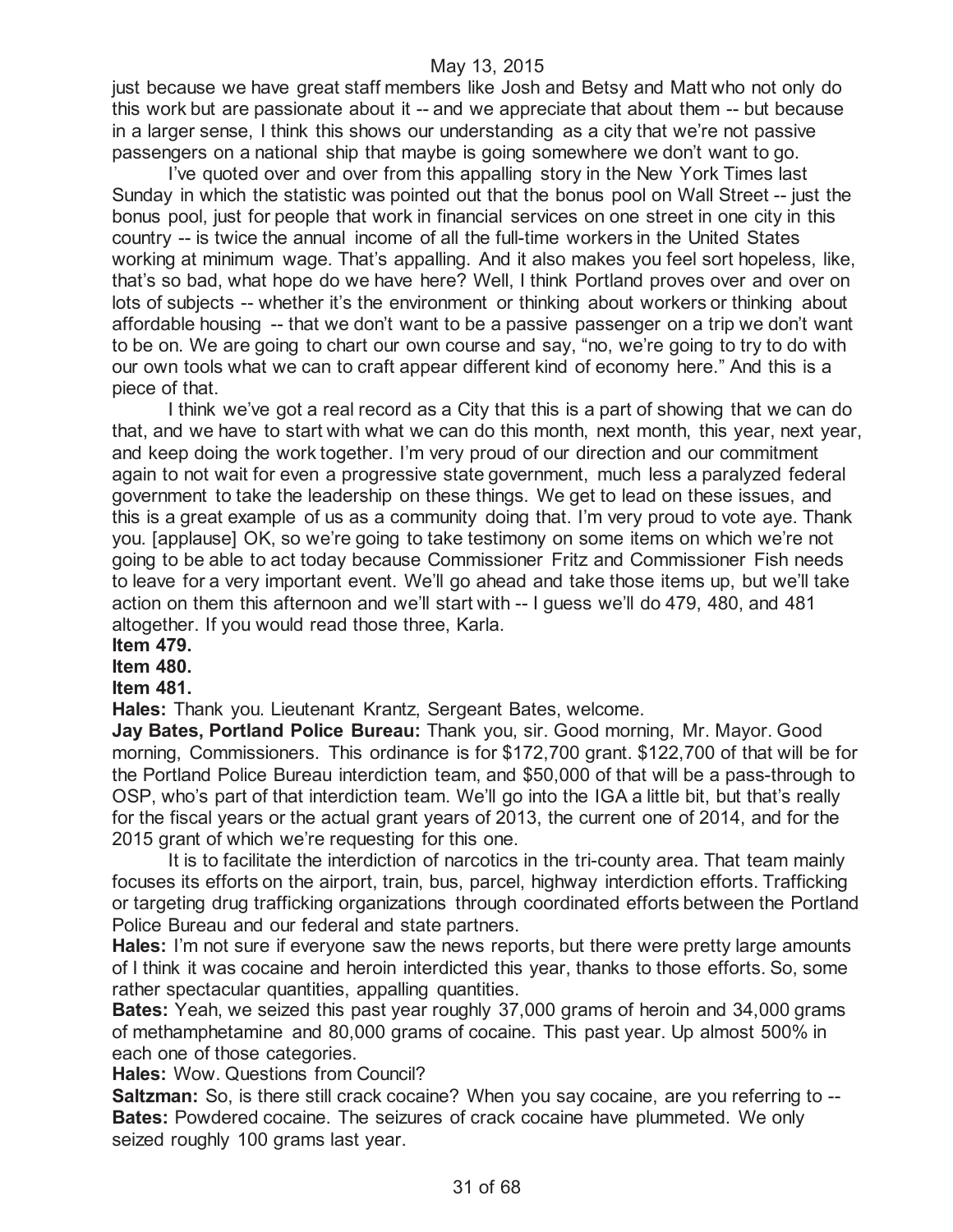just because we have great staff members like Josh and Betsy and Matt who not only do this work but are passionate about it -- and we appreciate that about them -- but because in a larger sense, I think this shows our understanding as a city that we're not passive passengers on a national ship that maybe is going somewhere we don't want to go.

I've quoted over and over from this appalling story in the New York Times last Sunday in which the statistic was pointed out that the bonus pool on Wall Street -- just the bonus pool, just for people that work in financial services on one street in one city in this country -- is twice the annual income of all the full-time workers in the United States working at minimum wage. That's appalling. And it also makes you feel sort hopeless, like, that's so bad, what hope do we have here? Well, I think Portland proves over and over on lots of subjects -- whether it's the environment or thinking about workers or thinking about affordable housing -- that we don't want to be a passive passenger on a trip we don't want to be on. We are going to chart our own course and say, "no, we're going to try to do with our own tools what we can to craft appear different kind of economy here." And this is a piece of that.

I think we've got a real record as a City that this is a part of showing that we can do that, and we have to start with what we can do this month, next month, this year, next year, and keep doing the work together. I'm very proud of our direction and our commitment again to not wait for even a progressive state government, much less a paralyzed federal government to take the leadership on these things. We get to lead on these issues, and this is a great example of us as a community doing that. I'm very proud to vote aye. Thank you. [applause] OK, so we're going to take testimony on some items on which we're not going to be able to act today because Commissioner Fritz and Commissioner Fish needs to leave for a very important event. We'll go ahead and take those items up, but we'll take action on them this afternoon and we'll start with -- I guess we'll do 479, 480, and 481 altogether. If you would read those three, Karla.

**Item 479.**

**Item 480.**

**Item 481.**

**Hales:** Thank you. Lieutenant Krantz, Sergeant Bates, welcome.

**Jay Bates, Portland Police Bureau:** Thank you, sir. Good morning, Mr. Mayor. Good morning, Commissioners. This ordinance is for $172,700 grant. $122,700 of that will be for the Portland Police Bureau interdiction team, and $50,000 of that will be a pass-through to OSP, who's part of that interdiction team. We'll go into the IGA a little bit, but that's really for the fiscal years or the actual grant years of 2013, the current one of 2014, and for the 2015 grant of which we're requesting for this one.

It is to facilitate the interdiction of narcotics in the tri-county area. That team mainly focuses its efforts on the airport, train, bus, parcel, highway interdiction efforts. Trafficking or targeting drug trafficking organizations through coordinated efforts between the Portland Police Bureau and our federal and state partners.

**Hales:** I'm not sure if everyone saw the news reports, but there were pretty large amounts of I think it was cocaine and heroin interdicted this year, thanks to those efforts. So, some rather spectacular quantities, appalling quantities.

**Bates:** Yeah, we seized this past year roughly 37,000 grams of heroin and 34,000 grams of methamphetamine and 80,000 grams of cocaine. This past year. Up almost 500% in each one of those categories.

**Hales:** Wow. Questions from Council?

**Saltzman:** So, is there still crack cocaine? When you say cocaine, are you referring to --

**Bates:** Powdered cocaine. The seizures of crack cocaine have plummeted. We only seized roughly 100 grams last year.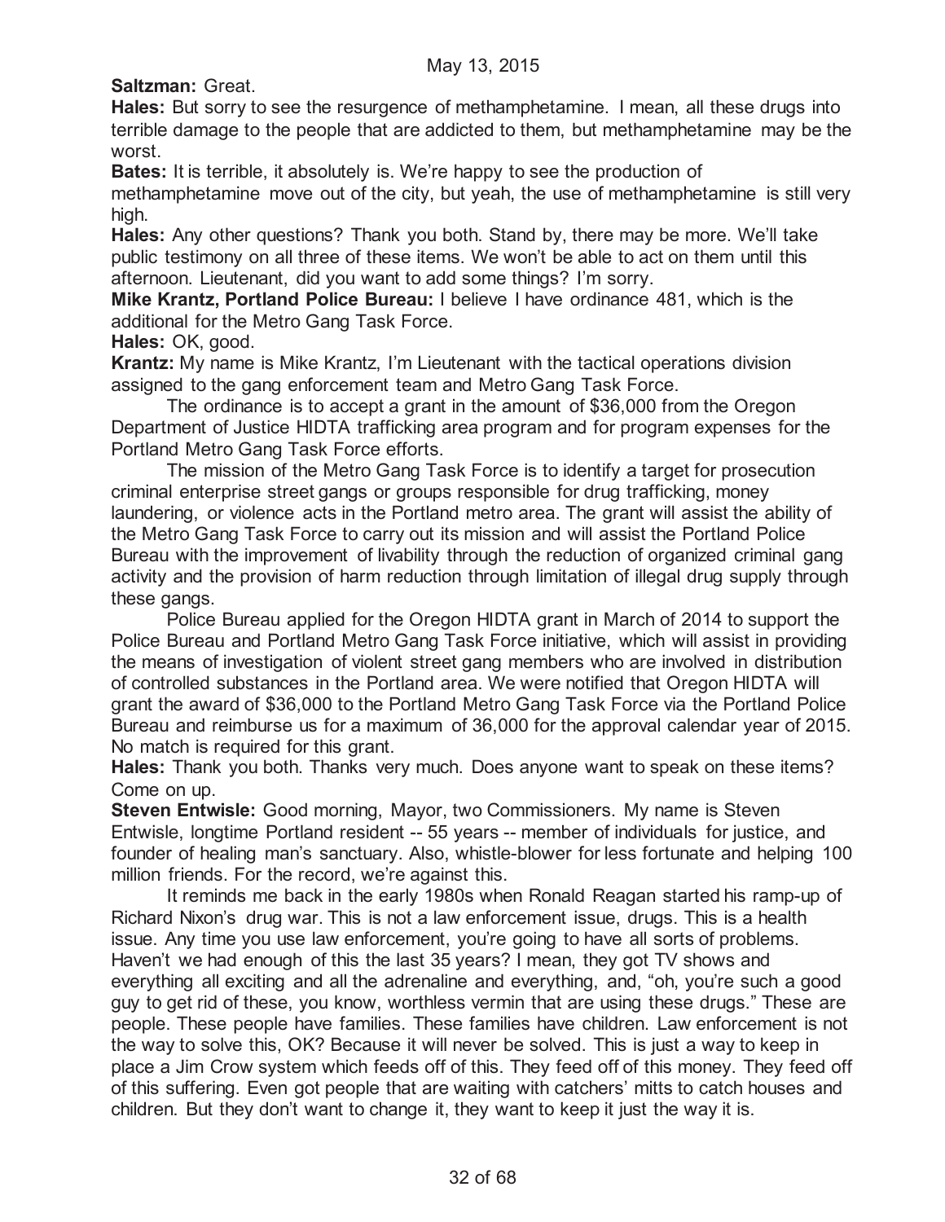**Saltzman:** Great.

**Hales:** But sorry to see the resurgence of methamphetamine. I mean, all these drugs into terrible damage to the people that are addicted to them, but methamphetamine may be the worst.

**Bates:** It is terrible, it absolutely is. We're happy to see the production of methamphetamine move out of the city, but yeah, the use of methamphetamine is still very high.

**Hales:** Any other questions? Thank you both. Stand by, there may be more. We'll take public testimony on all three of these items. We won't be able to act on them until this afternoon. Lieutenant, did you want to add some things? I'm sorry.

**Mike Krantz, Portland Police Bureau:** I believe I have ordinance 481, which is the additional for the Metro Gang Task Force.

**Hales:** OK, good.

**Krantz:** My name is Mike Krantz, I'm Lieutenant with the tactical operations division assigned to the gang enforcement team and Metro Gang Task Force.

The ordinance is to accept a grant in the amount of $36,000 from the Oregon Department of Justice HIDTA trafficking area program and for program expenses for the Portland Metro Gang Task Force efforts.

The mission of the Metro Gang Task Force is to identify a target for prosecution criminal enterprise street gangs or groups responsible for drug trafficking, money laundering, or violence acts in the Portland metro area. The grant will assist the ability of the Metro Gang Task Force to carry out its mission and will assist the Portland Police Bureau with the improvement of livability through the reduction of organized criminal gang activity and the provision of harm reduction through limitation of illegal drug supply through these gangs.

Police Bureau applied for the Oregon HIDTA grant in March of 2014 to support the Police Bureau and Portland Metro Gang Task Force initiative, which will assist in providing the means of investigation of violent street gang members who are involved in distribution of controlled substances in the Portland area. We were notified that Oregon HIDTA will grant the award of $36,000 to the Portland Metro Gang Task Force via the Portland Police Bureau and reimburse us for a maximum of 36,000 for the approval calendar year of 2015. No match is required for this grant.

**Hales:** Thank you both. Thanks very much. Does anyone want to speak on these items? Come on up.

**Steven Entwisle:** Good morning, Mayor, two Commissioners. My name is Steven Entwisle, longtime Portland resident -- 55 years -- member of individuals for justice, and founder of healing man's sanctuary. Also, whistle-blower for less fortunate and helping 100 million friends. For the record, we're against this.

It reminds me back in the early 1980s when Ronald Reagan started his ramp-up of Richard Nixon's drug war. This is not a law enforcement issue, drugs. This is a health issue. Any time you use law enforcement, you're going to have all sorts of problems. Haven't we had enough of this the last 35 years? I mean, they got TV shows and everything all exciting and all the adrenaline and everything, and, "oh, you're such a good guy to get rid of these, you know, worthless vermin that are using these drugs." These are people. These people have families. These families have children. Law enforcement is not the way to solve this, OK? Because it will never be solved. This is just a way to keep in place a Jim Crow system which feeds off of this. They feed off of this money. They feed off of this suffering. Even got people that are waiting with catchers' mitts to catch houses and children. But they don't want to change it, they want to keep it just the way it is.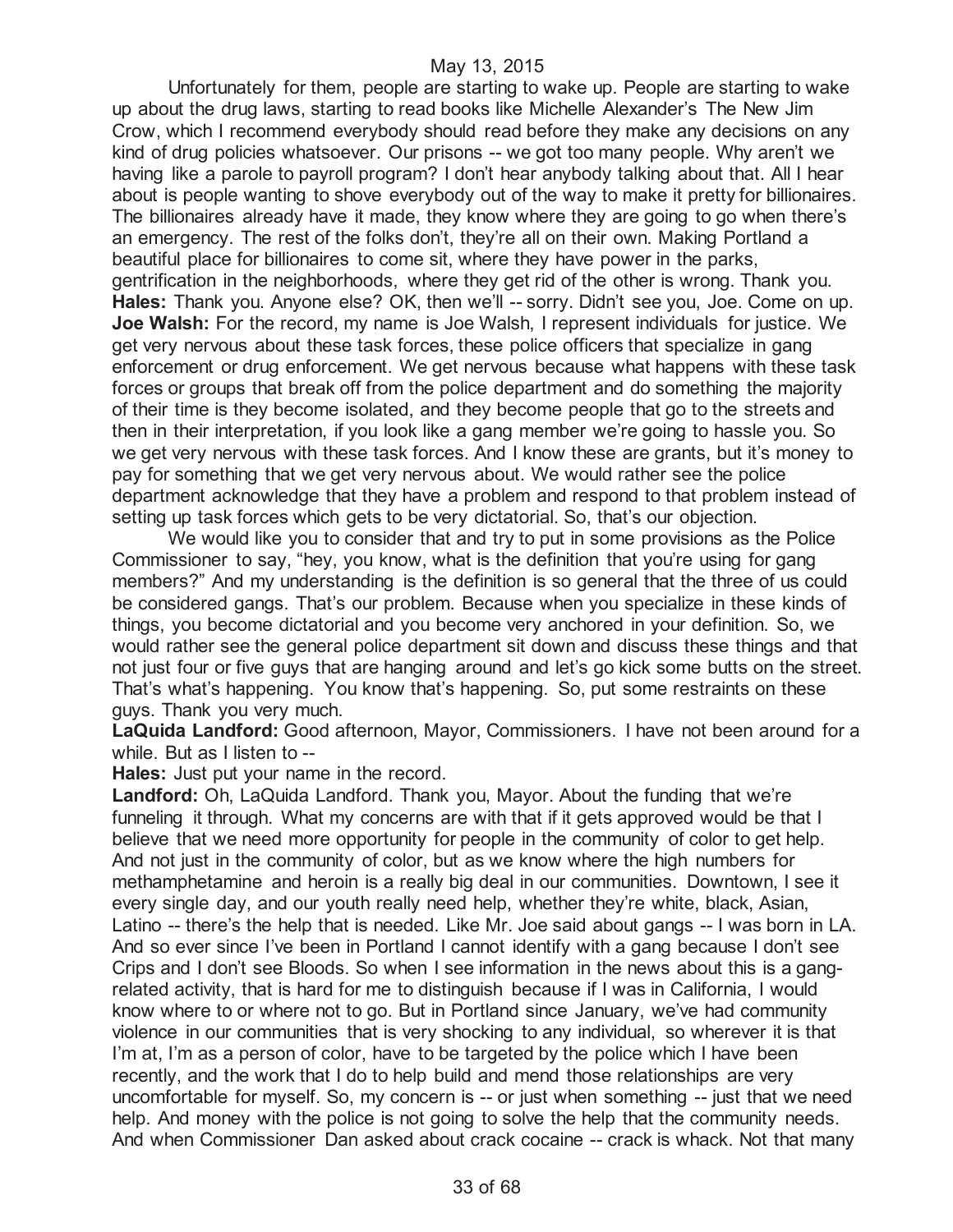Unfortunately for them, people are starting to wake up. People are starting to wake up about the drug laws, starting to read books like Michelle Alexander's The New Jim Crow, which I recommend everybody should read before they make any decisions on any kind of drug policies whatsoever. Our prisons -- we got too many people. Why aren't we having like a parole to payroll program? I don't hear anybody talking about that. All I hear about is people wanting to shove everybody out of the way to make it pretty for billionaires. The billionaires already have it made, they know where they are going to go when there's an emergency. The rest of the folks don't, they're all on their own. Making Portland a beautiful place for billionaires to come sit, where they have power in the parks, gentrification in the neighborhoods, where they get rid of the other is wrong. Thank you.

**Hales:** Thank you. Anyone else? OK, then we'll -- sorry. Didn't see you, Joe. Come on up.

**Joe Walsh:** For the record, my name is Joe Walsh, I represent individuals for justice. We get very nervous about these task forces, these police officers that specialize in gang enforcement or drug enforcement. We get nervous because what happens with these task forces or groups that break off from the police department and do something the majority of their time is they become isolated, and they become people that go to the streets and then in their interpretation, if you look like a gang member we're going to hassle you. So we get very nervous with these task forces. And I know these are grants, but it's money to pay for something that we get very nervous about. We would rather see the police department acknowledge that they have a problem and respond to that problem instead of setting up task forces which gets to be very dictatorial. So, that's our objection.

We would like you to consider that and try to put in some provisions as the Police Commissioner to say, "hey, you know, what is the definition that you're using for gang members?" And my understanding is the definition is so general that the three of us could be considered gangs. That's our problem. Because when you specialize in these kinds of things, you become dictatorial and you become very anchored in your definition. So, we would rather see the general police department sit down and discuss these things and that not just four or five guys that are hanging around and let's go kick some butts on the street. That's what's happening. You know that's happening. So, put some restraints on these guys. Thank you very much.

**LaQuida Landford:** Good afternoon, Mayor, Commissioners. I have not been around for a while. But as I listen to --

**Hales:** Just put your name in the record.

**Landford:** Oh, LaQuida Landford. Thank you, Mayor. About the funding that we're funneling it through. What my concerns are with that if it gets approved would be that I believe that we need more opportunity for people in the community of color to get help. And not just in the community of color, but as we know where the high numbers for methamphetamine and heroin is a really big deal in our communities. Downtown, I see it every single day, and our youth really need help, whether they're white, black, Asian, Latino -- there's the help that is needed. Like Mr. Joe said about gangs -- I was born in LA. And so ever since I've been in Portland I cannot identify with a gang because I don't see Crips and I don't see Bloods. So when I see information in the news about this is a gang-related activity, that is hard for me to distinguish because if I was in California, I would know where to or where not to go. But in Portland since January, we've had community violence in our communities that is very shocking to any individual, so wherever it is that I'm at, I'm as a person of color, have to be targeted by the police which I have been recently, and the work that I do to help build and mend those relationships are very uncomfortable for myself. So, my concern is -- or just when something -- just that we need help. And money with the police is not going to solve the help that the community needs. And when Commissioner Dan asked about crack cocaine -- crack is whack. Not that many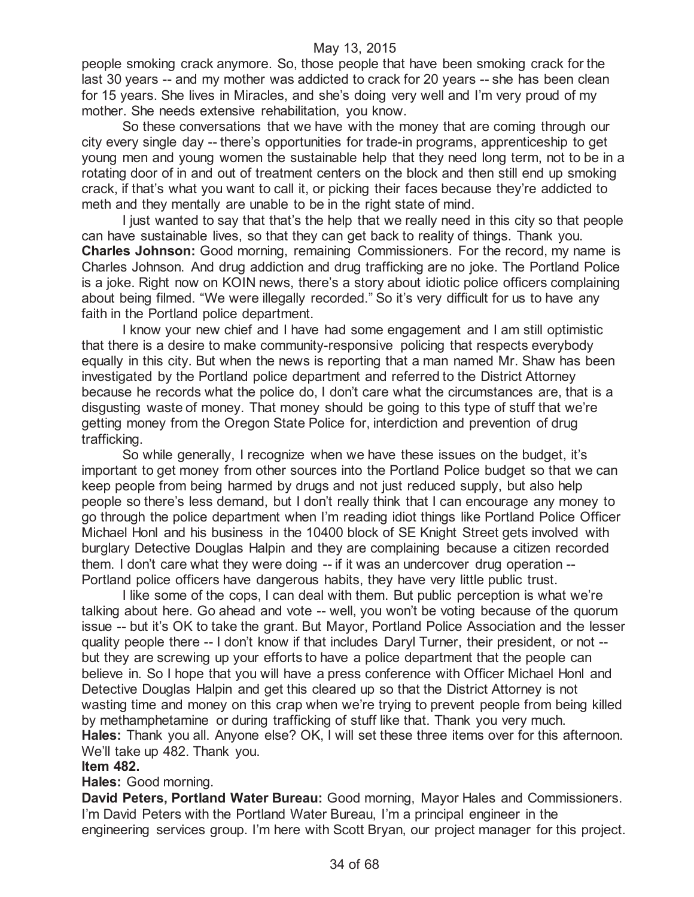people smoking crack anymore. So, those people that have been smoking crack for the last 30 years -- and my mother was addicted to crack for 20 years -- she has been clean for 15 years. She lives in Miracles, and she's doing very well and I'm very proud of my mother. She needs extensive rehabilitation, you know.

So these conversations that we have with the money that are coming through our city every single day -- there's opportunities for trade-in programs, apprenticeship to get young men and young women the sustainable help that they need long term, not to be in a rotating door of in and out of treatment centers on the block and then still end up smoking crack, if that's what you want to call it, or picking their faces because they're addicted to meth and they mentally are unable to be in the right state of mind.

I just wanted to say that that's the help that we really need in this city so that people can have sustainable lives, so that they can get back to reality of things. Thank you.

**Charles Johnson:** Good morning, remaining Commissioners. For the record, my name is Charles Johnson. And drug addiction and drug trafficking are no joke. The Portland Police is a joke. Right now on KOIN news, there's a story about idiotic police officers complaining about being filmed. "We were illegally recorded." So it's very difficult for us to have any faith in the Portland police department.

I know your new chief and I have had some engagement and I am still optimistic that there is a desire to make community-responsive policing that respects everybody equally in this city. But when the news is reporting that a man named Mr. Shaw has been investigated by the Portland police department and referred to the District Attorney because he records what the police do, I don't care what the circumstances are, that is a disgusting waste of money. That money should be going to this type of stuff that we're getting money from the Oregon State Police for, interdiction and prevention of drug trafficking.

So while generally, I recognize when we have these issues on the budget, it's important to get money from other sources into the Portland Police budget so that we can keep people from being harmed by drugs and not just reduced supply, but also help people so there's less demand, but I don't really think that I can encourage any money to go through the police department when I'm reading idiot things like Portland Police Officer Michael Honl and his business in the 10400 block of SE Knight Street gets involved with burglary Detective Douglas Halpin and they are complaining because a citizen recorded them. I don't care what they were doing -- if it was an undercover drug operation -- Portland police officers have dangerous habits, they have very little public trust.

I like some of the cops, I can deal with them. But public perception is what we're talking about here. Go ahead and vote -- well, you won't be voting because of the quorum issue -- but it's OK to take the grant. But Mayor, Portland Police Association and the lesser quality people there -- I don't know if that includes Daryl Turner, their president, or not -- but they are screwing up your efforts to have a police department that the people can believe in. So I hope that you will have a press conference with Officer Michael Honl and Detective Douglas Halpin and get this cleared up so that the District Attorney is not wasting time and money on this crap when we're trying to prevent people from being killed by methamphetamine or during trafficking of stuff like that. Thank you very much.

**Hales:** Thank you all. Anyone else? OK, I will set these three items over for this afternoon. We'll take up 482. Thank you.

**Item 482.**

**Hales:** Good morning.

**David Peters, Portland Water Bureau:** Good morning, Mayor Hales and Commissioners. I'm David Peters with the Portland Water Bureau, I'm a principal engineer in the engineering services group. I'm here with Scott Bryan, our project manager for this project.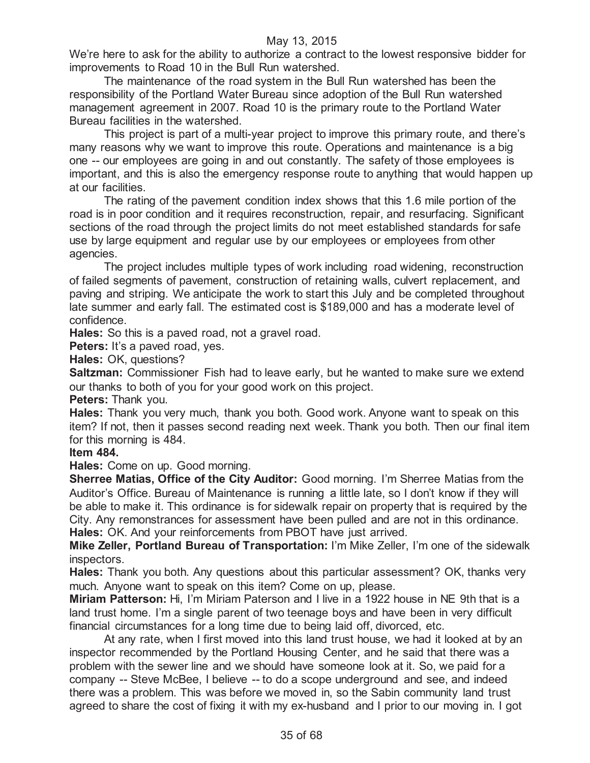We're here to ask for the ability to authorize a contract to the lowest responsive bidder for improvements to Road 10 in the Bull Run watershed.

The maintenance of the road system in the Bull Run watershed has been the responsibility of the Portland Water Bureau since adoption of the Bull Run watershed management agreement in 2007. Road 10 is the primary route to the Portland Water Bureau facilities in the watershed.

This project is part of a multi-year project to improve this primary route, and there's many reasons why we want to improve this route. Operations and maintenance is a big one -- our employees are going in and out constantly. The safety of those employees is important, and this is also the emergency response route to anything that would happen up at our facilities.

The rating of the pavement condition index shows that this 1.6 mile portion of the road is in poor condition and it requires reconstruction, repair, and resurfacing. Significant sections of the road through the project limits do not meet established standards for safe use by large equipment and regular use by our employees or employees from other agencies.

The project includes multiple types of work including road widening, reconstruction of failed segments of pavement, construction of retaining walls, culvert replacement, and paving and striping. We anticipate the work to start this July and be completed throughout late summer and early fall. The estimated cost is $189,000 and has a moderate level of confidence.

**Hales:** So this is a paved road, not a gravel road.

**Peters:** It's a paved road, yes.

**Hales:** OK, questions?

**Saltzman:** Commissioner Fish had to leave early, but he wanted to make sure we extend our thanks to both of you for your good work on this project.

**Peters:** Thank you.

**Hales:** Thank you very much, thank you both. Good work. Anyone want to speak on this item? If not, then it passes second reading next week. Thank you both. Then our final item for this morning is 484.

**Item 484.**

**Hales:** Come on up. Good morning.

**Sherree Matias, Office of the City Auditor:** Good morning. I'm Sherree Matias from the Auditor's Office. Bureau of Maintenance is running a little late, so I don't know if they will be able to make it. This ordinance is for sidewalk repair on property that is required by the City. Any remonstrances for assessment have been pulled and are not in this ordinance.

**Hales:** OK. And your reinforcements from PBOT have just arrived.

**Mike Zeller, Portland Bureau of Transportation:** I'm Mike Zeller, I'm one of the sidewalk inspectors.

**Hales:** Thank you both. Any questions about this particular assessment? OK, thanks very much. Anyone want to speak on this item? Come on up, please.

**Miriam Patterson:** Hi, I'm Miriam Paterson and I live in a 1922 house in NE 9th that is a land trust home. I'm a single parent of two teenage boys and have been in very difficult financial circumstances for a long time due to being laid off, divorced, etc.

At any rate, when I first moved into this land trust house, we had it looked at by an inspector recommended by the Portland Housing Center, and he said that there was a problem with the sewer line and we should have someone look at it. So, we paid for a company -- Steve McBee, I believe -- to do a scope underground and see, and indeed there was a problem. This was before we moved in, so the Sabin community land trust agreed to share the cost of fixing it with my ex-husband and I prior to our moving in. I got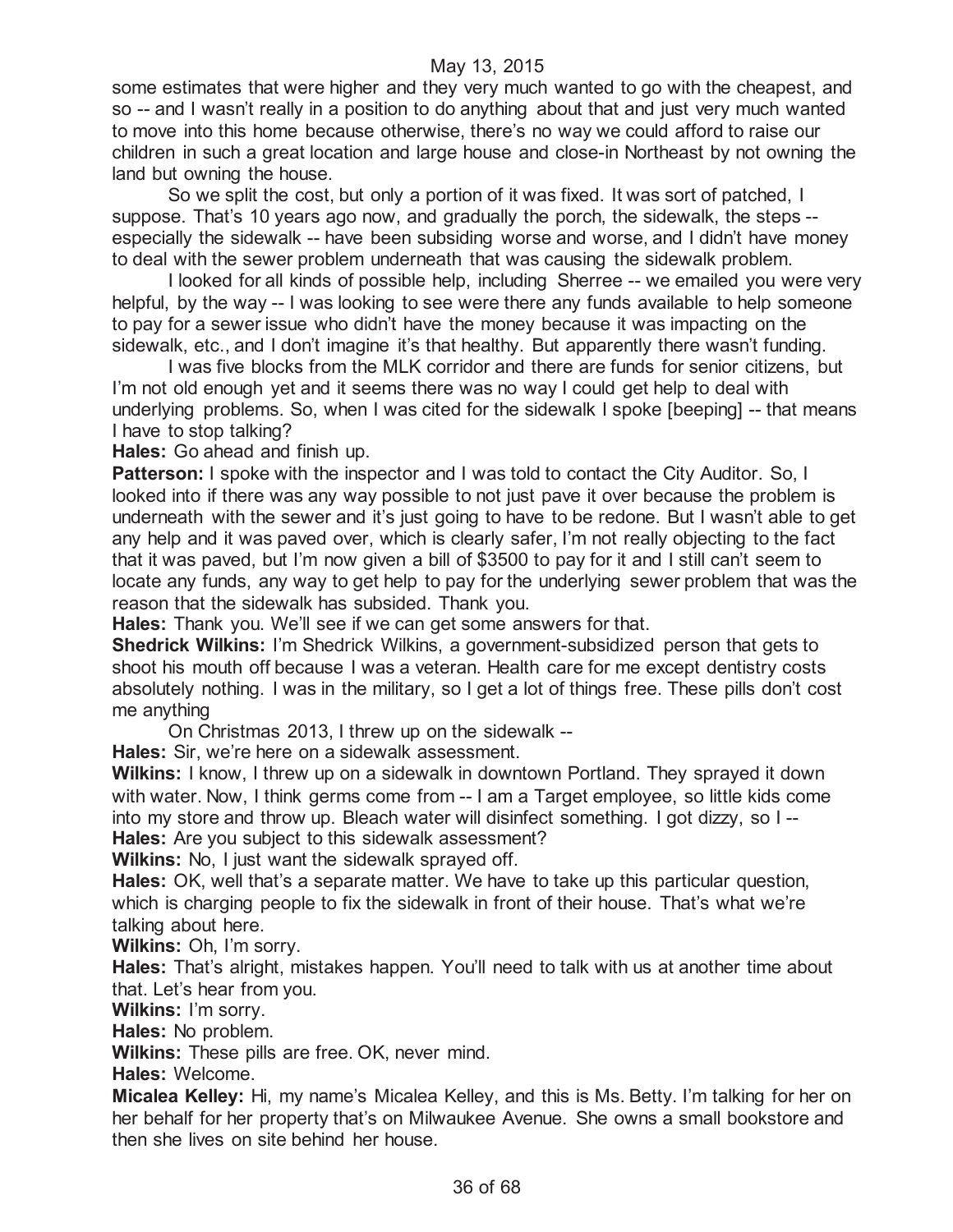some estimates that were higher and they very much wanted to go with the cheapest, and so -- and I wasn't really in a position to do anything about that and just very much wanted to move into this home because otherwise, there's no way we could afford to raise our children in such a great location and large house and close-in Northeast by not owning the land but owning the house.

So we split the cost, but only a portion of it was fixed. It was sort of patched, I suppose. That's 10 years ago now, and gradually the porch, the sidewalk, the steps -- especially the sidewalk -- have been subsiding worse and worse, and I didn't have money to deal with the sewer problem underneath that was causing the sidewalk problem.

I looked for all kinds of possible help, including Sherree -- we emailed you were very helpful, by the way -- I was looking to see were there any funds available to help someone to pay for a sewer issue who didn't have the money because it was impacting on the sidewalk, etc., and I don't imagine it's that healthy. But apparently there wasn't funding.

I was five blocks from the MLK corridor and there are funds for senior citizens, but I'm not old enough yet and it seems there was no way I could get help to deal with underlying problems. So, when I was cited for the sidewalk I spoke [beeping] -- that means I have to stop talking?

**Hales:** Go ahead and finish up.

**Patterson:** I spoke with the inspector and I was told to contact the City Auditor. So, I looked into if there was any way possible to not just pave it over because the problem is underneath with the sewer and it's just going to have to be redone. But I wasn't able to get any help and it was paved over, which is clearly safer, I'm not really objecting to the fact that it was paved, but I'm now given a bill of $3500 to pay for it and I still can't seem to locate any funds, any way to get help to pay for the underlying sewer problem that was the reason that the sidewalk has subsided. Thank you.

**Hales:** Thank you. We'll see if we can get some answers for that.

**Shedrick Wilkins:** I'm Shedrick Wilkins, a government-subsidized person that gets to shoot his mouth off because I was a veteran. Health care for me except dentistry costs absolutely nothing. I was in the military, so I get a lot of things free. These pills don't cost me anything

On Christmas 2013, I threw up on the sidewalk --

**Hales:** Sir, we're here on a sidewalk assessment.

**Wilkins:** I know, I threw up on a sidewalk in downtown Portland. They sprayed it down with water. Now, I think germs come from -- I am a Target employee, so little kids come into my store and throw up. Bleach water will disinfect something. I got dizzy, so I --

**Hales:** Are you subject to this sidewalk assessment?

**Wilkins:** No, I just want the sidewalk sprayed off.

**Hales:** OK, well that's a separate matter. We have to take up this particular question, which is charging people to fix the sidewalk in front of their house. That's what we're talking about here.

**Wilkins:** Oh, I'm sorry.

**Hales:** That's alright, mistakes happen. You'll need to talk with us at another time about that. Let's hear from you.

**Wilkins:** I'm sorry.

**Hales:** No problem.

**Wilkins:** These pills are free. OK, never mind.

**Hales:** Welcome.

**Micalea Kelley:** Hi, my name's Micalea Kelley, and this is Ms. Betty. I'm talking for her on her behalf for her property that's on Milwaukee Avenue. She owns a small bookstore and then she lives on site behind her house.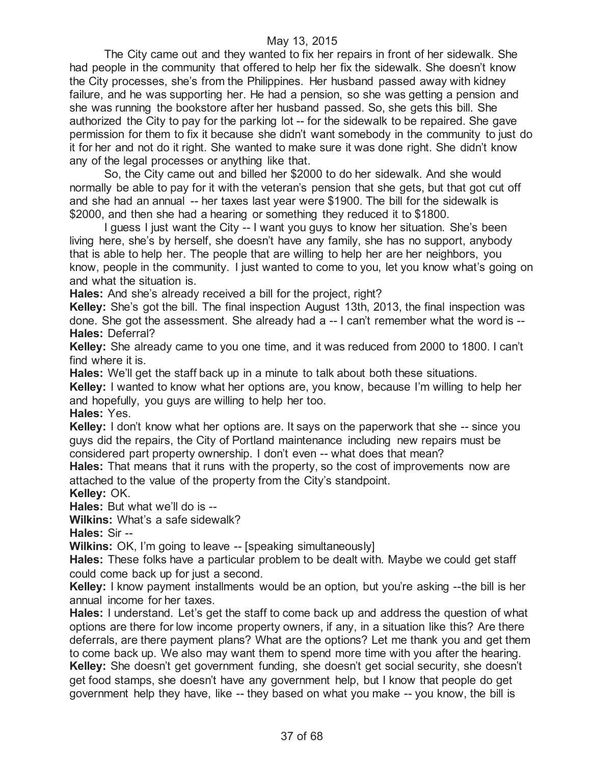The City came out and they wanted to fix her repairs in front of her sidewalk. She had people in the community that offered to help her fix the sidewalk. She doesn't know the City processes, she's from the Philippines. Her husband passed away with kidney failure, and he was supporting her. He had a pension, so she was getting a pension and she was running the bookstore after her husband passed. So, she gets this bill. She authorized the City to pay for the parking lot -- for the sidewalk to be repaired. She gave permission for them to fix it because she didn't want somebody in the community to just do it for her and not do it right. She wanted to make sure it was done right. She didn't know any of the legal processes or anything like that.

So, the City came out and billed her $2000 to do her sidewalk. And she would normally be able to pay for it with the veteran's pension that she gets, but that got cut off and she had an annual -- her taxes last year were $1900. The bill for the sidewalk is $2000, and then she had a hearing or something they reduced it to $1800.

I guess I just want the City -- I want you guys to know her situation. She's been living here, she's by herself, she doesn't have any family, she has no support, anybody that is able to help her. The people that are willing to help her are her neighbors, you know, people in the community. I just wanted to come to you, let you know what's going on and what the situation is.

**Hales:** And she's already received a bill for the project, right?

**Kelley:** She's got the bill. The final inspection August 13th, 2013, the final inspection was done. She got the assessment. She already had a -- I can't remember what the word is --

**Hales:** Deferral?

**Kelley:** She already came to you one time, and it was reduced from 2000 to 1800. I can't find where it is.

**Hales:** We'll get the staff back up in a minute to talk about both these situations.

**Kelley:** I wanted to know what her options are, you know, because I'm willing to help her and hopefully, you guys are willing to help her too.

**Hales:** Yes.

**Kelley:** I don't know what her options are. It says on the paperwork that she -- since you guys did the repairs, the City of Portland maintenance including new repairs must be considered part property ownership. I don't even -- what does that mean?

**Hales:** That means that it runs with the property, so the cost of improvements now are attached to the value of the property from the City's standpoint.

**Kelley:** OK.

**Hales:** But what we'll do is --

**Wilkins:** What's a safe sidewalk?

**Hales:** Sir --

**Wilkins:** OK, I'm going to leave -- [speaking simultaneously]

**Hales:** These folks have a particular problem to be dealt with. Maybe we could get staff could come back up for just a second.

**Kelley:** I know payment installments would be an option, but you're asking --the bill is her annual income for her taxes.

**Hales:** I understand. Let's get the staff to come back up and address the question of what options are there for low income property owners, if any, in a situation like this? Are there deferrals, are there payment plans? What are the options? Let me thank you and get them to come back up. We also may want them to spend more time with you after the hearing.

**Kelley:** She doesn't get government funding, she doesn't get social security, she doesn't get food stamps, she doesn't have any government help, but I know that people do get government help they have, like -- they based on what you make -- you know, the bill is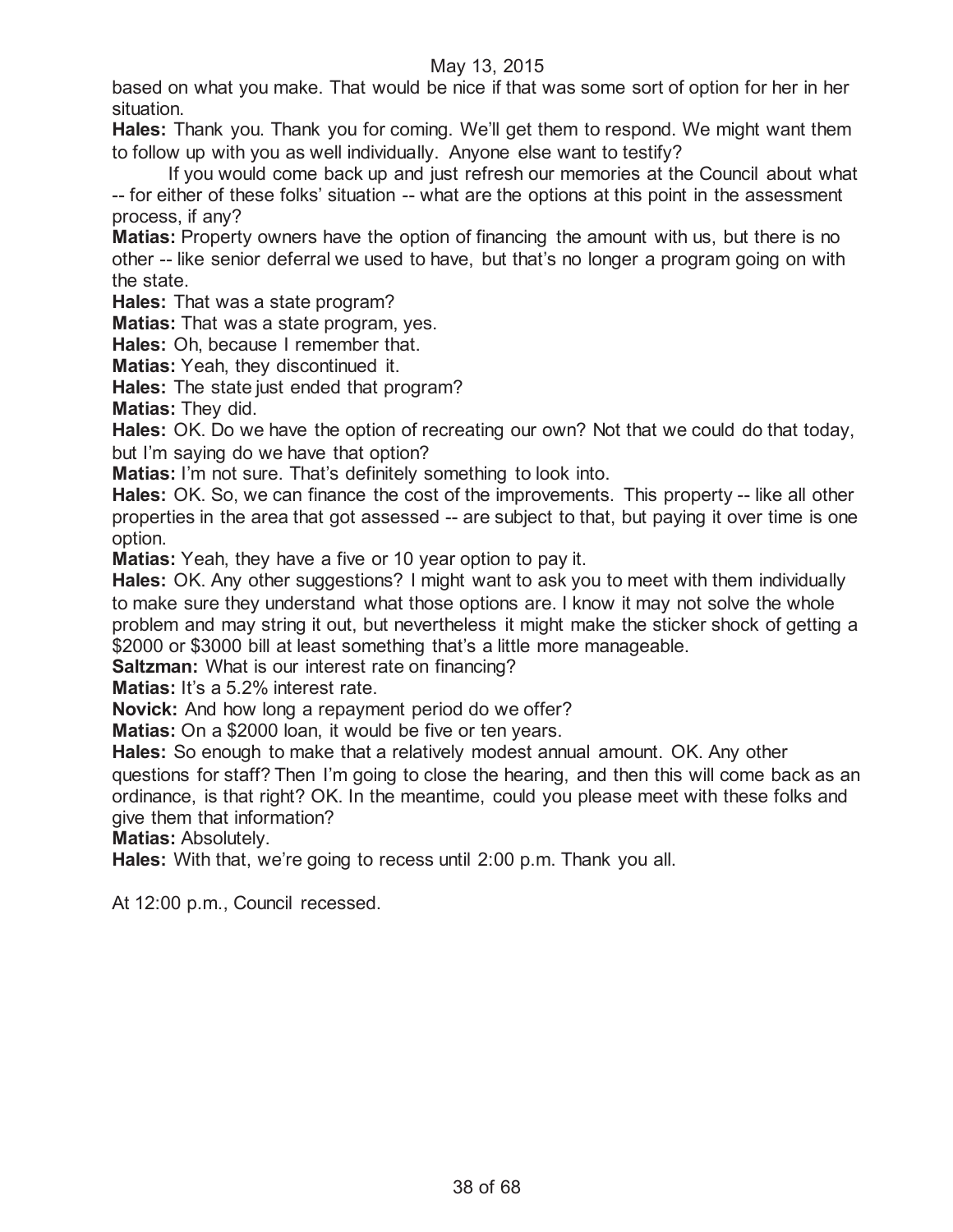based on what you make. That would be nice if that was some sort of option for her in her situation.

**Hales:** Thank you. Thank you for coming. We'll get them to respond. We might want them to follow up with you as well individually. Anyone else want to testify?

If you would come back up and just refresh our memories at the Council about what -- for either of these folks' situation -- what are the options at this point in the assessment process, if any?

**Matias:** Property owners have the option of financing the amount with us, but there is no other -- like senior deferral we used to have, but that's no longer a program going on with the state.

**Hales:** That was a state program?

**Matias:** That was a state program, yes.

**Hales:** Oh, because I remember that.

**Matias:** Yeah, they discontinued it.

**Hales:** The state just ended that program?

**Matias:** They did.

**Hales:** OK. Do we have the option of recreating our own? Not that we could do that today, but I'm saying do we have that option?

**Matias:** I'm not sure. That's definitely something to look into.

**Hales:** OK. So, we can finance the cost of the improvements. This property -- like all other properties in the area that got assessed -- are subject to that, but paying it over time is one option.

**Matias:** Yeah, they have a five or 10 year option to pay it.

**Hales:** OK. Any other suggestions? I might want to ask you to meet with them individually to make sure they understand what those options are. I know it may not solve the whole problem and may string it out, but nevertheless it might make the sticker shock of getting a $2000 or $3000 bill at least something that's a little more manageable.

**Saltzman:** What is our interest rate on financing?

**Matias:** It's a 5.2% interest rate.

**Novick:** And how long a repayment period do we offer?

**Matias:** On a $2000 loan, it would be five or ten years.

**Hales:** So enough to make that a relatively modest annual amount. OK. Any other questions for staff? Then I'm going to close the hearing, and then this will come back as an ordinance, is that right? OK. In the meantime, could you please meet with these folks and give them that information?

**Matias:** Absolutely.

**Hales:** With that, we're going to recess until 2:00 p.m. Thank you all.

At 12:00 p.m., Council recessed.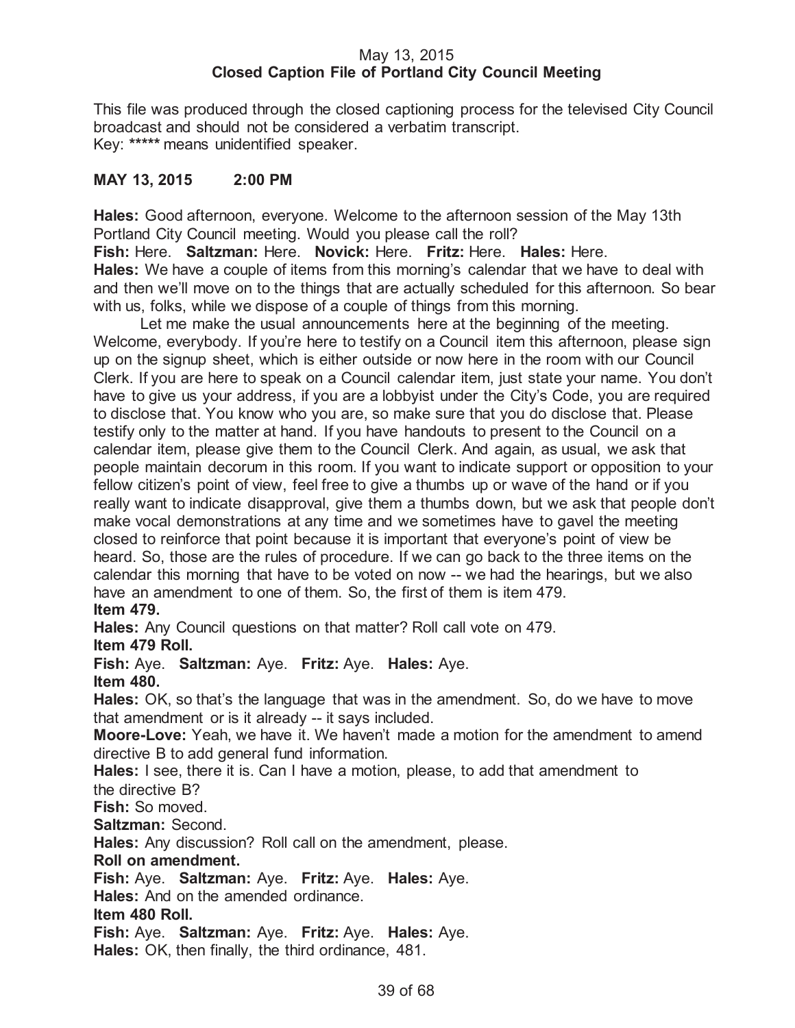May 13, 2015
**Closed Caption File of Portland City Council Meeting**

This file was produced through the closed captioning process for the televised City Council broadcast and should not be considered a verbatim transcript.
Key: ***** means unidentified speaker.

**MAY 13, 2015 2:00 PM**

**Hales:** Good afternoon, everyone. Welcome to the afternoon session of the May 13th Portland City Council meeting. Would you please call the roll?
**Fish:** Here. **Saltzman:** Here. **Novick:** Here. **Fritz:** Here. **Hales:** Here.
**Hales:** We have a couple of items from this morning's calendar that we have to deal with and then we'll move on to the things that are actually scheduled for this afternoon. So bear with us, folks, while we dispose of a couple of things from this morning.

Let me make the usual announcements here at the beginning of the meeting. Welcome, everybody. If you're here to testify on a Council item this afternoon, please sign up on the signup sheet, which is either outside or now here in the room with our Council Clerk. If you are here to speak on a Council calendar item, just state your name. You don't have to give us your address, if you are a lobbyist under the City's Code, you are required to disclose that. You know who you are, so make sure that you do disclose that. Please testify only to the matter at hand. If you have handouts to present to the Council on a calendar item, please give them to the Council Clerk. And again, as usual, we ask that people maintain decorum in this room. If you want to indicate support or opposition to your fellow citizen's point of view, feel free to give a thumbs up or wave of the hand or if you really want to indicate disapproval, give them a thumbs down, but we ask that people don't make vocal demonstrations at any time and we sometimes have to gavel the meeting closed to reinforce that point because it is important that everyone's point of view be heard. So, those are the rules of procedure. If we can go back to the three items on the calendar this morning that have to be voted on now -- we had the hearings, but we also have an amendment to one of them. So, the first of them is item 479.

**Item 479.**

**Hales:** Any Council questions on that matter? Roll call vote on 479.

**Item 479 Roll.**

**Fish:** Aye. **Saltzman:** Aye. **Fritz:** Aye. **Hales:** Aye.

**Item 480.**

**Hales:** OK, so that's the language that was in the amendment. So, do we have to move that amendment or is it already -- it says included.
**Moore-Love:** Yeah, we have it. We haven't made a motion for the amendment to amend directive B to add general fund information.
**Hales:** I see, there it is. Can I have a motion, please, to add that amendment to the directive B?
**Fish:** So moved.
**Saltzman:** Second.
**Hales:** Any discussion? Roll call on the amendment, please.

**Roll on amendment.**

**Fish:** Aye. **Saltzman:** Aye. **Fritz:** Aye. **Hales:** Aye.
**Hales:** And on the amended ordinance.

**Item 480 Roll.**

**Fish:** Aye. **Saltzman:** Aye. **Fritz:** Aye. **Hales:** Aye.
**Hales:** OK, then finally, the third ordinance, 481.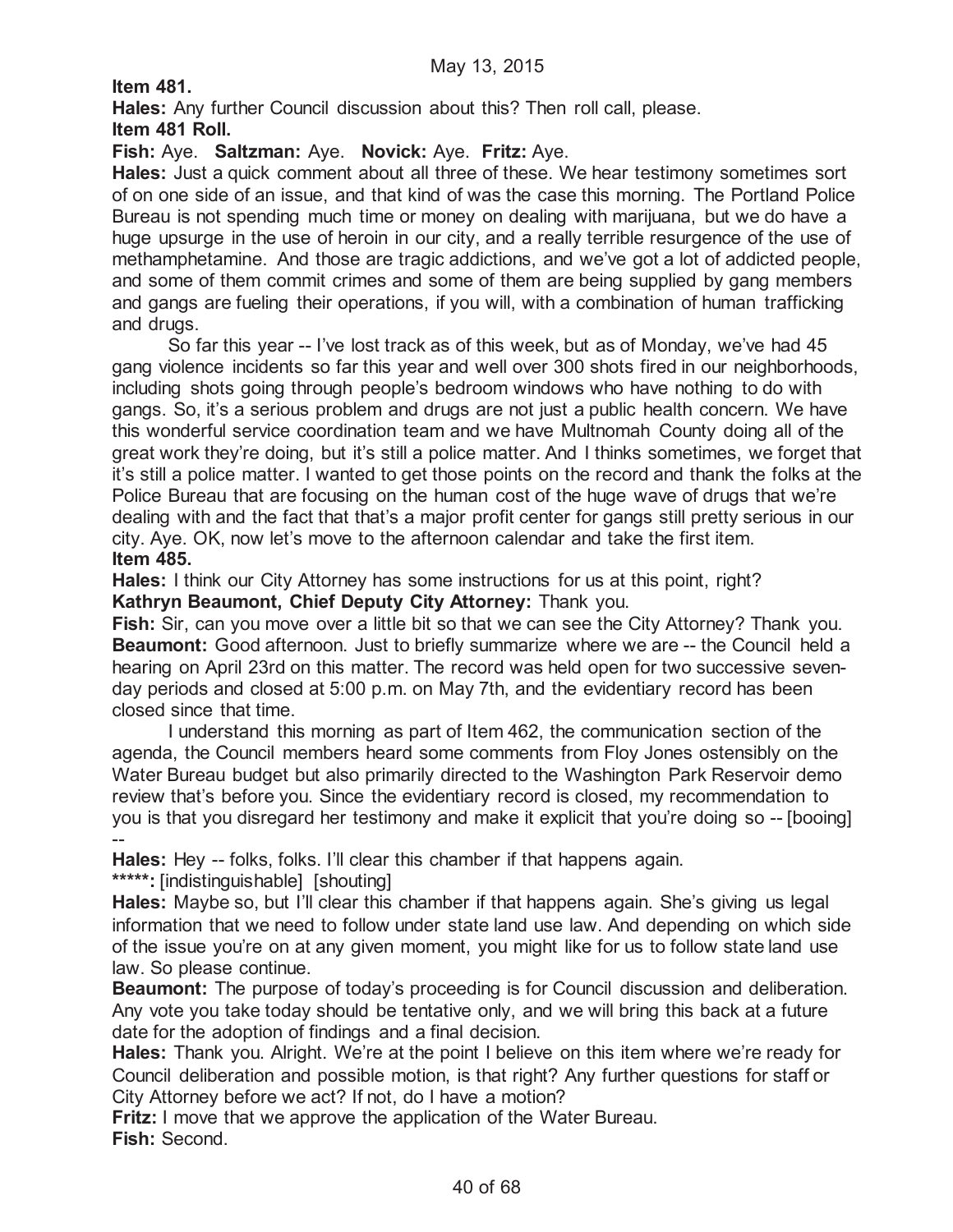**Item 481.**

**Hales:** Any further Council discussion about this? Then roll call, please.

**Item 481 Roll.**

**Fish:** Aye. **Saltzman:** Aye. **Novick:** Aye. **Fritz:** Aye.

**Hales:** Just a quick comment about all three of these. We hear testimony sometimes sort of on one side of an issue, and that kind of was the case this morning. The Portland Police Bureau is not spending much time or money on dealing with marijuana, but we do have a huge upsurge in the use of heroin in our city, and a really terrible resurgence of the use of methamphetamine. And those are tragic addictions, and we've got a lot of addicted people, and some of them commit crimes and some of them are being supplied by gang members and gangs are fueling their operations, if you will, with a combination of human trafficking and drugs.

So far this year -- I've lost track as of this week, but as of Monday, we've had 45 gang violence incidents so far this year and well over 300 shots fired in our neighborhoods, including shots going through people's bedroom windows who have nothing to do with gangs. So, it's a serious problem and drugs are not just a public health concern. We have this wonderful service coordination team and we have Multnomah County doing all of the great work they're doing, but it's still a police matter. And I thinks sometimes, we forget that it's still a police matter. I wanted to get those points on the record and thank the folks at the Police Bureau that are focusing on the human cost of the huge wave of drugs that we're dealing with and the fact that that's a major profit center for gangs still pretty serious in our city. Aye. OK, now let's move to the afternoon calendar and take the first item.

**Item 485.**

**Hales:** I think our City Attorney has some instructions for us at this point, right?

**Kathryn Beaumont, Chief Deputy City Attorney:** Thank you.

**Fish:** Sir, can you move over a little bit so that we can see the City Attorney? Thank you.

**Beaumont:** Good afternoon. Just to briefly summarize where we are -- the Council held a hearing on April 23rd on this matter. The record was held open for two successive seven-day periods and closed at 5:00 p.m. on May 7th, and the evidentiary record has been closed since that time.

I understand this morning as part of Item 462, the communication section of the agenda, the Council members heard some comments from Floy Jones ostensibly on the Water Bureau budget but also primarily directed to the Washington Park Reservoir demo review that's before you. Since the evidentiary record is closed, my recommendation to you is that you disregard her testimony and make it explicit that you're doing so -- [booing] --

**Hales:** Hey -- folks, folks. I'll clear this chamber if that happens again.

**\*\*\*\*\*:** [indistinguishable] [shouting]

**Hales:** Maybe so, but I'll clear this chamber if that happens again. She's giving us legal information that we need to follow under state land use law. And depending on which side of the issue you're on at any given moment, you might like for us to follow state land use law. So please continue.

**Beaumont:** The purpose of today's proceeding is for Council discussion and deliberation. Any vote you take today should be tentative only, and we will bring this back at a future date for the adoption of findings and a final decision.

**Hales:** Thank you. Alright. We're at the point I believe on this item where we're ready for Council deliberation and possible motion, is that right? Any further questions for staff or City Attorney before we act? If not, do I have a motion?

**Fritz:** I move that we approve the application of the Water Bureau.

**Fish:** Second.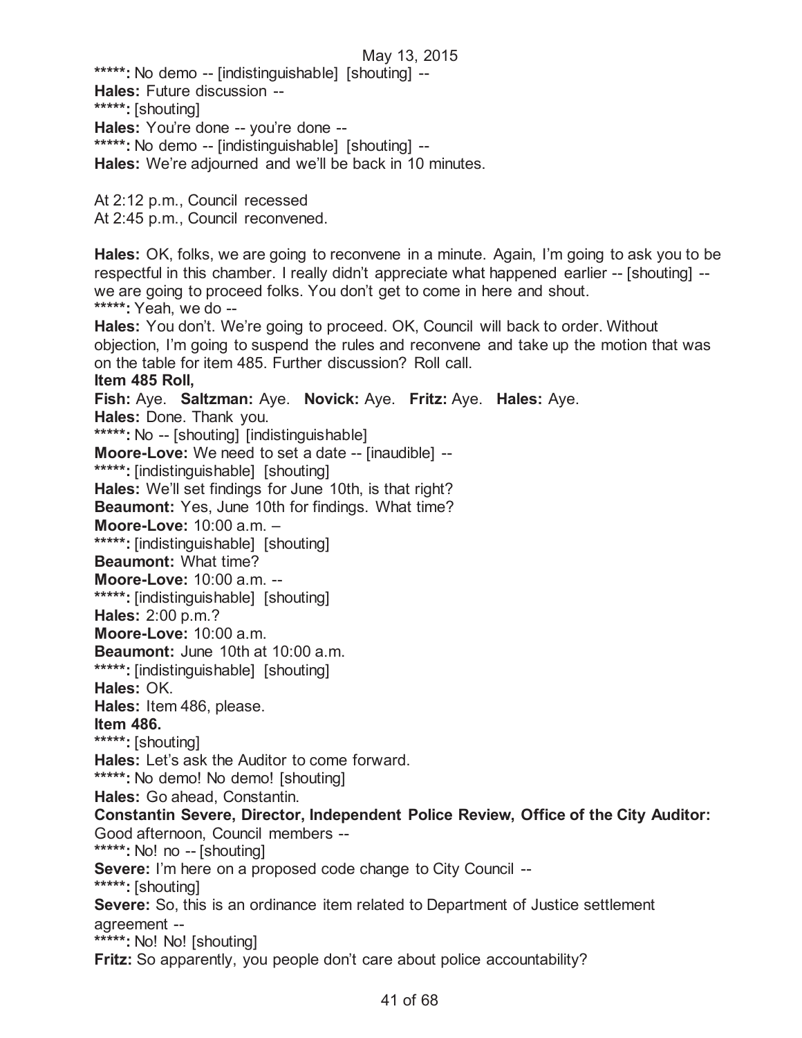**\*\*\*\*\*:** No demo -- [indistinguishable] [shouting] --
**Hales:** Future discussion --
**\*\*\*\*\*:** [shouting]
**Hales:** You're done -- you're done --
**\*\*\*\*\*:** No demo -- [indistinguishable] [shouting] --
**Hales:** We're adjourned and we'll be back in 10 minutes.

At 2:12 p.m., Council recessed
At 2:45 p.m., Council reconvened.

**Hales:** OK, folks, we are going to reconvene in a minute. Again, I'm going to ask you to be respectful in this chamber. I really didn't appreciate what happened earlier -- [shouting] -- we are going to proceed folks. You don't get to come in here and shout.
**\*\*\*\*\*:** Yeah, we do --
**Hales:** You don't. We're going to proceed. OK, Council will back to order. Without objection, I'm going to suspend the rules and reconvene and take up the motion that was on the table for item 485. Further discussion? Roll call.
**Item 485 Roll,**
**Fish:** Aye. **Saltzman:** Aye. **Novick:** Aye. **Fritz:** Aye. **Hales:** Aye.
**Hales:** Done. Thank you.
**\*\*\*\*\*:** No -- [shouting] [indistinguishable]
**Moore-Love:** We need to set a date -- [inaudible] --
**\*\*\*\*\*:** [indistinguishable] [shouting]
**Hales:** We'll set findings for June 10th, is that right?
**Beaumont:** Yes, June 10th for findings. What time?
**Moore-Love:** 10:00 a.m. –
**\*\*\*\*\*:** [indistinguishable] [shouting]
**Beaumont:** What time?
**Moore-Love:** 10:00 a.m. --
**\*\*\*\*\*:** [indistinguishable] [shouting]
**Hales:** 2:00 p.m.?
**Moore-Love:** 10:00 a.m.
**Beaumont:** June 10th at 10:00 a.m.
**\*\*\*\*\*:** [indistinguishable] [shouting]
**Hales:** OK.
**Hales:** Item 486, please.
**Item 486.**
**\*\*\*\*\*:** [shouting]
**Hales:** Let's ask the Auditor to come forward.
**\*\*\*\*\*:** No demo! No demo! [shouting]
**Hales:** Go ahead, Constantin.
**Constantin Severe, Director, Independent Police Review, Office of the City Auditor:** Good afternoon, Council members --
**\*\*\*\*\*:** No! no -- [shouting]
**Severe:** I'm here on a proposed code change to City Council --
**\*\*\*\*\*:** [shouting]
**Severe:** So, this is an ordinance item related to Department of Justice settlement agreement --
**\*\*\*\*\*:** No! No! [shouting]
**Fritz:** So apparently, you people don't care about police accountability?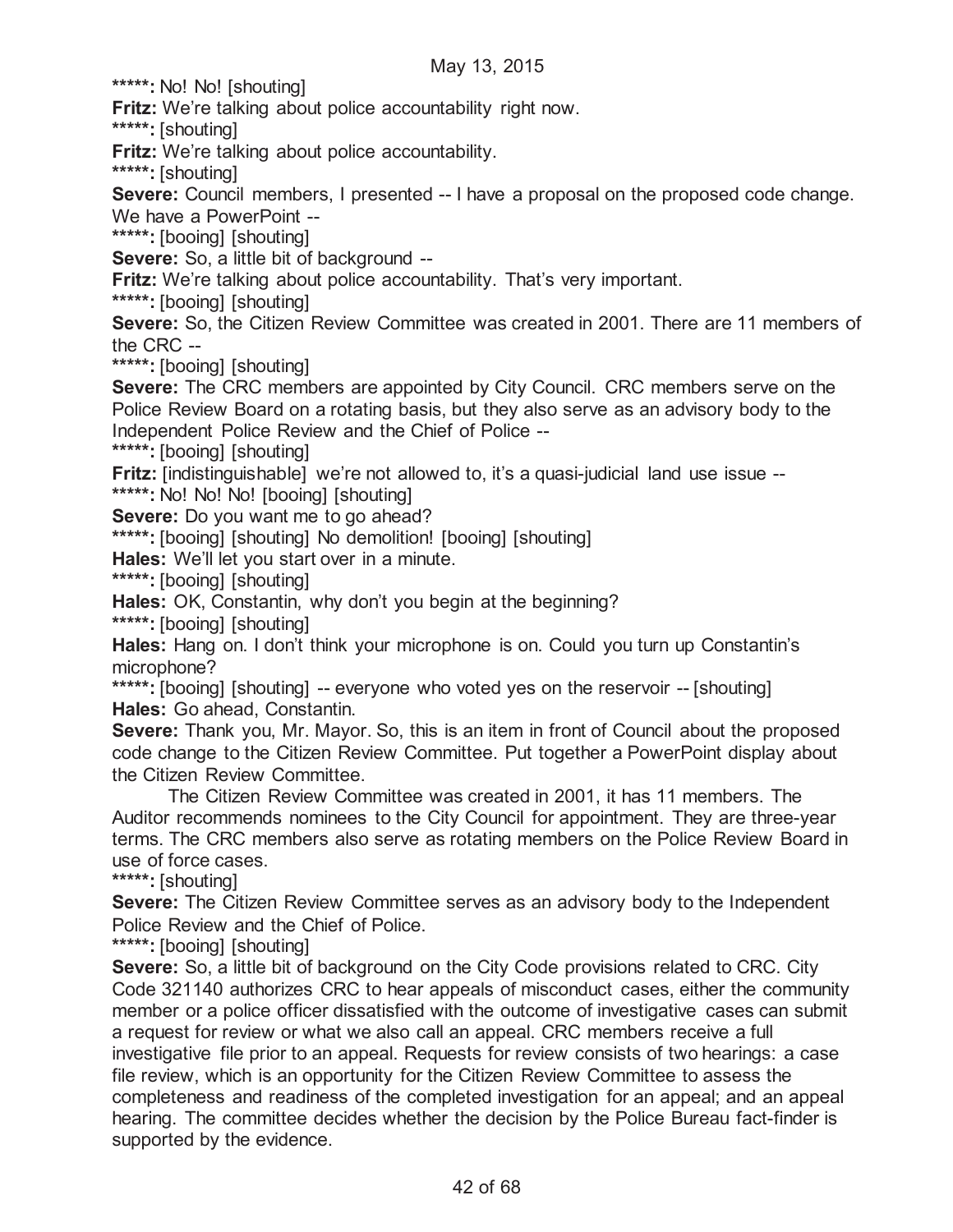**\*\*\*\*\*:** No! No! [shouting]

**Fritz:** We're talking about police accountability right now.

**\*\*\*\*\*:** [shouting]

**Fritz:** We're talking about police accountability.

**\*\*\*\*\*:** [shouting]

**Severe:** Council members, I presented -- I have a proposal on the proposed code change. We have a PowerPoint --

**\*\*\*\*\*:** [booing] [shouting]

**Severe:** So, a little bit of background --

**Fritz:** We're talking about police accountability. That's very important.

**\*\*\*\*\*:** [booing] [shouting]

**Severe:** So, the Citizen Review Committee was created in 2001. There are 11 members of the CRC --

**\*\*\*\*\*:** [booing] [shouting]

**Severe:** The CRC members are appointed by City Council. CRC members serve on the Police Review Board on a rotating basis, but they also serve as an advisory body to the Independent Police Review and the Chief of Police --

**\*\*\*\*\*:** [booing] [shouting]

**Fritz:** [indistinguishable] we're not allowed to, it's a quasi-judicial land use issue --

**\*\*\*\*\*:** No! No! No! [booing] [shouting]

**Severe:** Do you want me to go ahead?

**\*\*\*\*\*:** [booing] [shouting] No demolition! [booing] [shouting]

**Hales:** We'll let you start over in a minute.

**\*\*\*\*\*:** [booing] [shouting]

**Hales:** OK, Constantin, why don't you begin at the beginning?

**\*\*\*\*\*:** [booing] [shouting]

**Hales:** Hang on. I don't think your microphone is on. Could you turn up Constantin's microphone?

**\*\*\*\*\*:** [booing] [shouting] -- everyone who voted yes on the reservoir -- [shouting]

**Hales:** Go ahead, Constantin.

**Severe:** Thank you, Mr. Mayor. So, this is an item in front of Council about the proposed code change to the Citizen Review Committee. Put together a PowerPoint display about the Citizen Review Committee.

The Citizen Review Committee was created in 2001, it has 11 members. The Auditor recommends nominees to the City Council for appointment. They are three-year terms. The CRC members also serve as rotating members on the Police Review Board in use of force cases.

**\*\*\*\*\*:** [shouting]

**Severe:** The Citizen Review Committee serves as an advisory body to the Independent Police Review and the Chief of Police.

**\*\*\*\*\*:** [booing] [shouting]

**Severe:** So, a little bit of background on the City Code provisions related to CRC. City Code 321140 authorizes CRC to hear appeals of misconduct cases, either the community member or a police officer dissatisfied with the outcome of investigative cases can submit a request for review or what we also call an appeal. CRC members receive a full investigative file prior to an appeal. Requests for review consists of two hearings: a case file review, which is an opportunity for the Citizen Review Committee to assess the completeness and readiness of the completed investigation for an appeal; and an appeal hearing. The committee decides whether the decision by the Police Bureau fact-finder is supported by the evidence.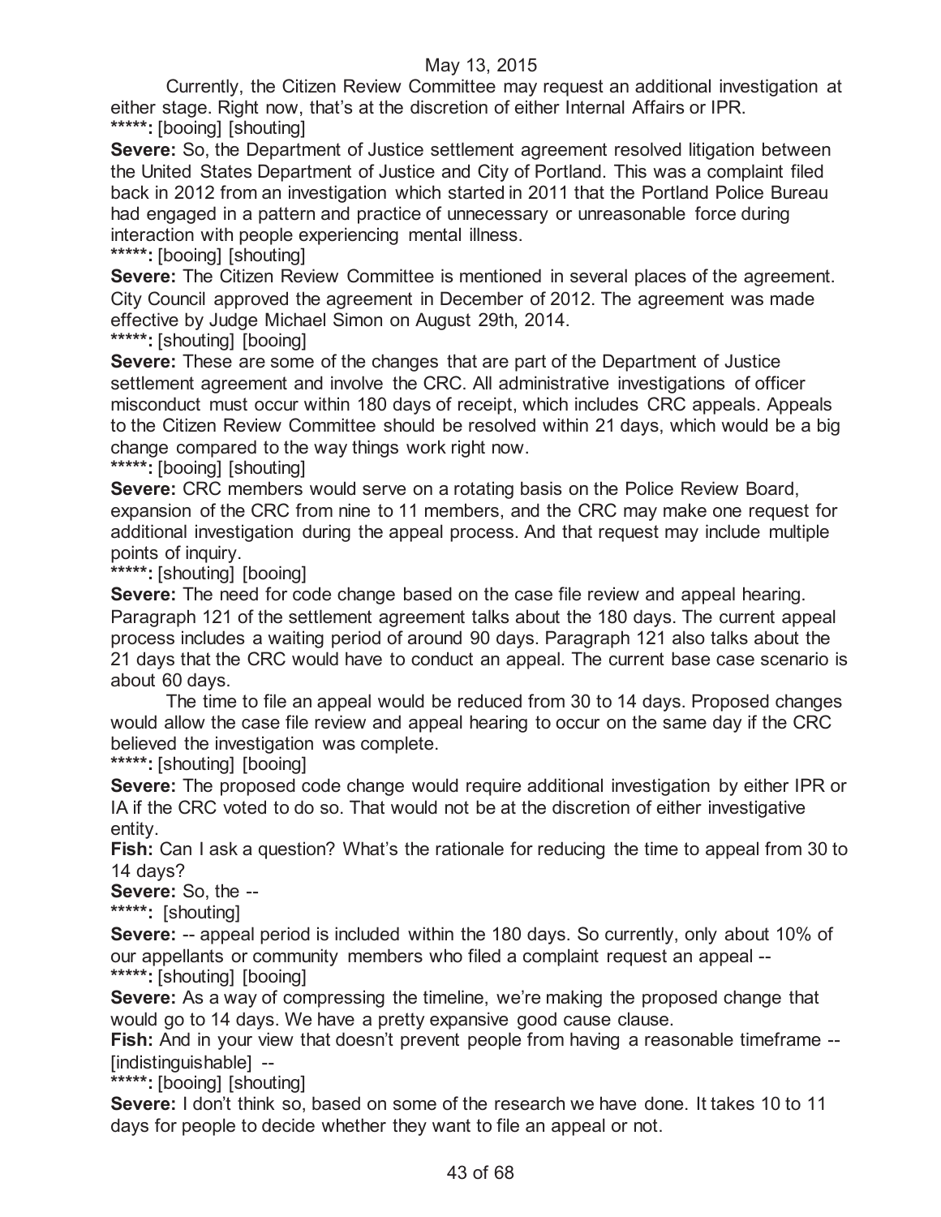Currently, the Citizen Review Committee may request an additional investigation at either stage. Right now, that's at the discretion of either Internal Affairs or IPR.

*****: [booing] [shouting]

**Severe:** So, the Department of Justice settlement agreement resolved litigation between the United States Department of Justice and City of Portland. This was a complaint filed back in 2012 from an investigation which started in 2011 that the Portland Police Bureau had engaged in a pattern and practice of unnecessary or unreasonable force during interaction with people experiencing mental illness.

*****: [booing] [shouting]

**Severe:** The Citizen Review Committee is mentioned in several places of the agreement. City Council approved the agreement in December of 2012. The agreement was made effective by Judge Michael Simon on August 29th, 2014.

*****: [shouting] [booing]

**Severe:** These are some of the changes that are part of the Department of Justice settlement agreement and involve the CRC. All administrative investigations of officer misconduct must occur within 180 days of receipt, which includes CRC appeals. Appeals to the Citizen Review Committee should be resolved within 21 days, which would be a big change compared to the way things work right now.

*****: [booing] [shouting]

**Severe:** CRC members would serve on a rotating basis on the Police Review Board, expansion of the CRC from nine to 11 members, and the CRC may make one request for additional investigation during the appeal process. And that request may include multiple points of inquiry.

*****: [shouting] [booing]

**Severe:** The need for code change based on the case file review and appeal hearing. Paragraph 121 of the settlement agreement talks about the 180 days. The current appeal process includes a waiting period of around 90 days. Paragraph 121 also talks about the 21 days that the CRC would have to conduct an appeal. The current base case scenario is about 60 days.

The time to file an appeal would be reduced from 30 to 14 days. Proposed changes would allow the case file review and appeal hearing to occur on the same day if the CRC believed the investigation was complete.

*****: [shouting] [booing]

**Severe:** The proposed code change would require additional investigation by either IPR or IA if the CRC voted to do so. That would not be at the discretion of either investigative entity.

**Fish:** Can I ask a question? What's the rationale for reducing the time to appeal from 30 to 14 days?

**Severe:** So, the --

*****: [shouting]

**Severe:** -- appeal period is included within the 180 days. So currently, only about 10% of our appellants or community members who filed a complaint request an appeal --

*****: [shouting] [booing]

**Severe:** As a way of compressing the timeline, we're making the proposed change that would go to 14 days. We have a pretty expansive good cause clause.

**Fish:** And in your view that doesn't prevent people from having a reasonable timeframe -- [indistinguishable] --

*****: [booing] [shouting]

**Severe:** I don't think so, based on some of the research we have done. It takes 10 to 11 days for people to decide whether they want to file an appeal or not.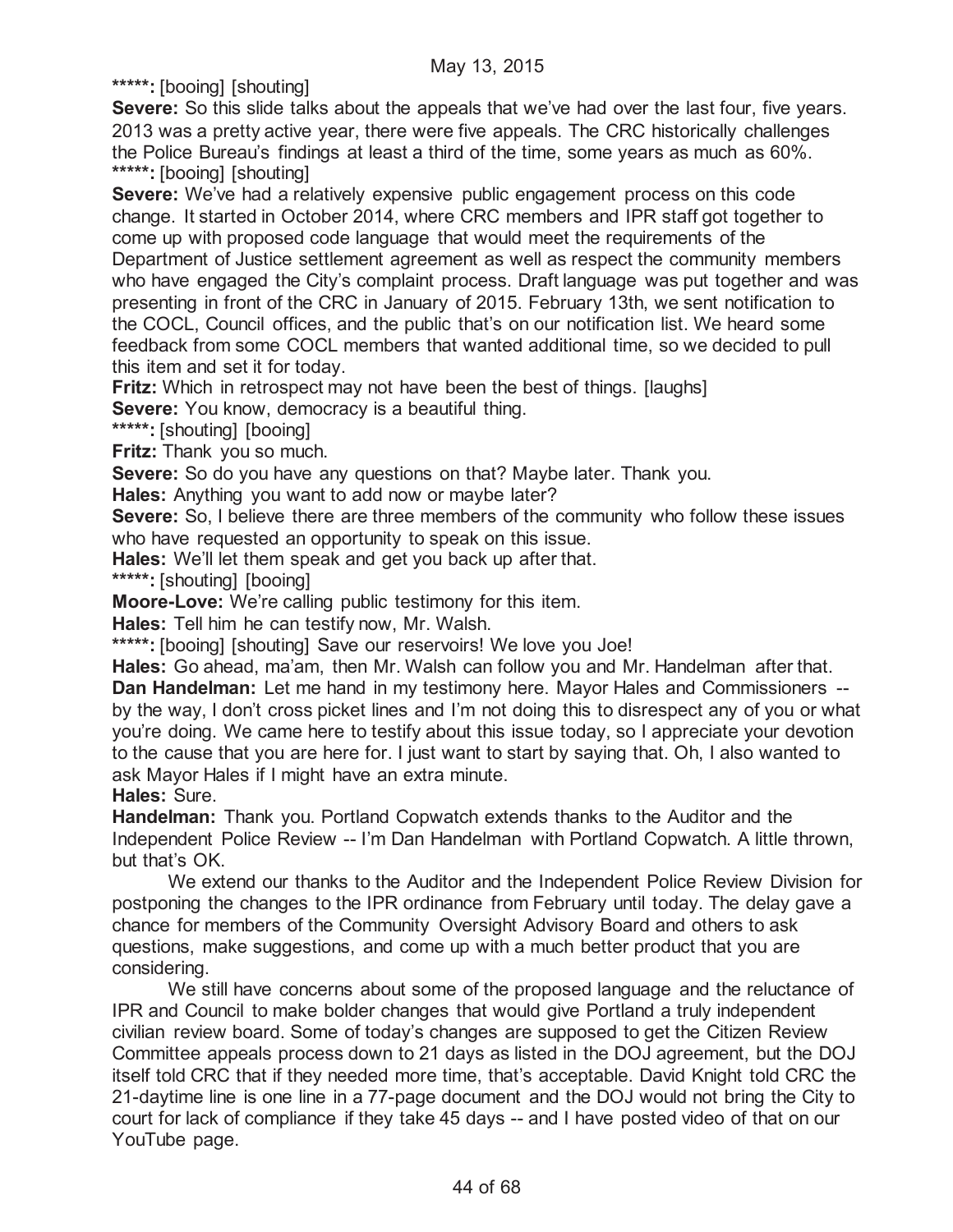**\*\*\*\*\*:** [booing] [shouting]

**Severe:** So this slide talks about the appeals that we've had over the last four, five years. 2013 was a pretty active year, there were five appeals. The CRC historically challenges the Police Bureau's findings at least a third of the time, some years as much as 60%.

**\*\*\*\*\*:** [booing] [shouting]

**Severe:** We've had a relatively expensive public engagement process on this code change. It started in October 2014, where CRC members and IPR staff got together to come up with proposed code language that would meet the requirements of the Department of Justice settlement agreement as well as respect the community members who have engaged the City's complaint process. Draft language was put together and was presenting in front of the CRC in January of 2015. February 13th, we sent notification to the COCL, Council offices, and the public that's on our notification list. We heard some feedback from some COCL members that wanted additional time, so we decided to pull this item and set it for today.

**Fritz:** Which in retrospect may not have been the best of things. [laughs]

**Severe:** You know, democracy is a beautiful thing.

**\*\*\*\*\*:** [shouting] [booing]

**Fritz:** Thank you so much.

**Severe:** So do you have any questions on that? Maybe later. Thank you.

**Hales:** Anything you want to add now or maybe later?

**Severe:** So, I believe there are three members of the community who follow these issues who have requested an opportunity to speak on this issue.

**Hales:** We'll let them speak and get you back up after that.

**\*\*\*\*\*:** [shouting] [booing]

**Moore-Love:** We're calling public testimony for this item.

**Hales:** Tell him he can testify now, Mr. Walsh.

**\*\*\*\*\*:** [booing] [shouting] Save our reservoirs! We love you Joe!

**Hales:** Go ahead, ma'am, then Mr. Walsh can follow you and Mr. Handelman after that.

**Dan Handelman:** Let me hand in my testimony here. Mayor Hales and Commissioners -- by the way, I don't cross picket lines and I'm not doing this to disrespect any of you or what you're doing. We came here to testify about this issue today, so I appreciate your devotion to the cause that you are here for. I just want to start by saying that. Oh, I also wanted to ask Mayor Hales if I might have an extra minute.

**Hales:** Sure.

**Handelman:** Thank you. Portland Copwatch extends thanks to the Auditor and the Independent Police Review -- I'm Dan Handelman with Portland Copwatch. A little thrown, but that's OK.

We extend our thanks to the Auditor and the Independent Police Review Division for postponing the changes to the IPR ordinance from February until today. The delay gave a chance for members of the Community Oversight Advisory Board and others to ask questions, make suggestions, and come up with a much better product that you are considering.

We still have concerns about some of the proposed language and the reluctance of IPR and Council to make bolder changes that would give Portland a truly independent civilian review board. Some of today's changes are supposed to get the Citizen Review Committee appeals process down to 21 days as listed in the DOJ agreement, but the DOJ itself told CRC that if they needed more time, that's acceptable. David Knight told CRC the 21-daytime line is one line in a 77-page document and the DOJ would not bring the City to court for lack of compliance if they take 45 days -- and I have posted video of that on our YouTube page.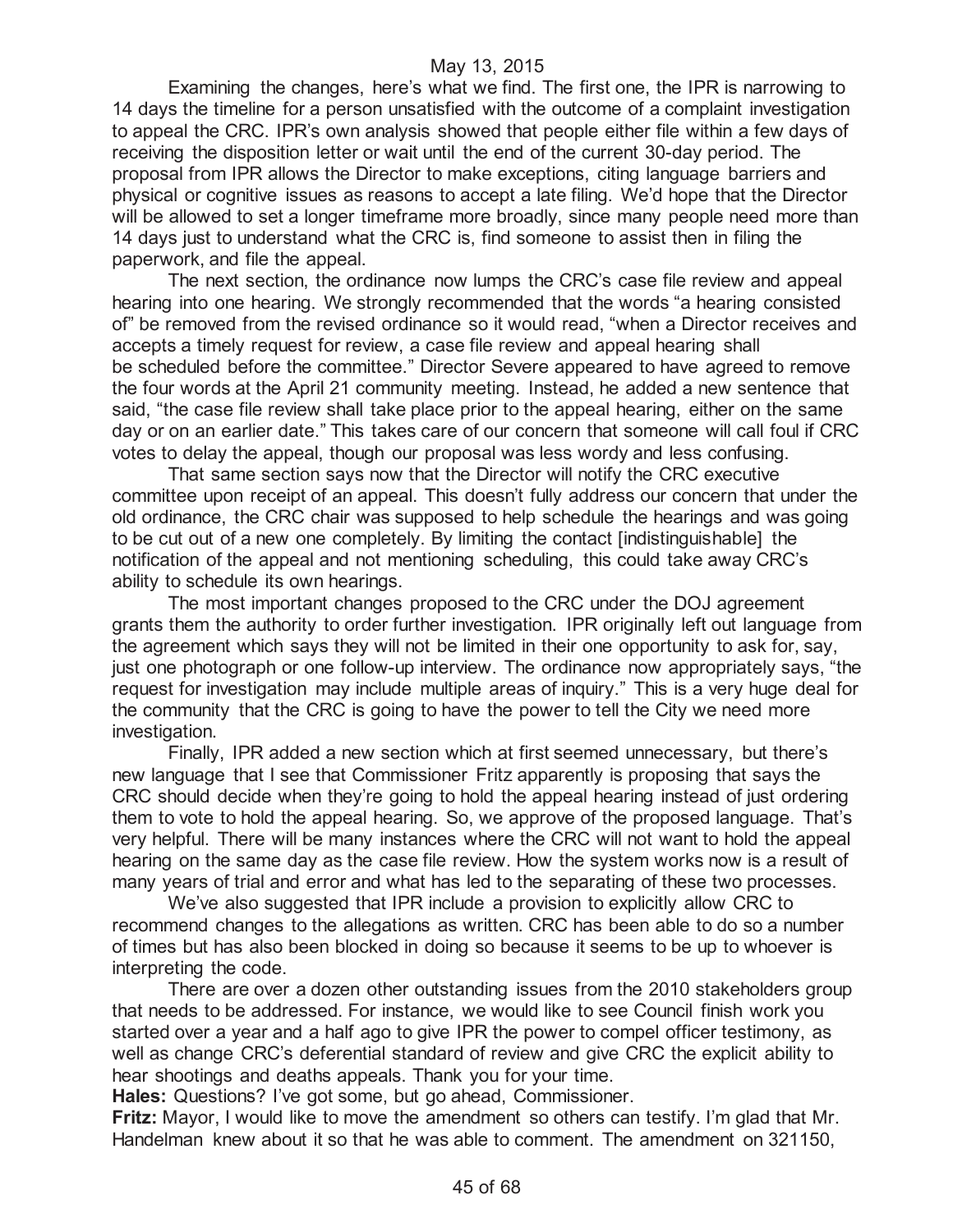Examining the changes, here's what we find. The first one, the IPR is narrowing to 14 days the timeline for a person unsatisfied with the outcome of a complaint investigation to appeal the CRC. IPR's own analysis showed that people either file within a few days of receiving the disposition letter or wait until the end of the current 30-day period. The proposal from IPR allows the Director to make exceptions, citing language barriers and physical or cognitive issues as reasons to accept a late filing. We'd hope that the Director will be allowed to set a longer timeframe more broadly, since many people need more than 14 days just to understand what the CRC is, find someone to assist then in filing the paperwork, and file the appeal.

The next section, the ordinance now lumps the CRC's case file review and appeal hearing into one hearing. We strongly recommended that the words "a hearing consisted of" be removed from the revised ordinance so it would read, "when a Director receives and accepts a timely request for review, a case file review and appeal hearing shall be scheduled before the committee." Director Severe appeared to have agreed to remove the four words at the April 21 community meeting. Instead, he added a new sentence that said, "the case file review shall take place prior to the appeal hearing, either on the same day or on an earlier date." This takes care of our concern that someone will call foul if CRC votes to delay the appeal, though our proposal was less wordy and less confusing.

That same section says now that the Director will notify the CRC executive committee upon receipt of an appeal. This doesn't fully address our concern that under the old ordinance, the CRC chair was supposed to help schedule the hearings and was going to be cut out of a new one completely. By limiting the contact [indistinguishable] the notification of the appeal and not mentioning scheduling, this could take away CRC's ability to schedule its own hearings.

The most important changes proposed to the CRC under the DOJ agreement grants them the authority to order further investigation. IPR originally left out language from the agreement which says they will not be limited in their one opportunity to ask for, say, just one photograph or one follow-up interview. The ordinance now appropriately says, "the request for investigation may include multiple areas of inquiry." This is a very huge deal for the community that the CRC is going to have the power to tell the City we need more investigation.

Finally, IPR added a new section which at first seemed unnecessary, but there's new language that I see that Commissioner Fritz apparently is proposing that says the CRC should decide when they're going to hold the appeal hearing instead of just ordering them to vote to hold the appeal hearing. So, we approve of the proposed language. That's very helpful. There will be many instances where the CRC will not want to hold the appeal hearing on the same day as the case file review. How the system works now is a result of many years of trial and error and what has led to the separating of these two processes.

We've also suggested that IPR include a provision to explicitly allow CRC to recommend changes to the allegations as written. CRC has been able to do so a number of times but has also been blocked in doing so because it seems to be up to whoever is interpreting the code.

There are over a dozen other outstanding issues from the 2010 stakeholders group that needs to be addressed. For instance, we would like to see Council finish work you started over a year and a half ago to give IPR the power to compel officer testimony, as well as change CRC's deferential standard of review and give CRC the explicit ability to hear shootings and deaths appeals. Thank you for your time.

**Hales:** Questions? I've got some, but go ahead, Commissioner.

**Fritz:** Mayor, I would like to move the amendment so others can testify. I'm glad that Mr. Handelman knew about it so that he was able to comment. The amendment on 321150,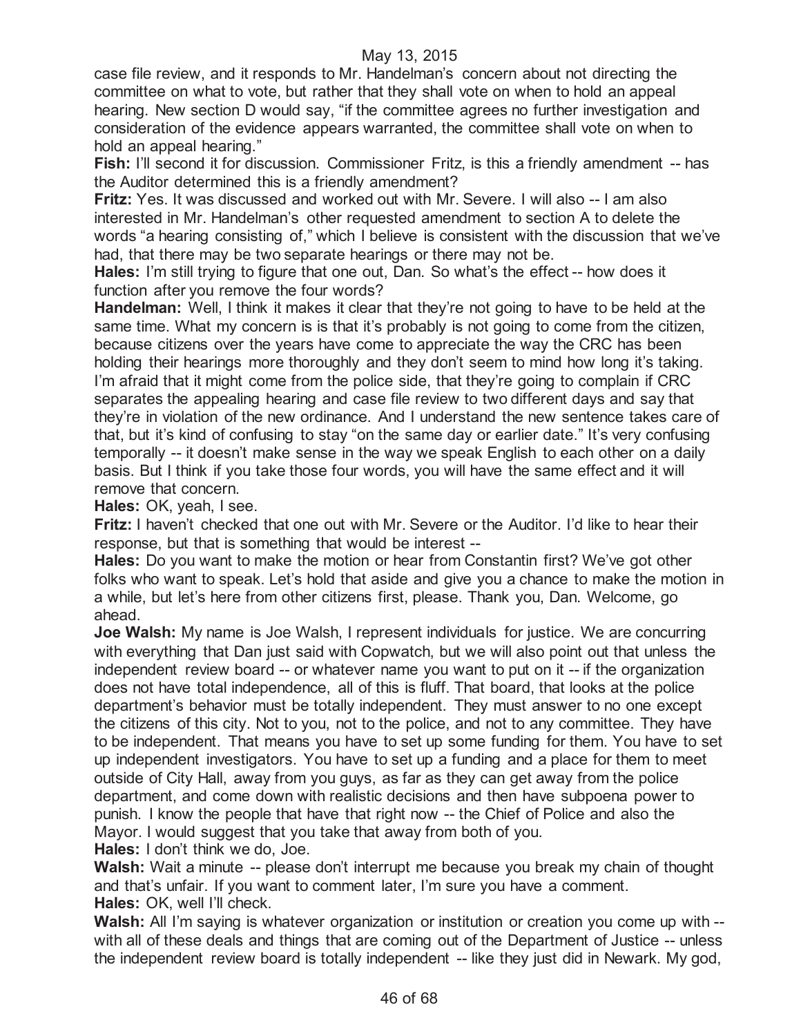case file review, and it responds to Mr. Handelman's concern about not directing the committee on what to vote, but rather that they shall vote on when to hold an appeal hearing. New section D would say, "if the committee agrees no further investigation and consideration of the evidence appears warranted, the committee shall vote on when to hold an appeal hearing."

**Fish:** I'll second it for discussion. Commissioner Fritz, is this a friendly amendment -- has the Auditor determined this is a friendly amendment?

**Fritz:** Yes. It was discussed and worked out with Mr. Severe. I will also -- I am also interested in Mr. Handelman's other requested amendment to section A to delete the words "a hearing consisting of," which I believe is consistent with the discussion that we've had, that there may be two separate hearings or there may not be.

**Hales:** I'm still trying to figure that one out, Dan. So what's the effect -- how does it function after you remove the four words?

**Handelman:** Well, I think it makes it clear that they're not going to have to be held at the same time. What my concern is is that it's probably is not going to come from the citizen, because citizens over the years have come to appreciate the way the CRC has been holding their hearings more thoroughly and they don't seem to mind how long it's taking. I'm afraid that it might come from the police side, that they're going to complain if CRC separates the appealing hearing and case file review to two different days and say that they're in violation of the new ordinance. And I understand the new sentence takes care of that, but it's kind of confusing to stay "on the same day or earlier date." It's very confusing temporally -- it doesn't make sense in the way we speak English to each other on a daily basis. But I think if you take those four words, you will have the same effect and it will remove that concern.

**Hales:** OK, yeah, I see.

**Fritz:** I haven't checked that one out with Mr. Severe or the Auditor. I'd like to hear their response, but that is something that would be interest --

**Hales:** Do you want to make the motion or hear from Constantin first? We've got other folks who want to speak. Let's hold that aside and give you a chance to make the motion in a while, but let's here from other citizens first, please. Thank you, Dan. Welcome, go ahead.

**Joe Walsh:** My name is Joe Walsh, I represent individuals for justice. We are concurring with everything that Dan just said with Copwatch, but we will also point out that unless the independent review board -- or whatever name you want to put on it -- if the organization does not have total independence, all of this is fluff. That board, that looks at the police department's behavior must be totally independent. They must answer to no one except the citizens of this city. Not to you, not to the police, and not to any committee. They have to be independent. That means you have to set up some funding for them. You have to set up independent investigators. You have to set up a funding and a place for them to meet outside of City Hall, away from you guys, as far as they can get away from the police department, and come down with realistic decisions and then have subpoena power to punish. I know the people that have that right now -- the Chief of Police and also the Mayor. I would suggest that you take that away from both of you.

**Hales:** I don't think we do, Joe.

**Walsh:** Wait a minute -- please don't interrupt me because you break my chain of thought and that's unfair. If you want to comment later, I'm sure you have a comment.

**Hales:** OK, well I'll check.

**Walsh:** All I'm saying is whatever organization or institution or creation you come up with -- with all of these deals and things that are coming out of the Department of Justice -- unless the independent review board is totally independent -- like they just did in Newark. My god,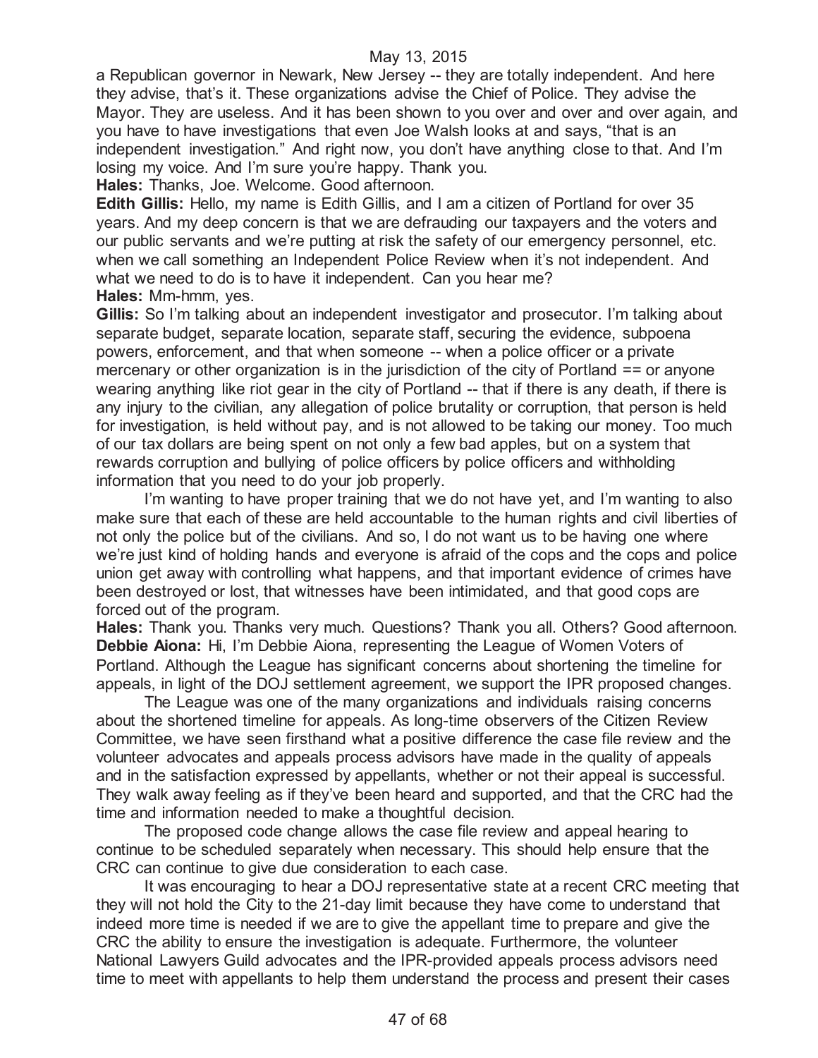a Republican governor in Newark, New Jersey -- they are totally independent. And here they advise, that's it. These organizations advise the Chief of Police. They advise the Mayor. They are useless. And it has been shown to you over and over and over again, and you have to have investigations that even Joe Walsh looks at and says, "that is an independent investigation." And right now, you don't have anything close to that. And I'm losing my voice. And I'm sure you're happy. Thank you.

**Hales:** Thanks, Joe. Welcome. Good afternoon.

**Edith Gillis:** Hello, my name is Edith Gillis, and I am a citizen of Portland for over 35 years. And my deep concern is that we are defrauding our taxpayers and the voters and our public servants and we're putting at risk the safety of our emergency personnel, etc. when we call something an Independent Police Review when it's not independent. And what we need to do is to have it independent. Can you hear me?

**Hales:** Mm-hmm, yes.

**Gillis:** So I'm talking about an independent investigator and prosecutor. I'm talking about separate budget, separate location, separate staff, securing the evidence, subpoena powers, enforcement, and that when someone -- when a police officer or a private mercenary or other organization is in the jurisdiction of the city of Portland == or anyone wearing anything like riot gear in the city of Portland -- that if there is any death, if there is any injury to the civilian, any allegation of police brutality or corruption, that person is held for investigation, is held without pay, and is not allowed to be taking our money. Too much of our tax dollars are being spent on not only a few bad apples, but on a system that rewards corruption and bullying of police officers by police officers and withholding information that you need to do your job properly.

I'm wanting to have proper training that we do not have yet, and I'm wanting to also make sure that each of these are held accountable to the human rights and civil liberties of not only the police but of the civilians. And so, I do not want us to be having one where we're just kind of holding hands and everyone is afraid of the cops and the cops and police union get away with controlling what happens, and that important evidence of crimes have been destroyed or lost, that witnesses have been intimidated, and that good cops are forced out of the program.

**Hales:** Thank you. Thanks very much. Questions? Thank you all. Others? Good afternoon.

**Debbie Aiona:** Hi, I'm Debbie Aiona, representing the League of Women Voters of Portland. Although the League has significant concerns about shortening the timeline for appeals, in light of the DOJ settlement agreement, we support the IPR proposed changes.

The League was one of the many organizations and individuals raising concerns about the shortened timeline for appeals. As long-time observers of the Citizen Review Committee, we have seen firsthand what a positive difference the case file review and the volunteer advocates and appeals process advisors have made in the quality of appeals and in the satisfaction expressed by appellants, whether or not their appeal is successful. They walk away feeling as if they've been heard and supported, and that the CRC had the time and information needed to make a thoughtful decision.

The proposed code change allows the case file review and appeal hearing to continue to be scheduled separately when necessary. This should help ensure that the CRC can continue to give due consideration to each case.

It was encouraging to hear a DOJ representative state at a recent CRC meeting that they will not hold the City to the 21-day limit because they have come to understand that indeed more time is needed if we are to give the appellant time to prepare and give the CRC the ability to ensure the investigation is adequate. Furthermore, the volunteer National Lawyers Guild advocates and the IPR-provided appeals process advisors need time to meet with appellants to help them understand the process and present their cases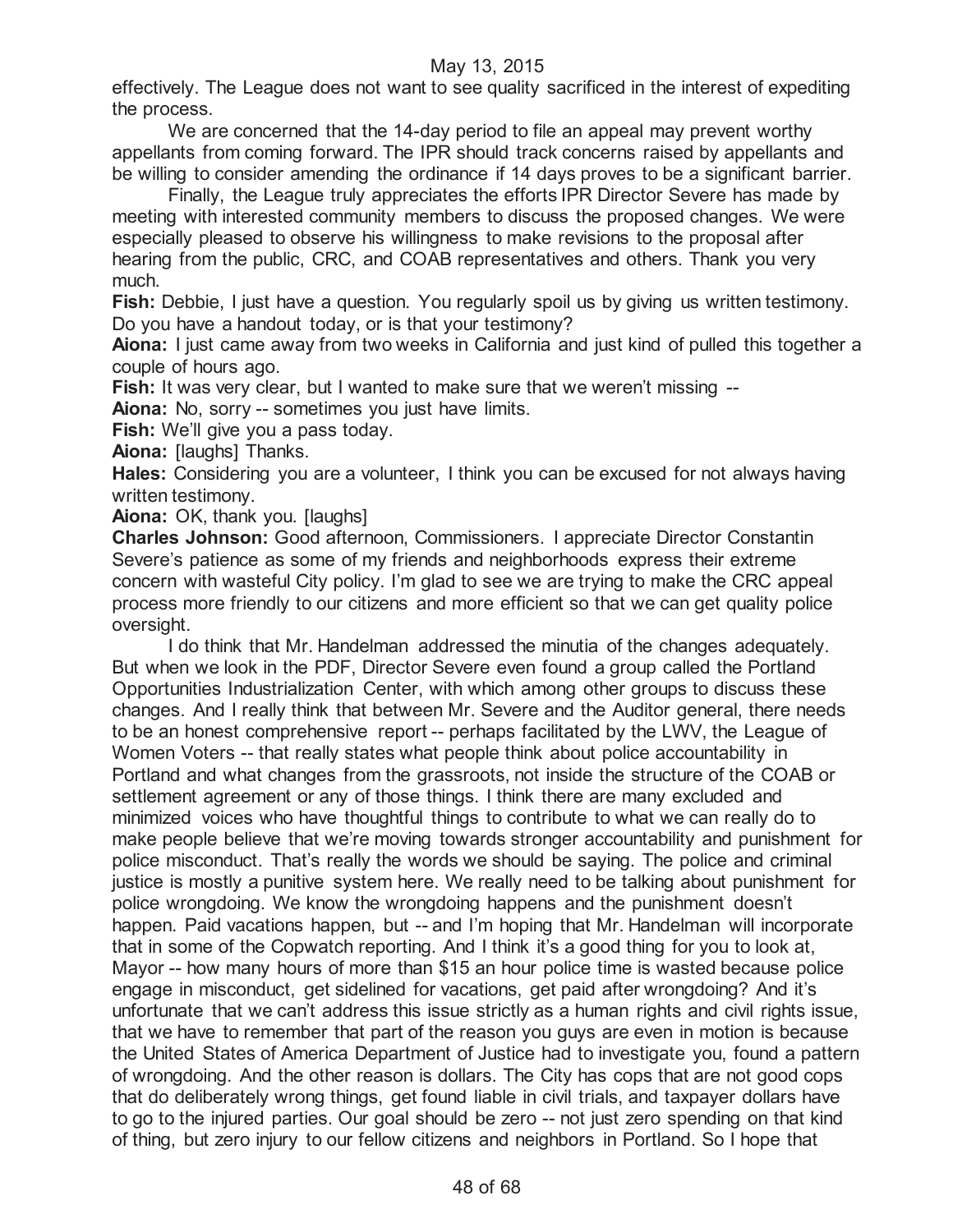effectively. The League does not want to see quality sacrificed in the interest of expediting the process.

We are concerned that the 14-day period to file an appeal may prevent worthy appellants from coming forward. The IPR should track concerns raised by appellants and be willing to consider amending the ordinance if 14 days proves to be a significant barrier.

Finally, the League truly appreciates the efforts IPR Director Severe has made by meeting with interested community members to discuss the proposed changes. We were especially pleased to observe his willingness to make revisions to the proposal after hearing from the public, CRC, and COAB representatives and others. Thank you very much.

**Fish:** Debbie, I just have a question. You regularly spoil us by giving us written testimony. Do you have a handout today, or is that your testimony?

**Aiona:** I just came away from two weeks in California and just kind of pulled this together a couple of hours ago.

**Fish:** It was very clear, but I wanted to make sure that we weren't missing --

**Aiona:** No, sorry -- sometimes you just have limits.

**Fish:** We'll give you a pass today.

**Aiona:** [laughs] Thanks.

**Hales:** Considering you are a volunteer, I think you can be excused for not always having written testimony.

**Aiona:** OK, thank you. [laughs]

**Charles Johnson:** Good afternoon, Commissioners. I appreciate Director Constantin Severe's patience as some of my friends and neighborhoods express their extreme concern with wasteful City policy. I'm glad to see we are trying to make the CRC appeal process more friendly to our citizens and more efficient so that we can get quality police oversight.

I do think that Mr. Handelman addressed the minutia of the changes adequately. But when we look in the PDF, Director Severe even found a group called the Portland Opportunities Industrialization Center, with which among other groups to discuss these changes. And I really think that between Mr. Severe and the Auditor general, there needs to be an honest comprehensive report -- perhaps facilitated by the LWV, the League of Women Voters -- that really states what people think about police accountability in Portland and what changes from the grassroots, not inside the structure of the COAB or settlement agreement or any of those things. I think there are many excluded and minimized voices who have thoughtful things to contribute to what we can really do to make people believe that we're moving towards stronger accountability and punishment for police misconduct. That's really the words we should be saying. The police and criminal justice is mostly a punitive system here. We really need to be talking about punishment for police wrongdoing. We know the wrongdoing happens and the punishment doesn't happen. Paid vacations happen, but -- and I'm hoping that Mr. Handelman will incorporate that in some of the Copwatch reporting. And I think it's a good thing for you to look at, Mayor -- how many hours of more than $15 an hour police time is wasted because police engage in misconduct, get sidelined for vacations, get paid after wrongdoing? And it's unfortunate that we can't address this issue strictly as a human rights and civil rights issue, that we have to remember that part of the reason you guys are even in motion is because the United States of America Department of Justice had to investigate you, found a pattern of wrongdoing. And the other reason is dollars. The City has cops that are not good cops that do deliberately wrong things, get found liable in civil trials, and taxpayer dollars have to go to the injured parties. Our goal should be zero -- not just zero spending on that kind of thing, but zero injury to our fellow citizens and neighbors in Portland. So I hope that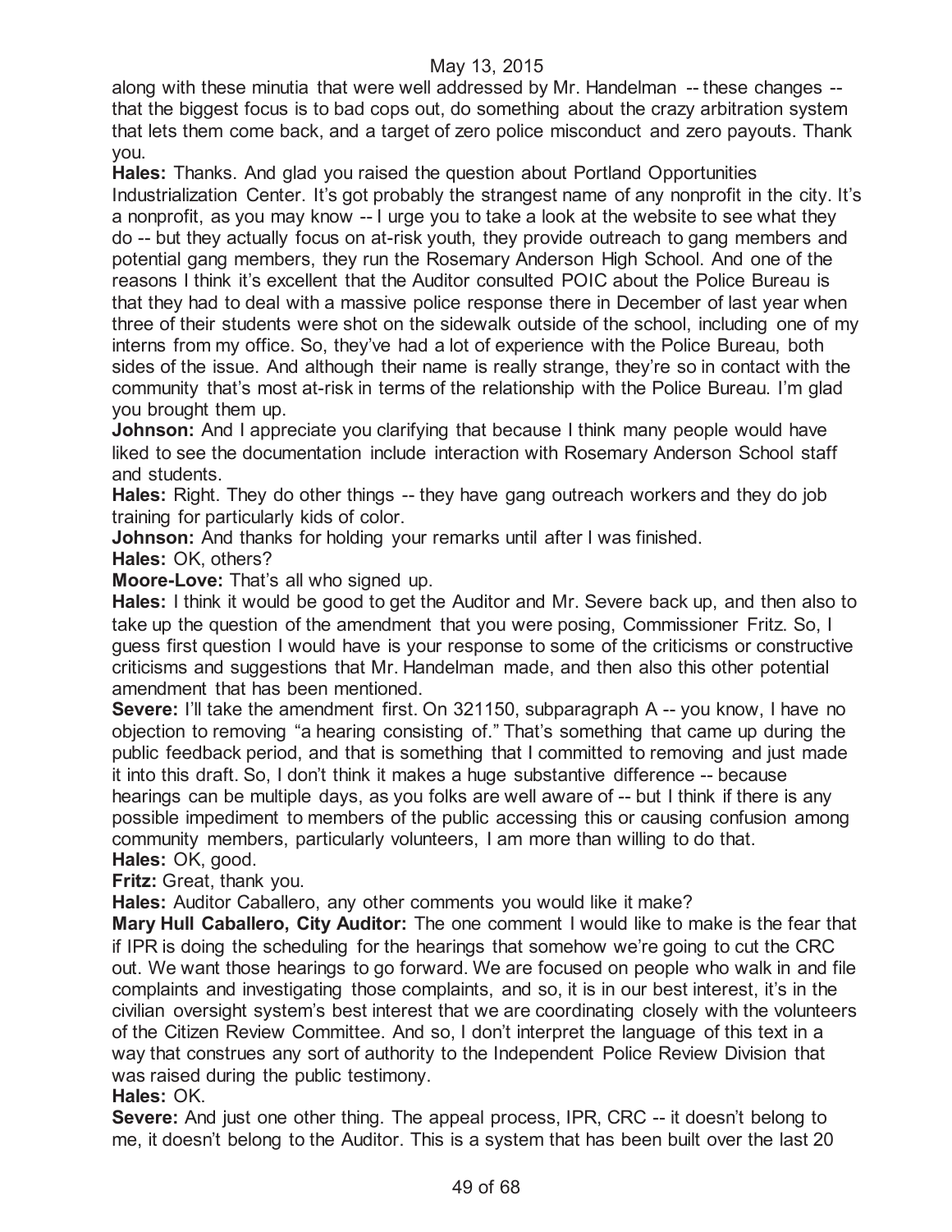along with these minutia that were well addressed by Mr. Handelman -- these changes -- that the biggest focus is to bad cops out, do something about the crazy arbitration system that lets them come back, and a target of zero police misconduct and zero payouts. Thank you.

**Hales:** Thanks. And glad you raised the question about Portland Opportunities Industrialization Center. It's got probably the strangest name of any nonprofit in the city. It's a nonprofit, as you may know -- I urge you to take a look at the website to see what they do -- but they actually focus on at-risk youth, they provide outreach to gang members and potential gang members, they run the Rosemary Anderson High School. And one of the reasons I think it's excellent that the Auditor consulted POIC about the Police Bureau is that they had to deal with a massive police response there in December of last year when three of their students were shot on the sidewalk outside of the school, including one of my interns from my office. So, they've had a lot of experience with the Police Bureau, both sides of the issue. And although their name is really strange, they're so in contact with the community that's most at-risk in terms of the relationship with the Police Bureau. I'm glad you brought them up.

**Johnson:** And I appreciate you clarifying that because I think many people would have liked to see the documentation include interaction with Rosemary Anderson School staff and students.

**Hales:** Right. They do other things -- they have gang outreach workers and they do job training for particularly kids of color.

**Johnson:** And thanks for holding your remarks until after I was finished.

**Hales:** OK, others?

**Moore-Love:** That's all who signed up.

**Hales:** I think it would be good to get the Auditor and Mr. Severe back up, and then also to take up the question of the amendment that you were posing, Commissioner Fritz. So, I guess first question I would have is your response to some of the criticisms or constructive criticisms and suggestions that Mr. Handelman made, and then also this other potential amendment that has been mentioned.

**Severe:** I'll take the amendment first. On 321150, subparagraph A -- you know, I have no objection to removing "a hearing consisting of." That's something that came up during the public feedback period, and that is something that I committed to removing and just made it into this draft. So, I don't think it makes a huge substantive difference -- because hearings can be multiple days, as you folks are well aware of -- but I think if there is any possible impediment to members of the public accessing this or causing confusion among community members, particularly volunteers, I am more than willing to do that.

**Hales:** OK, good.

**Fritz:** Great, thank you.

**Hales:** Auditor Caballero, any other comments you would like it make?

**Mary Hull Caballero, City Auditor:** The one comment I would like to make is the fear that if IPR is doing the scheduling for the hearings that somehow we're going to cut the CRC out. We want those hearings to go forward. We are focused on people who walk in and file complaints and investigating those complaints, and so, it is in our best interest, it's in the civilian oversight system's best interest that we are coordinating closely with the volunteers of the Citizen Review Committee. And so, I don't interpret the language of this text in a way that construes any sort of authority to the Independent Police Review Division that was raised during the public testimony.

**Hales:** OK.

**Severe:** And just one other thing. The appeal process, IPR, CRC -- it doesn't belong to me, it doesn't belong to the Auditor. This is a system that has been built over the last 20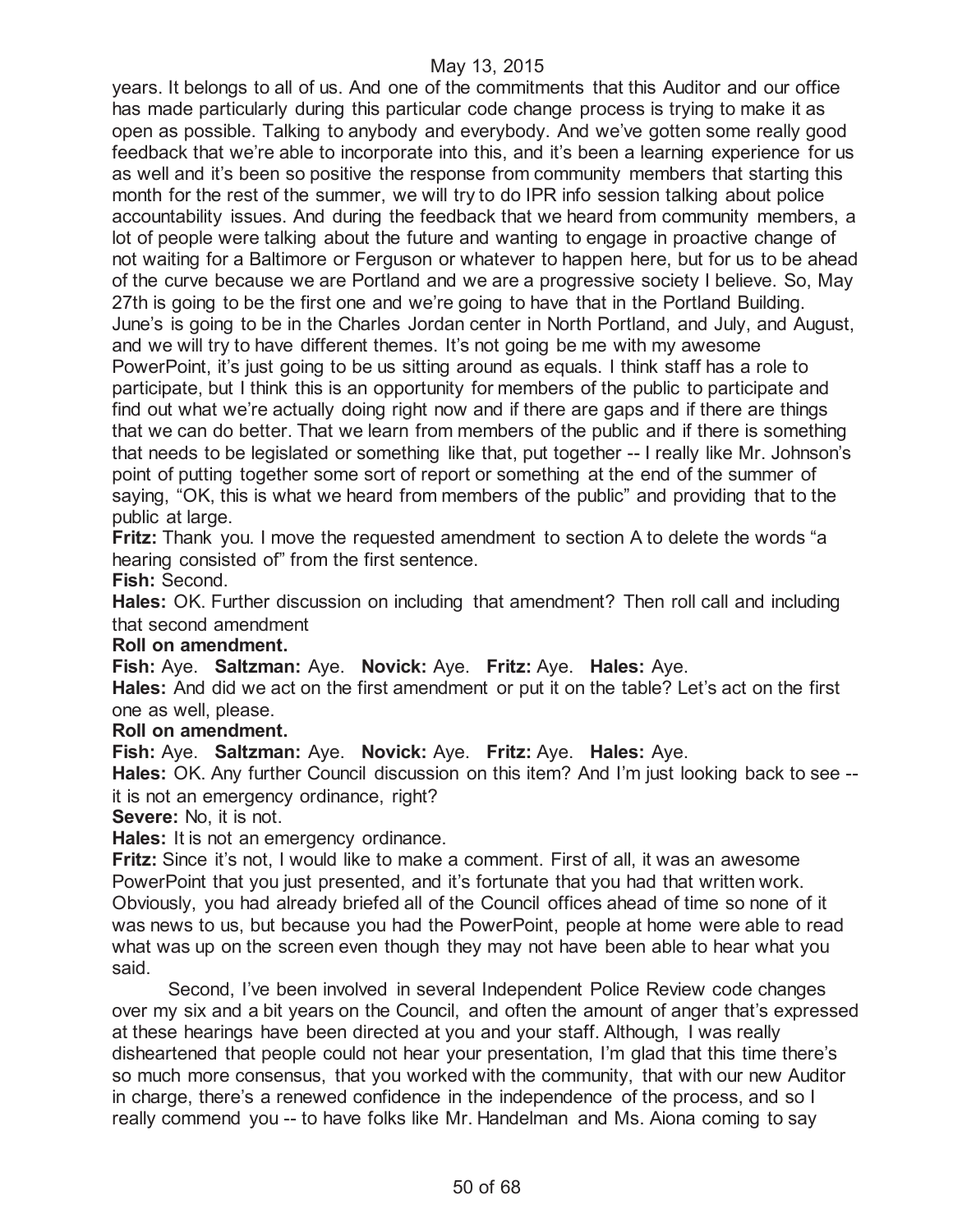years. It belongs to all of us. And one of the commitments that this Auditor and our office has made particularly during this particular code change process is trying to make it as open as possible. Talking to anybody and everybody. And we've gotten some really good feedback that we're able to incorporate into this, and it's been a learning experience for us as well and it's been so positive the response from community members that starting this month for the rest of the summer, we will try to do IPR info session talking about police accountability issues. And during the feedback that we heard from community members, a lot of people were talking about the future and wanting to engage in proactive change of not waiting for a Baltimore or Ferguson or whatever to happen here, but for us to be ahead of the curve because we are Portland and we are a progressive society I believe. So, May 27th is going to be the first one and we're going to have that in the Portland Building. June's is going to be in the Charles Jordan center in North Portland, and July, and August, and we will try to have different themes. It's not going be me with my awesome PowerPoint, it's just going to be us sitting around as equals. I think staff has a role to participate, but I think this is an opportunity for members of the public to participate and find out what we're actually doing right now and if there are gaps and if there are things that we can do better. That we learn from members of the public and if there is something that needs to be legislated or something like that, put together -- I really like Mr. Johnson's point of putting together some sort of report or something at the end of the summer of saying, "OK, this is what we heard from members of the public" and providing that to the public at large.

**Fritz:** Thank you. I move the requested amendment to section A to delete the words "a hearing consisted of" from the first sentence.

**Fish:** Second.

**Hales:** OK. Further discussion on including that amendment? Then roll call and including that second amendment

**Roll on amendment.**

**Fish:** Aye. **Saltzman:** Aye. **Novick:** Aye. **Fritz:** Aye. **Hales:** Aye.

**Hales:** And did we act on the first amendment or put it on the table? Let's act on the first one as well, please.

**Roll on amendment.**

**Fish:** Aye. **Saltzman:** Aye. **Novick:** Aye. **Fritz:** Aye. **Hales:** Aye.

**Hales:** OK. Any further Council discussion on this item? And I'm just looking back to see -- it is not an emergency ordinance, right?

**Severe:** No, it is not.

**Hales:** It is not an emergency ordinance.

**Fritz:** Since it's not, I would like to make a comment. First of all, it was an awesome PowerPoint that you just presented, and it's fortunate that you had that written work. Obviously, you had already briefed all of the Council offices ahead of time so none of it was news to us, but because you had the PowerPoint, people at home were able to read what was up on the screen even though they may not have been able to hear what you said.

Second, I've been involved in several Independent Police Review code changes over my six and a bit years on the Council, and often the amount of anger that's expressed at these hearings have been directed at you and your staff. Although, I was really disheartened that people could not hear your presentation, I'm glad that this time there's so much more consensus, that you worked with the community, that with our new Auditor in charge, there's a renewed confidence in the independence of the process, and so I really commend you -- to have folks like Mr. Handelman and Ms. Aiona coming to say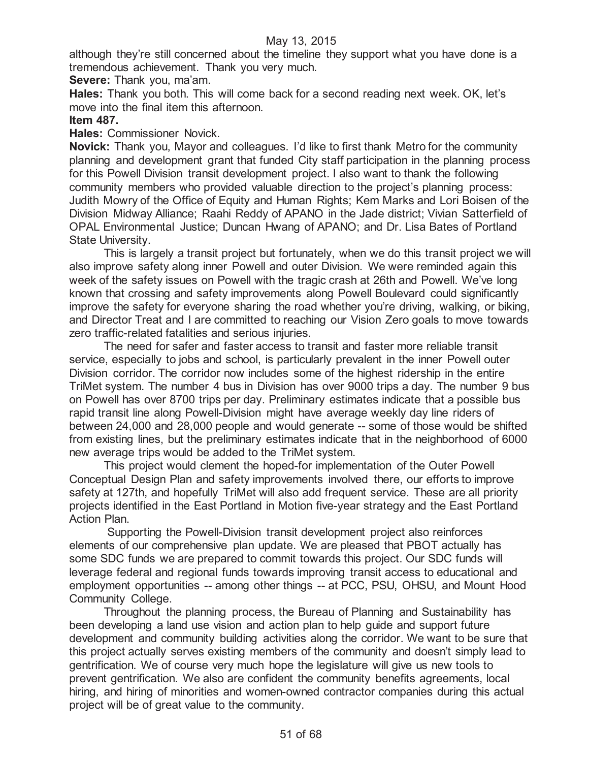although they're still concerned about the timeline they support what you have done is a tremendous achievement. Thank you very much.

**Severe:** Thank you, ma'am.

**Hales:** Thank you both. This will come back for a second reading next week. OK, let's move into the final item this afternoon.

**Item 487.**

**Hales:** Commissioner Novick.

**Novick:** Thank you, Mayor and colleagues. I'd like to first thank Metro for the community planning and development grant that funded City staff participation in the planning process for this Powell Division transit development project. I also want to thank the following community members who provided valuable direction to the project's planning process: Judith Mowry of the Office of Equity and Human Rights; Kem Marks and Lori Boisen of the Division Midway Alliance; Raahi Reddy of APANO in the Jade district; Vivian Satterfield of OPAL Environmental Justice; Duncan Hwang of APANO; and Dr. Lisa Bates of Portland State University.

This is largely a transit project but fortunately, when we do this transit project we will also improve safety along inner Powell and outer Division. We were reminded again this week of the safety issues on Powell with the tragic crash at 26th and Powell. We've long known that crossing and safety improvements along Powell Boulevard could significantly improve the safety for everyone sharing the road whether you're driving, walking, or biking, and Director Treat and I are committed to reaching our Vision Zero goals to move towards zero traffic-related fatalities and serious injuries.

The need for safer and faster access to transit and faster more reliable transit service, especially to jobs and school, is particularly prevalent in the inner Powell outer Division corridor. The corridor now includes some of the highest ridership in the entire TriMet system. The number 4 bus in Division has over 9000 trips a day. The number 9 bus on Powell has over 8700 trips per day. Preliminary estimates indicate that a possible bus rapid transit line along Powell-Division might have average weekly day line riders of between 24,000 and 28,000 people and would generate -- some of those would be shifted from existing lines, but the preliminary estimates indicate that in the neighborhood of 6000 new average trips would be added to the TriMet system.

This project would clement the hoped-for implementation of the Outer Powell Conceptual Design Plan and safety improvements involved there, our efforts to improve safety at 127th, and hopefully TriMet will also add frequent service. These are all priority projects identified in the East Portland in Motion five-year strategy and the East Portland Action Plan.

Supporting the Powell-Division transit development project also reinforces elements of our comprehensive plan update. We are pleased that PBOT actually has some SDC funds we are prepared to commit towards this project. Our SDC funds will leverage federal and regional funds towards improving transit access to educational and employment opportunities -- among other things -- at PCC, PSU, OHSU, and Mount Hood Community College.

Throughout the planning process, the Bureau of Planning and Sustainability has been developing a land use vision and action plan to help guide and support future development and community building activities along the corridor. We want to be sure that this project actually serves existing members of the community and doesn't simply lead to gentrification. We of course very much hope the legislature will give us new tools to prevent gentrification. We also are confident the community benefits agreements, local hiring, and hiring of minorities and women-owned contractor companies during this actual project will be of great value to the community.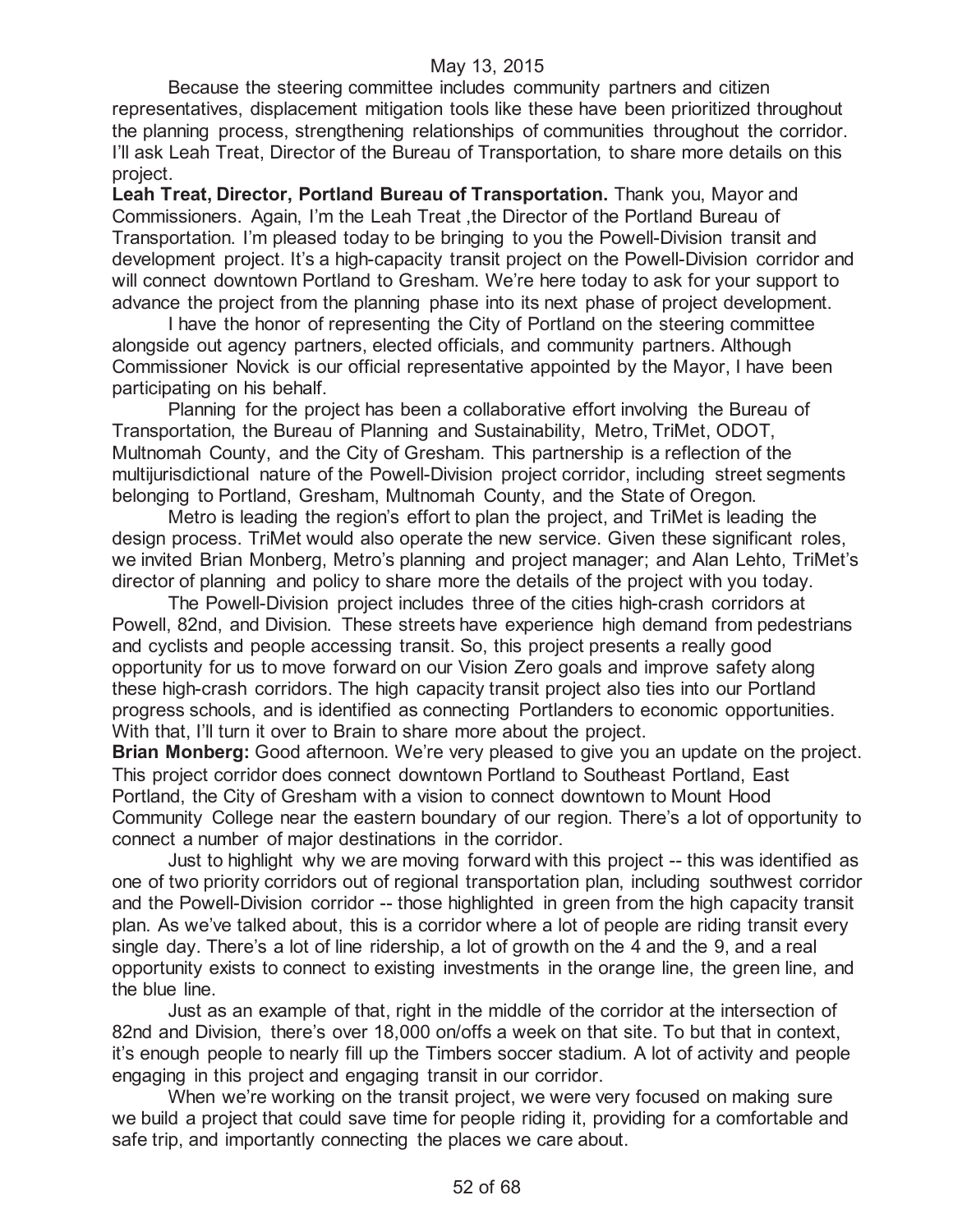Because the steering committee includes community partners and citizen representatives, displacement mitigation tools like these have been prioritized throughout the planning process, strengthening relationships of communities throughout the corridor. I'll ask Leah Treat, Director of the Bureau of Transportation, to share more details on this project.

**Leah Treat, Director, Portland Bureau of Transportation.** Thank you, Mayor and Commissioners. Again, I'm the Leah Treat ,the Director of the Portland Bureau of Transportation. I'm pleased today to be bringing to you the Powell-Division transit and development project. It's a high-capacity transit project on the Powell-Division corridor and will connect downtown Portland to Gresham. We're here today to ask for your support to advance the project from the planning phase into its next phase of project development.

I have the honor of representing the City of Portland on the steering committee alongside out agency partners, elected officials, and community partners. Although Commissioner Novick is our official representative appointed by the Mayor, I have been participating on his behalf.

Planning for the project has been a collaborative effort involving the Bureau of Transportation, the Bureau of Planning and Sustainability, Metro, TriMet, ODOT, Multnomah County, and the City of Gresham. This partnership is a reflection of the multijurisdictional nature of the Powell-Division project corridor, including street segments belonging to Portland, Gresham, Multnomah County, and the State of Oregon.

Metro is leading the region's effort to plan the project, and TriMet is leading the design process. TriMet would also operate the new service. Given these significant roles, we invited Brian Monberg, Metro's planning and project manager; and Alan Lehto, TriMet's director of planning and policy to share more the details of the project with you today.

The Powell-Division project includes three of the cities high-crash corridors at Powell, 82nd, and Division. These streets have experience high demand from pedestrians and cyclists and people accessing transit. So, this project presents a really good opportunity for us to move forward on our Vision Zero goals and improve safety along these high-crash corridors. The high capacity transit project also ties into our Portland progress schools, and is identified as connecting Portlanders to economic opportunities. With that, I'll turn it over to Brain to share more about the project.

**Brian Monberg:** Good afternoon. We're very pleased to give you an update on the project. This project corridor does connect downtown Portland to Southeast Portland, East Portland, the City of Gresham with a vision to connect downtown to Mount Hood Community College near the eastern boundary of our region. There's a lot of opportunity to connect a number of major destinations in the corridor.

Just to highlight why we are moving forward with this project -- this was identified as one of two priority corridors out of regional transportation plan, including southwest corridor and the Powell-Division corridor -- those highlighted in green from the high capacity transit plan. As we've talked about, this is a corridor where a lot of people are riding transit every single day. There's a lot of line ridership, a lot of growth on the 4 and the 9, and a real opportunity exists to connect to existing investments in the orange line, the green line, and the blue line.

Just as an example of that, right in the middle of the corridor at the intersection of 82nd and Division, there's over 18,000 on/offs a week on that site. To but that in context, it's enough people to nearly fill up the Timbers soccer stadium. A lot of activity and people engaging in this project and engaging transit in our corridor.

When we're working on the transit project, we were very focused on making sure we build a project that could save time for people riding it, providing for a comfortable and safe trip, and importantly connecting the places we care about.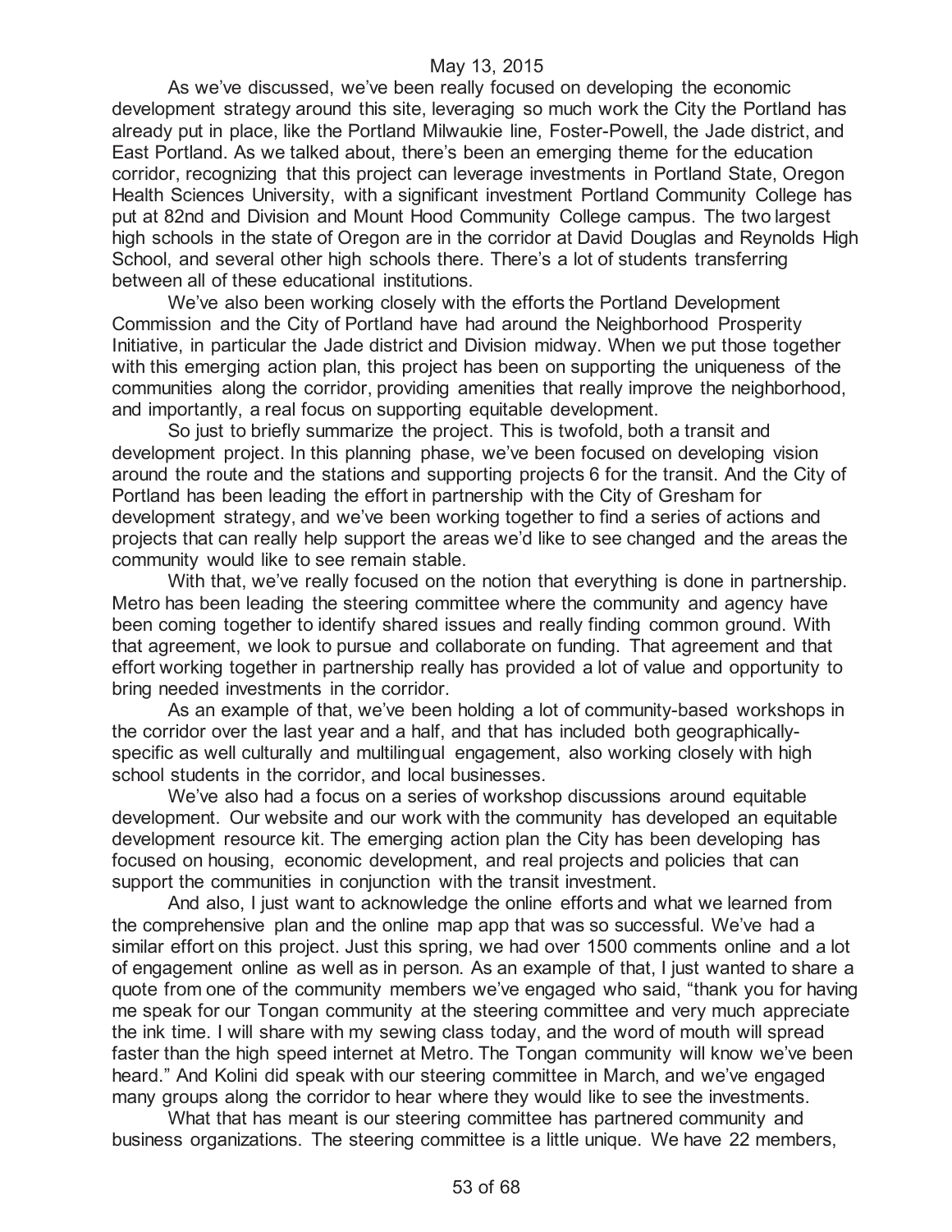As we've discussed, we've been really focused on developing the economic development strategy around this site, leveraging so much work the City the Portland has already put in place, like the Portland Milwaukie line, Foster-Powell, the Jade district, and East Portland. As we talked about, there's been an emerging theme for the education corridor, recognizing that this project can leverage investments in Portland State, Oregon Health Sciences University, with a significant investment Portland Community College has put at 82nd and Division and Mount Hood Community College campus. The two largest high schools in the state of Oregon are in the corridor at David Douglas and Reynolds High School, and several other high schools there. There's a lot of students transferring between all of these educational institutions.

We've also been working closely with the efforts the Portland Development Commission and the City of Portland have had around the Neighborhood Prosperity Initiative, in particular the Jade district and Division midway. When we put those together with this emerging action plan, this project has been on supporting the uniqueness of the communities along the corridor, providing amenities that really improve the neighborhood, and importantly, a real focus on supporting equitable development.

So just to briefly summarize the project. This is twofold, both a transit and development project. In this planning phase, we've been focused on developing vision around the route and the stations and supporting projects 6 for the transit. And the City of Portland has been leading the effort in partnership with the City of Gresham for development strategy, and we've been working together to find a series of actions and projects that can really help support the areas we'd like to see changed and the areas the community would like to see remain stable.

With that, we've really focused on the notion that everything is done in partnership. Metro has been leading the steering committee where the community and agency have been coming together to identify shared issues and really finding common ground. With that agreement, we look to pursue and collaborate on funding. That agreement and that effort working together in partnership really has provided a lot of value and opportunity to bring needed investments in the corridor.

As an example of that, we've been holding a lot of community-based workshops in the corridor over the last year and a half, and that has included both geographically-specific as well culturally and multilingual engagement, also working closely with high school students in the corridor, and local businesses.

We've also had a focus on a series of workshop discussions around equitable development. Our website and our work with the community has developed an equitable development resource kit. The emerging action plan the City has been developing has focused on housing, economic development, and real projects and policies that can support the communities in conjunction with the transit investment.

And also, I just want to acknowledge the online efforts and what we learned from the comprehensive plan and the online map app that was so successful. We've had a similar effort on this project. Just this spring, we had over 1500 comments online and a lot of engagement online as well as in person. As an example of that, I just wanted to share a quote from one of the community members we've engaged who said, "thank you for having me speak for our Tongan community at the steering committee and very much appreciate the ink time. I will share with my sewing class today, and the word of mouth will spread faster than the high speed internet at Metro. The Tongan community will know we've been heard." And Kolini did speak with our steering committee in March, and we've engaged many groups along the corridor to hear where they would like to see the investments.

What that has meant is our steering committee has partnered community and business organizations. The steering committee is a little unique. We have 22 members,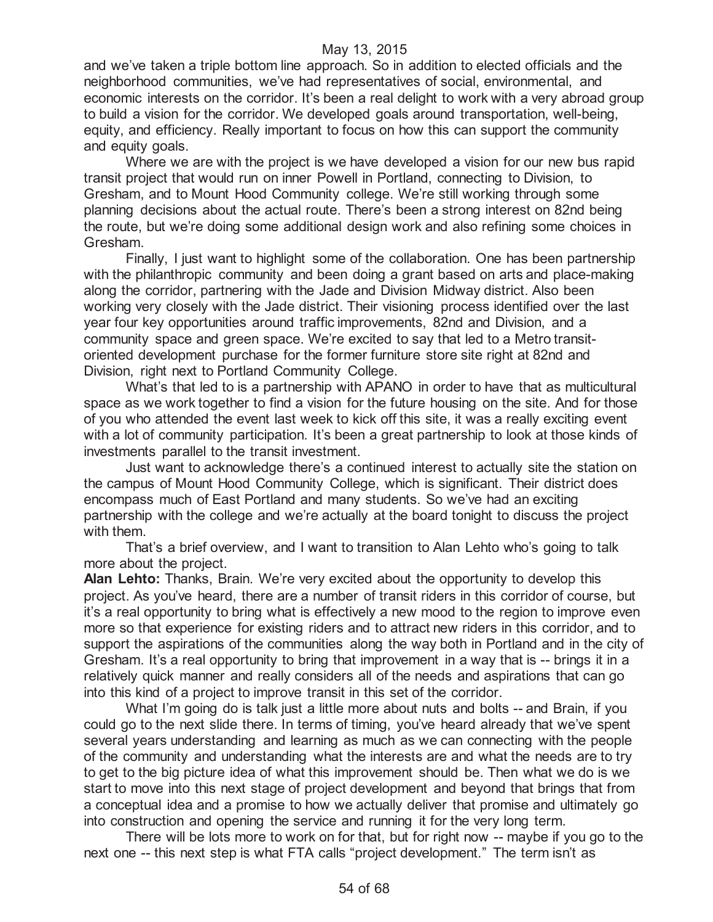and we've taken a triple bottom line approach. So in addition to elected officials and the neighborhood communities, we've had representatives of social, environmental, and economic interests on the corridor. It's been a real delight to work with a very abroad group to build a vision for the corridor. We developed goals around transportation, well-being, equity, and efficiency. Really important to focus on how this can support the community and equity goals.

Where we are with the project is we have developed a vision for our new bus rapid transit project that would run on inner Powell in Portland, connecting to Division, to Gresham, and to Mount Hood Community college. We're still working through some planning decisions about the actual route. There's been a strong interest on 82nd being the route, but we're doing some additional design work and also refining some choices in Gresham.

Finally, I just want to highlight some of the collaboration. One has been partnership with the philanthropic community and been doing a grant based on arts and place-making along the corridor, partnering with the Jade and Division Midway district. Also been working very closely with the Jade district. Their visioning process identified over the last year four key opportunities around traffic improvements, 82nd and Division, and a community space and green space. We're excited to say that led to a Metro transit-oriented development purchase for the former furniture store site right at 82nd and Division, right next to Portland Community College.

What's that led to is a partnership with APANO in order to have that as multicultural space as we work together to find a vision for the future housing on the site. And for those of you who attended the event last week to kick off this site, it was a really exciting event with a lot of community participation. It's been a great partnership to look at those kinds of investments parallel to the transit investment.

Just want to acknowledge there's a continued interest to actually site the station on the campus of Mount Hood Community College, which is significant. Their district does encompass much of East Portland and many students. So we've had an exciting partnership with the college and we're actually at the board tonight to discuss the project with them.

That's a brief overview, and I want to transition to Alan Lehto who's going to talk more about the project.

**Alan Lehto:** Thanks, Brain. We're very excited about the opportunity to develop this project. As you've heard, there are a number of transit riders in this corridor of course, but it's a real opportunity to bring what is effectively a new mood to the region to improve even more so that experience for existing riders and to attract new riders in this corridor, and to support the aspirations of the communities along the way both in Portland and in the city of Gresham. It's a real opportunity to bring that improvement in a way that is -- brings it in a relatively quick manner and really considers all of the needs and aspirations that can go into this kind of a project to improve transit in this set of the corridor.

What I'm going do is talk just a little more about nuts and bolts -- and Brain, if you could go to the next slide there. In terms of timing, you've heard already that we've spent several years understanding and learning as much as we can connecting with the people of the community and understanding what the interests are and what the needs are to try to get to the big picture idea of what this improvement should be. Then what we do is we start to move into this next stage of project development and beyond that brings that from a conceptual idea and a promise to how we actually deliver that promise and ultimately go into construction and opening the service and running it for the very long term.

There will be lots more to work on for that, but for right now -- maybe if you go to the next one -- this next step is what FTA calls "project development." The term isn't as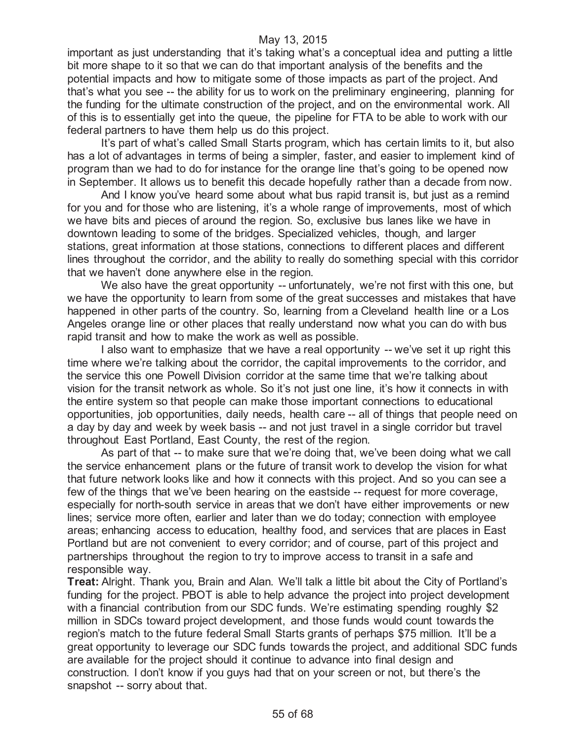important as just understanding that it's taking what's a conceptual idea and putting a little bit more shape to it so that we can do that important analysis of the benefits and the potential impacts and how to mitigate some of those impacts as part of the project. And that's what you see -- the ability for us to work on the preliminary engineering, planning for the funding for the ultimate construction of the project, and on the environmental work. All of this is to essentially get into the queue, the pipeline for FTA to be able to work with our federal partners to have them help us do this project.

It's part of what's called Small Starts program, which has certain limits to it, but also has a lot of advantages in terms of being a simpler, faster, and easier to implement kind of program than we had to do for instance for the orange line that's going to be opened now in September. It allows us to benefit this decade hopefully rather than a decade from now.

And I know you've heard some about what bus rapid transit is, but just as a remind for you and for those who are listening, it's a whole range of improvements, most of which we have bits and pieces of around the region. So, exclusive bus lanes like we have in downtown leading to some of the bridges. Specialized vehicles, though, and larger stations, great information at those stations, connections to different places and different lines throughout the corridor, and the ability to really do something special with this corridor that we haven't done anywhere else in the region.

We also have the great opportunity -- unfortunately, we're not first with this one, but we have the opportunity to learn from some of the great successes and mistakes that have happened in other parts of the country. So, learning from a Cleveland health line or a Los Angeles orange line or other places that really understand now what you can do with bus rapid transit and how to make the work as well as possible.

I also want to emphasize that we have a real opportunity -- we've set it up right this time where we're talking about the corridor, the capital improvements to the corridor, and the service this one Powell Division corridor at the same time that we're talking about vision for the transit network as whole. So it's not just one line, it's how it connects in with the entire system so that people can make those important connections to educational opportunities, job opportunities, daily needs, health care -- all of things that people need on a day by day and week by week basis -- and not just travel in a single corridor but travel throughout East Portland, East County, the rest of the region.

As part of that -- to make sure that we're doing that, we've been doing what we call the service enhancement plans or the future of transit work to develop the vision for what that future network looks like and how it connects with this project. And so you can see a few of the things that we've been hearing on the eastside -- request for more coverage, especially for north-south service in areas that we don't have either improvements or new lines; service more often, earlier and later than we do today; connection with employee areas; enhancing access to education, healthy food, and services that are places in East Portland but are not convenient to every corridor; and of course, part of this project and partnerships throughout the region to try to improve access to transit in a safe and responsible way.

**Treat:** Alright. Thank you, Brain and Alan. We'll talk a little bit about the City of Portland's funding for the project. PBOT is able to help advance the project into project development with a financial contribution from our SDC funds. We're estimating spending roughly $2 million in SDCs toward project development, and those funds would count towards the region's match to the future federal Small Starts grants of perhaps $75 million. It'll be a great opportunity to leverage our SDC funds towards the project, and additional SDC funds are available for the project should it continue to advance into final design and construction. I don't know if you guys had that on your screen or not, but there's the snapshot -- sorry about that.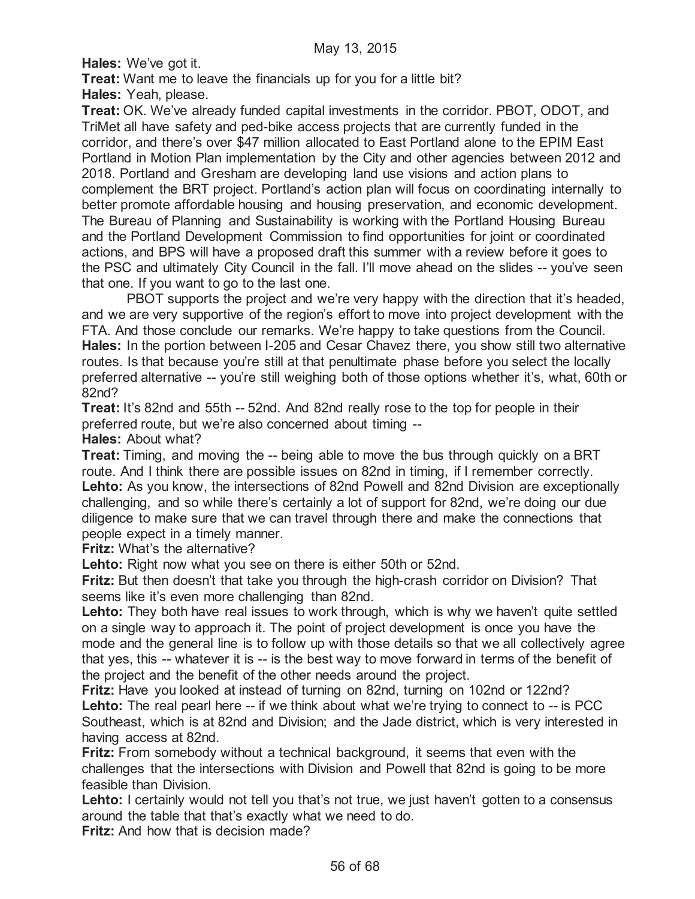**Hales:** We've got it.

**Treat:** Want me to leave the financials up for you for a little bit?

**Hales:** Yeah, please.

**Treat:** OK. We've already funded capital investments in the corridor. PBOT, ODOT, and TriMet all have safety and ped-bike access projects that are currently funded in the corridor, and there's over $47 million allocated to East Portland alone to the EPIM East Portland in Motion Plan implementation by the City and other agencies between 2012 and 2018. Portland and Gresham are developing land use visions and action plans to complement the BRT project. Portland's action plan will focus on coordinating internally to better promote affordable housing and housing preservation, and economic development. The Bureau of Planning and Sustainability is working with the Portland Housing Bureau and the Portland Development Commission to find opportunities for joint or coordinated actions, and BPS will have a proposed draft this summer with a review before it goes to the PSC and ultimately City Council in the fall. I'll move ahead on the slides -- you've seen that one. If you want to go to the last one.

PBOT supports the project and we're very happy with the direction that it's headed, and we are very supportive of the region's effort to move into project development with the FTA. And those conclude our remarks. We're happy to take questions from the Council.

**Hales:** In the portion between I-205 and Cesar Chavez there, you show still two alternative routes. Is that because you're still at that penultimate phase before you select the locally preferred alternative -- you're still weighing both of those options whether it's, what, 60th or 82nd?

**Treat:** It's 82nd and 55th -- 52nd. And 82nd really rose to the top for people in their preferred route, but we're also concerned about timing --

**Hales:** About what?

**Treat:** Timing, and moving the -- being able to move the bus through quickly on a BRT route. And I think there are possible issues on 82nd in timing, if I remember correctly.

**Lehto:** As you know, the intersections of 82nd Powell and 82nd Division are exceptionally challenging, and so while there's certainly a lot of support for 82nd, we're doing our due diligence to make sure that we can travel through there and make the connections that people expect in a timely manner.

**Fritz:** What's the alternative?

**Lehto:** Right now what you see on there is either 50th or 52nd.

**Fritz:** But then doesn't that take you through the high-crash corridor on Division? That seems like it's even more challenging than 82nd.

**Lehto:** They both have real issues to work through, which is why we haven't quite settled on a single way to approach it. The point of project development is once you have the mode and the general line is to follow up with those details so that we all collectively agree that yes, this -- whatever it is -- is the best way to move forward in terms of the benefit of the project and the benefit of the other needs around the project.

**Fritz:** Have you looked at instead of turning on 82nd, turning on 102nd or 122nd?

**Lehto:** The real pearl here -- if we think about what we're trying to connect to -- is PCC Southeast, which is at 82nd and Division; and the Jade district, which is very interested in having access at 82nd.

**Fritz:** From somebody without a technical background, it seems that even with the challenges that the intersections with Division and Powell that 82nd is going to be more feasible than Division.

**Lehto:** I certainly would not tell you that's not true, we just haven't gotten to a consensus around the table that that's exactly what we need to do.

**Fritz:** And how that is decision made?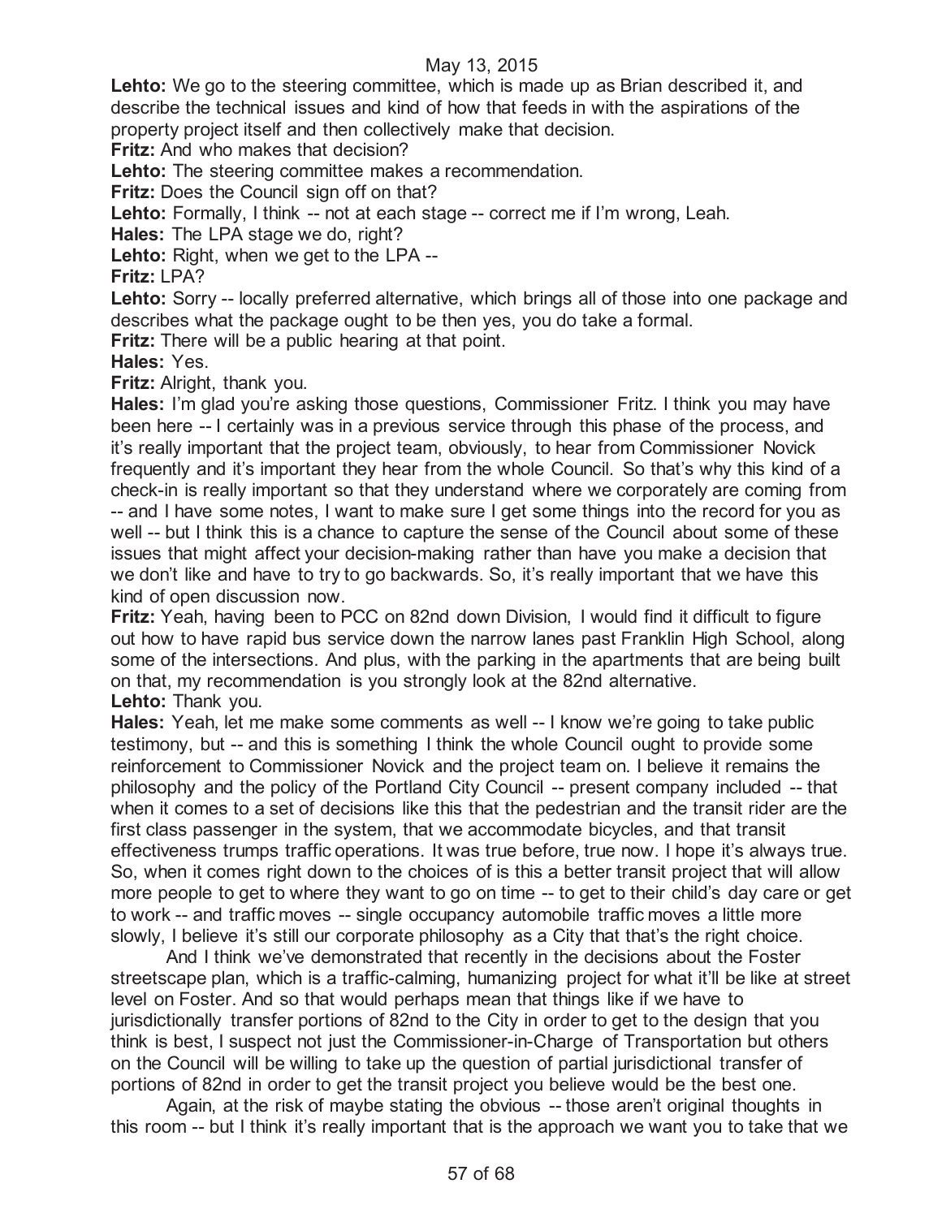**Lehto:** We go to the steering committee, which is made up as Brian described it, and describe the technical issues and kind of how that feeds in with the aspirations of the property project itself and then collectively make that decision.

**Fritz:** And who makes that decision?

**Lehto:** The steering committee makes a recommendation.

**Fritz:** Does the Council sign off on that?

**Lehto:** Formally, I think -- not at each stage -- correct me if I'm wrong, Leah.

**Hales:** The LPA stage we do, right?

**Lehto:** Right, when we get to the LPA --

**Fritz:** LPA?

**Lehto:** Sorry -- locally preferred alternative, which brings all of those into one package and describes what the package ought to be then yes, you do take a formal.

**Fritz:** There will be a public hearing at that point.

**Hales:** Yes.

**Fritz:** Alright, thank you.

**Hales:** I'm glad you're asking those questions, Commissioner Fritz. I think you may have been here -- I certainly was in a previous service through this phase of the process, and it's really important that the project team, obviously, to hear from Commissioner Novick frequently and it's important they hear from the whole Council. So that's why this kind of a check-in is really important so that they understand where we corporately are coming from -- and I have some notes, I want to make sure I get some things into the record for you as well -- but I think this is a chance to capture the sense of the Council about some of these issues that might affect your decision-making rather than have you make a decision that we don't like and have to try to go backwards. So, it's really important that we have this kind of open discussion now.

**Fritz:** Yeah, having been to PCC on 82nd down Division, I would find it difficult to figure out how to have rapid bus service down the narrow lanes past Franklin High School, along some of the intersections. And plus, with the parking in the apartments that are being built on that, my recommendation is you strongly look at the 82nd alternative.

**Lehto:** Thank you.

**Hales:** Yeah, let me make some comments as well -- I know we're going to take public testimony, but -- and this is something I think the whole Council ought to provide some reinforcement to Commissioner Novick and the project team on. I believe it remains the philosophy and the policy of the Portland City Council -- present company included -- that when it comes to a set of decisions like this that the pedestrian and the transit rider are the first class passenger in the system, that we accommodate bicycles, and that transit effectiveness trumps traffic operations. It was true before, true now. I hope it's always true. So, when it comes right down to the choices of is this a better transit project that will allow more people to get to where they want to go on time -- to get to their child's day care or get to work -- and traffic moves -- single occupancy automobile traffic moves a little more slowly, I believe it's still our corporate philosophy as a City that that's the right choice.

And I think we've demonstrated that recently in the decisions about the Foster streetscape plan, which is a traffic-calming, humanizing project for what it'll be like at street level on Foster. And so that would perhaps mean that things like if we have to jurisdictionally transfer portions of 82nd to the City in order to get to the design that you think is best, I suspect not just the Commissioner-in-Charge of Transportation but others on the Council will be willing to take up the question of partial jurisdictional transfer of portions of 82nd in order to get the transit project you believe would be the best one.

Again, at the risk of maybe stating the obvious -- those aren't original thoughts in this room -- but I think it's really important that is the approach we want you to take that we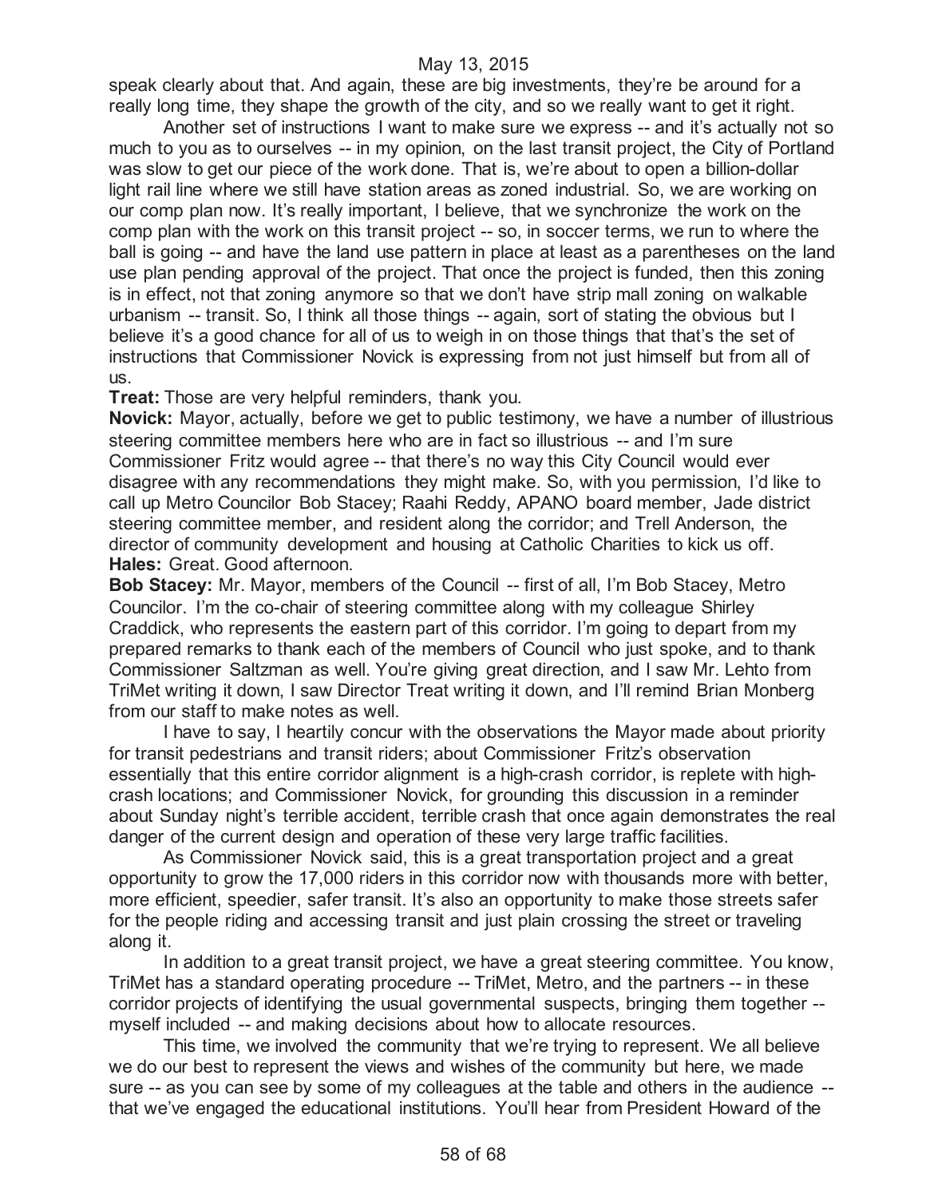speak clearly about that. And again, these are big investments, they're be around for a really long time, they shape the growth of the city, and so we really want to get it right.

Another set of instructions I want to make sure we express -- and it's actually not so much to you as to ourselves -- in my opinion, on the last transit project, the City of Portland was slow to get our piece of the work done. That is, we're about to open a billion-dollar light rail line where we still have station areas as zoned industrial. So, we are working on our comp plan now. It's really important, I believe, that we synchronize the work on the comp plan with the work on this transit project -- so, in soccer terms, we run to where the ball is going -- and have the land use pattern in place at least as a parentheses on the land use plan pending approval of the project. That once the project is funded, then this zoning is in effect, not that zoning anymore so that we don't have strip mall zoning on walkable urbanism -- transit. So, I think all those things -- again, sort of stating the obvious but I believe it's a good chance for all of us to weigh in on those things that that's the set of instructions that Commissioner Novick is expressing from not just himself but from all of us.

**Treat:** Those are very helpful reminders, thank you.

**Novick:** Mayor, actually, before we get to public testimony, we have a number of illustrious steering committee members here who are in fact so illustrious -- and I'm sure Commissioner Fritz would agree -- that there's no way this City Council would ever disagree with any recommendations they might make. So, with you permission, I'd like to call up Metro Councilor Bob Stacey; Raahi Reddy, APANO board member, Jade district steering committee member, and resident along the corridor; and Trell Anderson, the director of community development and housing at Catholic Charities to kick us off.

**Hales:** Great. Good afternoon.

**Bob Stacey:** Mr. Mayor, members of the Council -- first of all, I'm Bob Stacey, Metro Councilor. I'm the co-chair of steering committee along with my colleague Shirley Craddick, who represents the eastern part of this corridor. I'm going to depart from my prepared remarks to thank each of the members of Council who just spoke, and to thank Commissioner Saltzman as well. You're giving great direction, and I saw Mr. Lehto from TriMet writing it down, I saw Director Treat writing it down, and I'll remind Brian Monberg from our staff to make notes as well.

I have to say, I heartily concur with the observations the Mayor made about priority for transit pedestrians and transit riders; about Commissioner Fritz's observation essentially that this entire corridor alignment is a high-crash corridor, is replete with high-crash locations; and Commissioner Novick, for grounding this discussion in a reminder about Sunday night's terrible accident, terrible crash that once again demonstrates the real danger of the current design and operation of these very large traffic facilities.

As Commissioner Novick said, this is a great transportation project and a great opportunity to grow the 17,000 riders in this corridor now with thousands more with better, more efficient, speedier, safer transit. It's also an opportunity to make those streets safer for the people riding and accessing transit and just plain crossing the street or traveling along it.

In addition to a great transit project, we have a great steering committee. You know, TriMet has a standard operating procedure -- TriMet, Metro, and the partners -- in these corridor projects of identifying the usual governmental suspects, bringing them together -- myself included -- and making decisions about how to allocate resources.

This time, we involved the community that we're trying to represent. We all believe we do our best to represent the views and wishes of the community but here, we made sure -- as you can see by some of my colleagues at the table and others in the audience -- that we've engaged the educational institutions. You'll hear from President Howard of the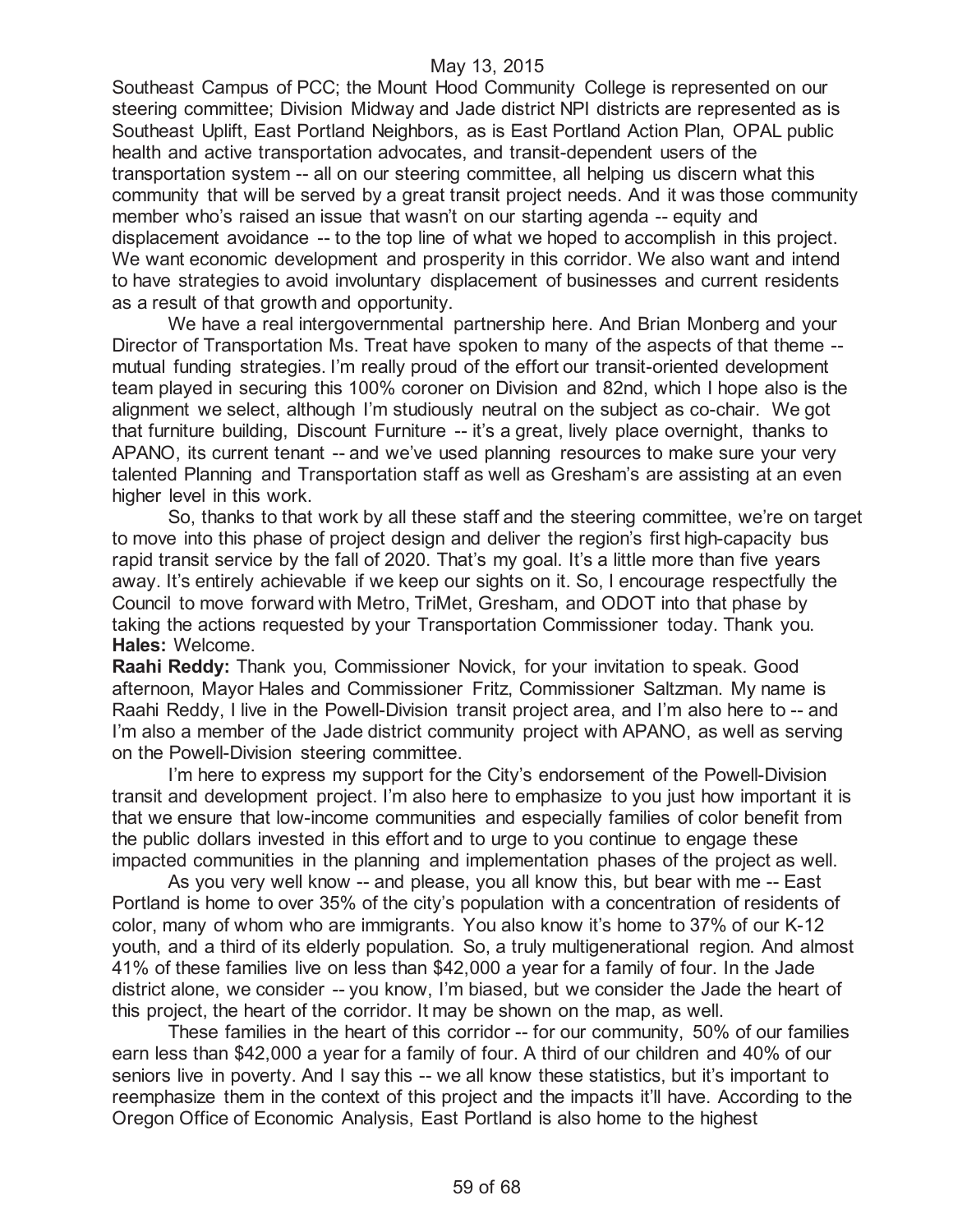Southeast Campus of PCC; the Mount Hood Community College is represented on our steering committee; Division Midway and Jade district NPI districts are represented as is Southeast Uplift, East Portland Neighbors, as is East Portland Action Plan, OPAL public health and active transportation advocates, and transit-dependent users of the transportation system -- all on our steering committee, all helping us discern what this community that will be served by a great transit project needs. And it was those community member who's raised an issue that wasn't on our starting agenda -- equity and displacement avoidance -- to the top line of what we hoped to accomplish in this project. We want economic development and prosperity in this corridor. We also want and intend to have strategies to avoid involuntary displacement of businesses and current residents as a result of that growth and opportunity.

We have a real intergovernmental partnership here. And Brian Monberg and your Director of Transportation Ms. Treat have spoken to many of the aspects of that theme -- mutual funding strategies. I'm really proud of the effort our transit-oriented development team played in securing this 100% coroner on Division and 82nd, which I hope also is the alignment we select, although I'm studiously neutral on the subject as co-chair. We got that furniture building, Discount Furniture -- it's a great, lively place overnight, thanks to APANO, its current tenant -- and we've used planning resources to make sure your very talented Planning and Transportation staff as well as Gresham's are assisting at an even higher level in this work.

So, thanks to that work by all these staff and the steering committee, we're on target to move into this phase of project design and deliver the region's first high-capacity bus rapid transit service by the fall of 2020. That's my goal. It's a little more than five years away. It's entirely achievable if we keep our sights on it. So, I encourage respectfully the Council to move forward with Metro, TriMet, Gresham, and ODOT into that phase by taking the actions requested by your Transportation Commissioner today. Thank you.

**Hales:** Welcome.

**Raahi Reddy:** Thank you, Commissioner Novick, for your invitation to speak. Good afternoon, Mayor Hales and Commissioner Fritz, Commissioner Saltzman. My name is Raahi Reddy, I live in the Powell-Division transit project area, and I'm also here to -- and I'm also a member of the Jade district community project with APANO, as well as serving on the Powell-Division steering committee.

I'm here to express my support for the City's endorsement of the Powell-Division transit and development project. I'm also here to emphasize to you just how important it is that we ensure that low-income communities and especially families of color benefit from the public dollars invested in this effort and to urge to you continue to engage these impacted communities in the planning and implementation phases of the project as well.

As you very well know -- and please, you all know this, but bear with me -- East Portland is home to over 35% of the city's population with a concentration of residents of color, many of whom who are immigrants. You also know it's home to 37% of our K-12 youth, and a third of its elderly population. So, a truly multigenerational region. And almost 41% of these families live on less than $42,000 a year for a family of four. In the Jade district alone, we consider -- you know, I'm biased, but we consider the Jade the heart of this project, the heart of the corridor. It may be shown on the map, as well.

These families in the heart of this corridor -- for our community, 50% of our families earn less than $42,000 a year for a family of four. A third of our children and 40% of our seniors live in poverty. And I say this -- we all know these statistics, but it's important to reemphasize them in the context of this project and the impacts it'll have. According to the Oregon Office of Economic Analysis, East Portland is also home to the highest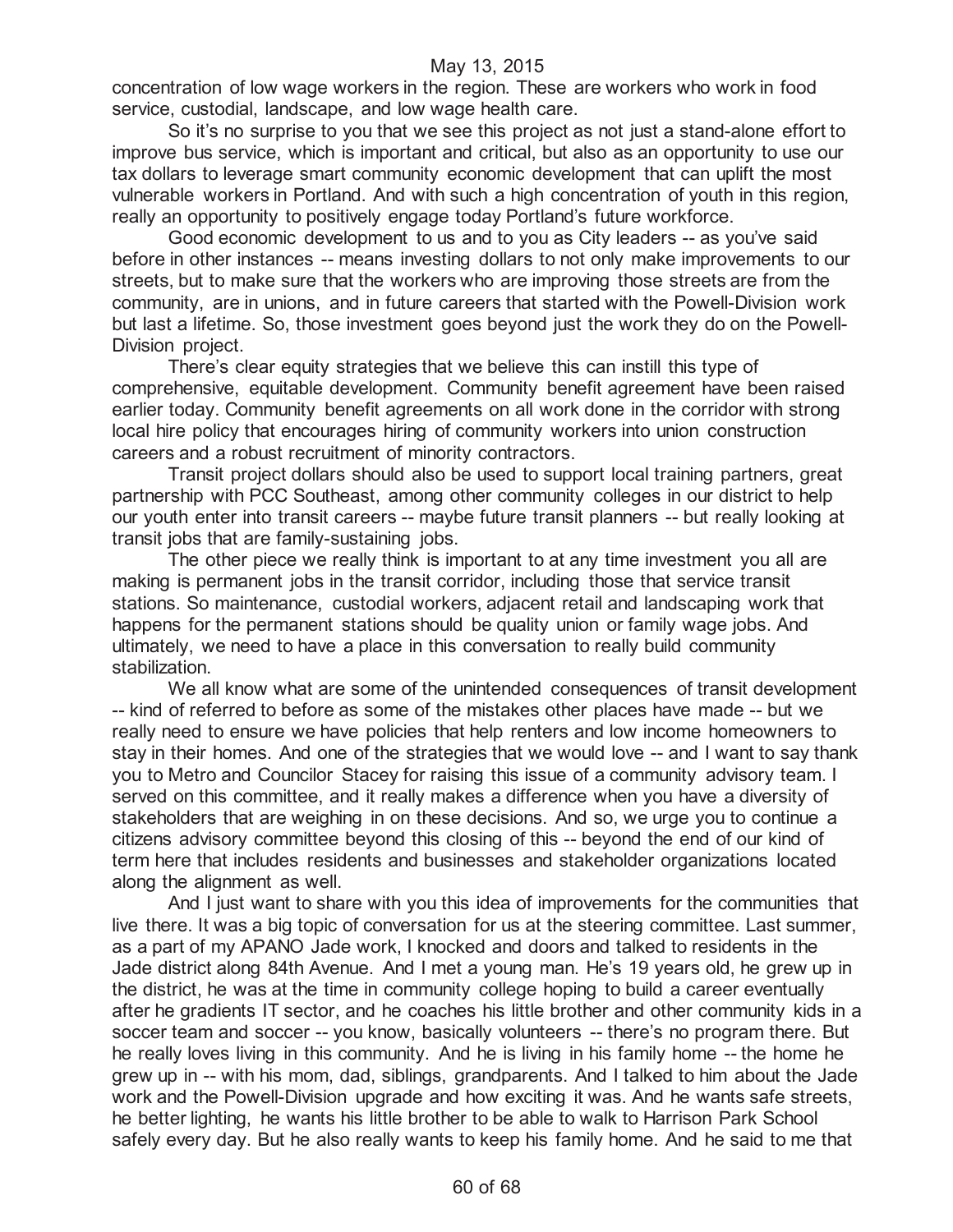concentration of low wage workers in the region. These are workers who work in food service, custodial, landscape, and low wage health care.

So it's no surprise to you that we see this project as not just a stand-alone effort to improve bus service, which is important and critical, but also as an opportunity to use our tax dollars to leverage smart community economic development that can uplift the most vulnerable workers in Portland. And with such a high concentration of youth in this region, really an opportunity to positively engage today Portland's future workforce.

Good economic development to us and to you as City leaders -- as you've said before in other instances -- means investing dollars to not only make improvements to our streets, but to make sure that the workers who are improving those streets are from the community, are in unions, and in future careers that started with the Powell-Division work but last a lifetime. So, those investment goes beyond just the work they do on the Powell-Division project.

There's clear equity strategies that we believe this can instill this type of comprehensive, equitable development. Community benefit agreement have been raised earlier today. Community benefit agreements on all work done in the corridor with strong local hire policy that encourages hiring of community workers into union construction careers and a robust recruitment of minority contractors.

Transit project dollars should also be used to support local training partners, great partnership with PCC Southeast, among other community colleges in our district to help our youth enter into transit careers -- maybe future transit planners -- but really looking at transit jobs that are family-sustaining jobs.

The other piece we really think is important to at any time investment you all are making is permanent jobs in the transit corridor, including those that service transit stations. So maintenance, custodial workers, adjacent retail and landscaping work that happens for the permanent stations should be quality union or family wage jobs. And ultimately, we need to have a place in this conversation to really build community stabilization.

We all know what are some of the unintended consequences of transit development -- kind of referred to before as some of the mistakes other places have made -- but we really need to ensure we have policies that help renters and low income homeowners to stay in their homes. And one of the strategies that we would love -- and I want to say thank you to Metro and Councilor Stacey for raising this issue of a community advisory team. I served on this committee, and it really makes a difference when you have a diversity of stakeholders that are weighing in on these decisions. And so, we urge you to continue a citizens advisory committee beyond this closing of this -- beyond the end of our kind of term here that includes residents and businesses and stakeholder organizations located along the alignment as well.

And I just want to share with you this idea of improvements for the communities that live there. It was a big topic of conversation for us at the steering committee. Last summer, as a part of my APANO Jade work, I knocked and doors and talked to residents in the Jade district along 84th Avenue. And I met a young man. He's 19 years old, he grew up in the district, he was at the time in community college hoping to build a career eventually after he gradients IT sector, and he coaches his little brother and other community kids in a soccer team and soccer -- you know, basically volunteers -- there's no program there. But he really loves living in this community. And he is living in his family home -- the home he grew up in -- with his mom, dad, siblings, grandparents. And I talked to him about the Jade work and the Powell-Division upgrade and how exciting it was. And he wants safe streets, he better lighting, he wants his little brother to be able to walk to Harrison Park School safely every day. But he also really wants to keep his family home. And he said to me that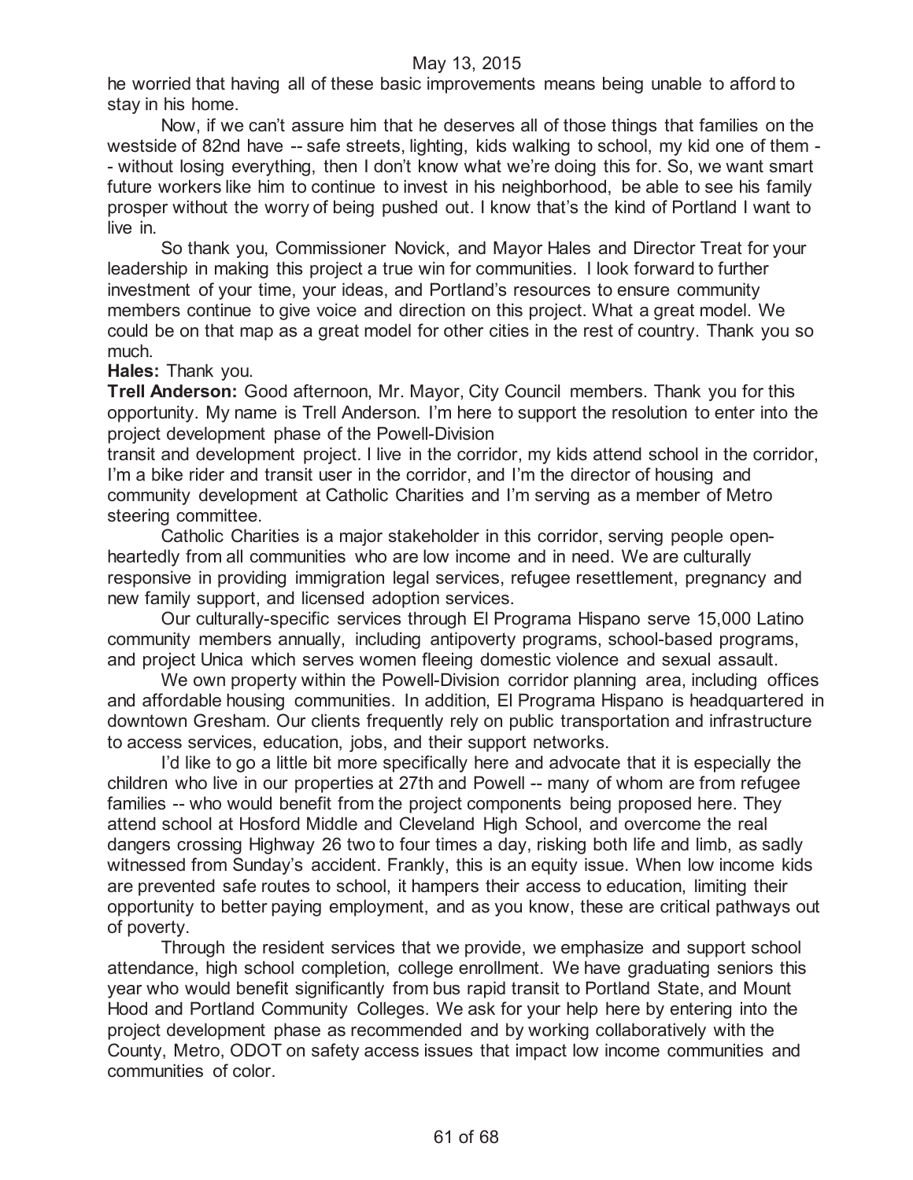he worried that having all of these basic improvements means being unable to afford to stay in his home.

Now, if we can't assure him that he deserves all of those things that families on the westside of 82nd have -- safe streets, lighting, kids walking to school, my kid one of them -- without losing everything, then I don't know what we're doing this for. So, we want smart future workers like him to continue to invest in his neighborhood, be able to see his family prosper without the worry of being pushed out. I know that's the kind of Portland I want to live in.

So thank you, Commissioner Novick, and Mayor Hales and Director Treat for your leadership in making this project a true win for communities. I look forward to further investment of your time, your ideas, and Portland's resources to ensure community members continue to give voice and direction on this project. What a great model. We could be on that map as a great model for other cities in the rest of country. Thank you so much.

**Hales:** Thank you.

**Trell Anderson:** Good afternoon, Mr. Mayor, City Council members. Thank you for this opportunity. My name is Trell Anderson. I'm here to support the resolution to enter into the project development phase of the Powell-Division transit and development project. I live in the corridor, my kids attend school in the corridor, I'm a bike rider and transit user in the corridor, and I'm the director of housing and community development at Catholic Charities and I'm serving as a member of Metro steering committee.

Catholic Charities is a major stakeholder in this corridor, serving people open-heartedly from all communities who are low income and in need. We are culturally responsive in providing immigration legal services, refugee resettlement, pregnancy and new family support, and licensed adoption services.

Our culturally-specific services through El Programa Hispano serve 15,000 Latino community members annually, including antipoverty programs, school-based programs, and project Unica which serves women fleeing domestic violence and sexual assault.

We own property within the Powell-Division corridor planning area, including offices and affordable housing communities. In addition, El Programa Hispano is headquartered in downtown Gresham. Our clients frequently rely on public transportation and infrastructure to access services, education, jobs, and their support networks.

I'd like to go a little bit more specifically here and advocate that it is especially the children who live in our properties at 27th and Powell -- many of whom are from refugee families -- who would benefit from the project components being proposed here. They attend school at Hosford Middle and Cleveland High School, and overcome the real dangers crossing Highway 26 two to four times a day, risking both life and limb, as sadly witnessed from Sunday's accident. Frankly, this is an equity issue. When low income kids are prevented safe routes to school, it hampers their access to education, limiting their opportunity to better paying employment, and as you know, these are critical pathways out of poverty.

Through the resident services that we provide, we emphasize and support school attendance, high school completion, college enrollment. We have graduating seniors this year who would benefit significantly from bus rapid transit to Portland State, and Mount Hood and Portland Community Colleges. We ask for your help here by entering into the project development phase as recommended and by working collaboratively with the County, Metro, ODOT on safety access issues that impact low income communities and communities of color.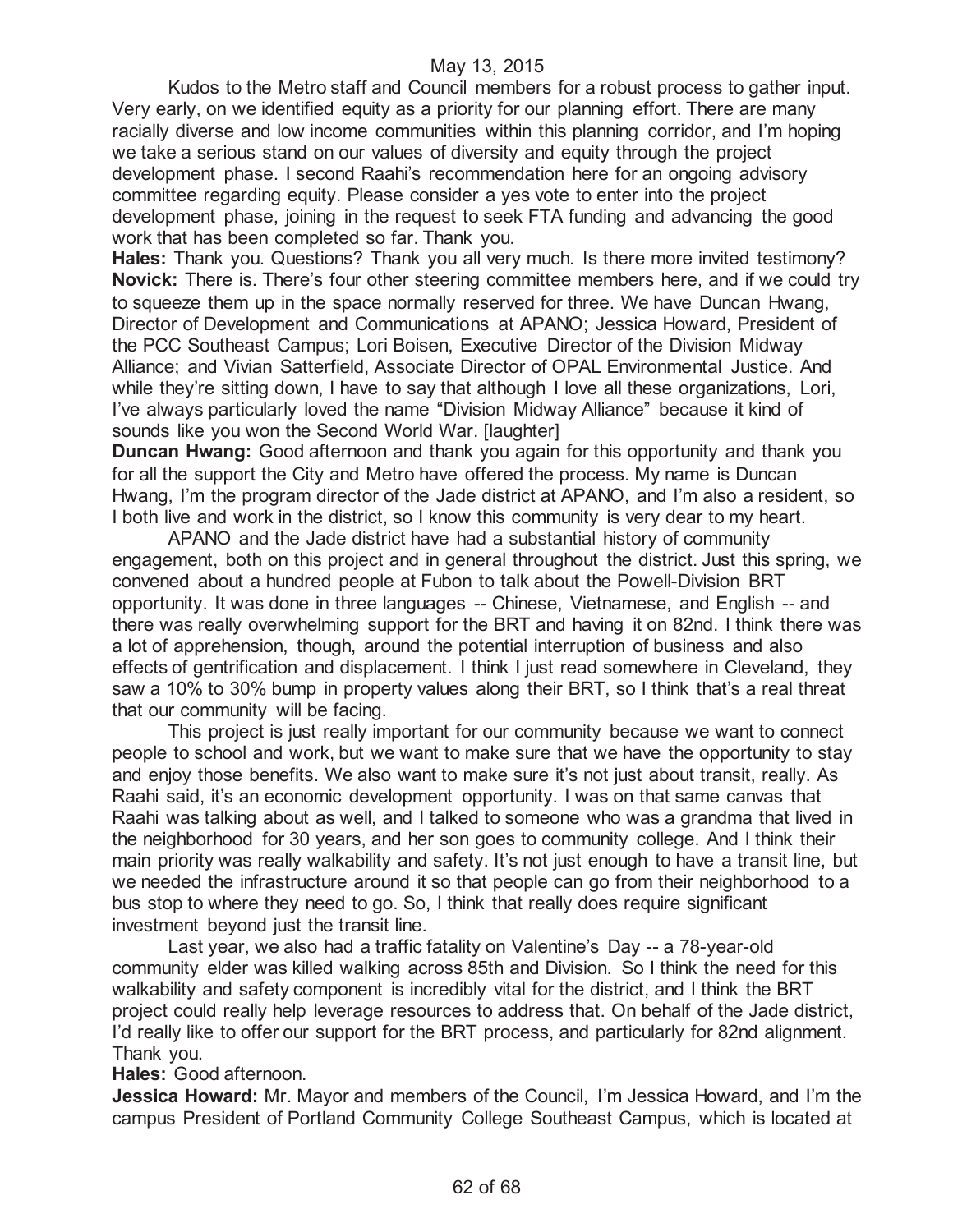Kudos to the Metro staff and Council members for a robust process to gather input. Very early, on we identified equity as a priority for our planning effort. There are many racially diverse and low income communities within this planning corridor, and I'm hoping we take a serious stand on our values of diversity and equity through the project development phase. I second Raahi's recommendation here for an ongoing advisory committee regarding equity. Please consider a yes vote to enter into the project development phase, joining in the request to seek FTA funding and advancing the good work that has been completed so far. Thank you.

**Hales:** Thank you. Questions? Thank you all very much. Is there more invited testimony?

**Novick:** There is. There's four other steering committee members here, and if we could try to squeeze them up in the space normally reserved for three. We have Duncan Hwang, Director of Development and Communications at APANO; Jessica Howard, President of the PCC Southeast Campus; Lori Boisen, Executive Director of the Division Midway Alliance; and Vivian Satterfield, Associate Director of OPAL Environmental Justice. And while they're sitting down, I have to say that although I love all these organizations, Lori, I've always particularly loved the name "Division Midway Alliance" because it kind of sounds like you won the Second World War. [laughter]

**Duncan Hwang:** Good afternoon and thank you again for this opportunity and thank you for all the support the City and Metro have offered the process. My name is Duncan Hwang, I'm the program director of the Jade district at APANO, and I'm also a resident, so I both live and work in the district, so I know this community is very dear to my heart.

APANO and the Jade district have had a substantial history of community engagement, both on this project and in general throughout the district. Just this spring, we convened about a hundred people at Fubon to talk about the Powell-Division BRT opportunity. It was done in three languages -- Chinese, Vietnamese, and English -- and there was really overwhelming support for the BRT and having it on 82nd. I think there was a lot of apprehension, though, around the potential interruption of business and also effects of gentrification and displacement. I think I just read somewhere in Cleveland, they saw a 10% to 30% bump in property values along their BRT, so I think that's a real threat that our community will be facing.

This project is just really important for our community because we want to connect people to school and work, but we want to make sure that we have the opportunity to stay and enjoy those benefits. We also want to make sure it's not just about transit, really. As Raahi said, it's an economic development opportunity. I was on that same canvas that Raahi was talking about as well, and I talked to someone who was a grandma that lived in the neighborhood for 30 years, and her son goes to community college. And I think their main priority was really walkability and safety. It's not just enough to have a transit line, but we needed the infrastructure around it so that people can go from their neighborhood to a bus stop to where they need to go. So, I think that really does require significant investment beyond just the transit line.

Last year, we also had a traffic fatality on Valentine's Day -- a 78-year-old community elder was killed walking across 85th and Division. So I think the need for this walkability and safety component is incredibly vital for the district, and I think the BRT project could really help leverage resources to address that. On behalf of the Jade district, I'd really like to offer our support for the BRT process, and particularly for 82nd alignment. Thank you.

**Hales:** Good afternoon.

**Jessica Howard:** Mr. Mayor and members of the Council, I'm Jessica Howard, and I'm the campus President of Portland Community College Southeast Campus, which is located at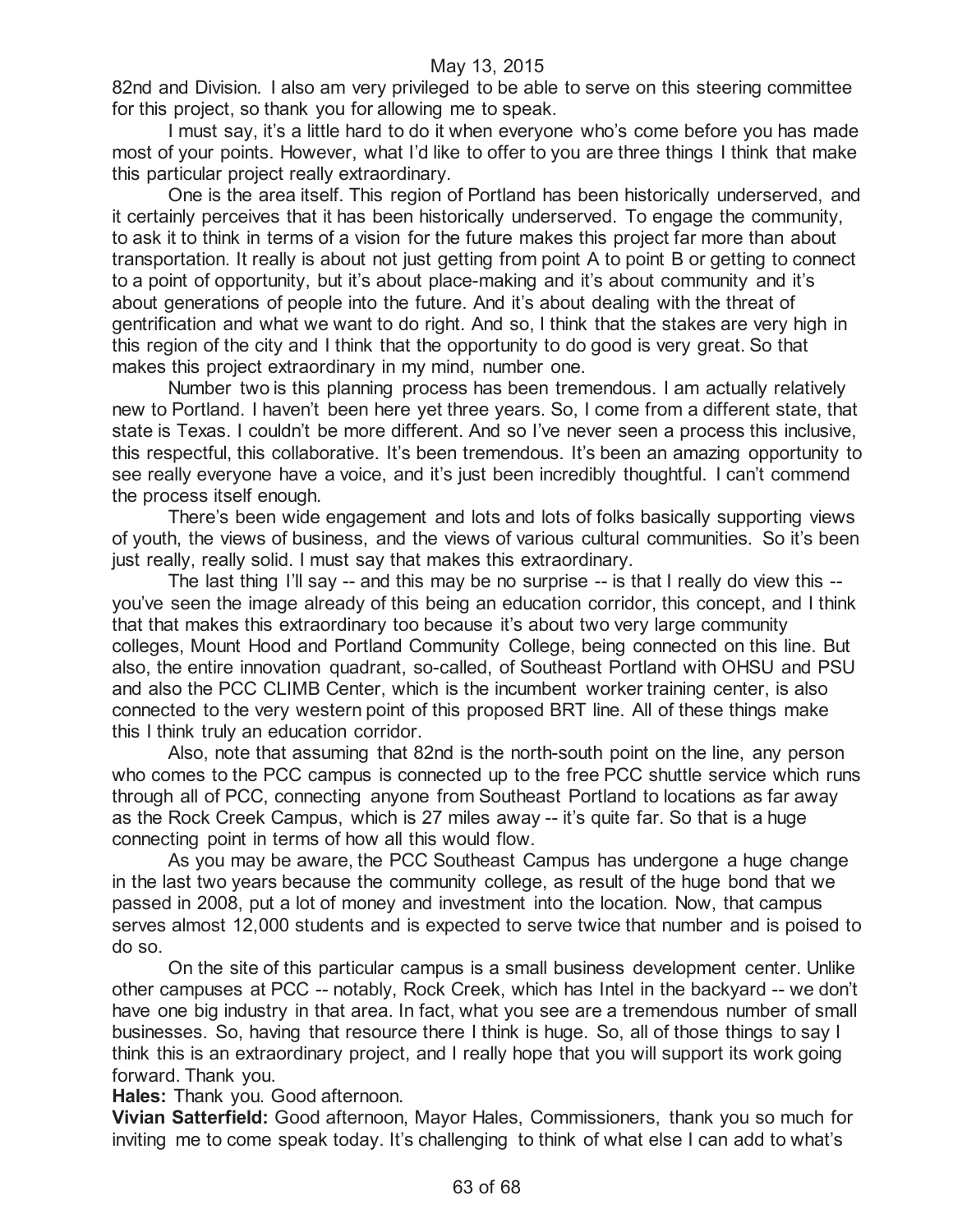82nd and Division. I also am very privileged to be able to serve on this steering committee for this project, so thank you for allowing me to speak.

I must say, it's a little hard to do it when everyone who's come before you has made most of your points. However, what I'd like to offer to you are three things I think that make this particular project really extraordinary.

One is the area itself. This region of Portland has been historically underserved, and it certainly perceives that it has been historically underserved. To engage the community, to ask it to think in terms of a vision for the future makes this project far more than about transportation. It really is about not just getting from point A to point B or getting to connect to a point of opportunity, but it's about place-making and it's about community and it's about generations of people into the future. And it's about dealing with the threat of gentrification and what we want to do right. And so, I think that the stakes are very high in this region of the city and I think that the opportunity to do good is very great. So that makes this project extraordinary in my mind, number one.

Number two is this planning process has been tremendous. I am actually relatively new to Portland. I haven't been here yet three years. So, I come from a different state, that state is Texas. I couldn't be more different. And so I've never seen a process this inclusive, this respectful, this collaborative. It's been tremendous. It's been an amazing opportunity to see really everyone have a voice, and it's just been incredibly thoughtful. I can't commend the process itself enough.

There's been wide engagement and lots and lots of folks basically supporting views of youth, the views of business, and the views of various cultural communities. So it's been just really, really solid. I must say that makes this extraordinary.

The last thing I'll say -- and this may be no surprise -- is that I really do view this -- you've seen the image already of this being an education corridor, this concept, and I think that that makes this extraordinary too because it's about two very large community colleges, Mount Hood and Portland Community College, being connected on this line. But also, the entire innovation quadrant, so-called, of Southeast Portland with OHSU and PSU and also the PCC CLIMB Center, which is the incumbent worker training center, is also connected to the very western point of this proposed BRT line. All of these things make this I think truly an education corridor.

Also, note that assuming that 82nd is the north-south point on the line, any person who comes to the PCC campus is connected up to the free PCC shuttle service which runs through all of PCC, connecting anyone from Southeast Portland to locations as far away as the Rock Creek Campus, which is 27 miles away -- it's quite far. So that is a huge connecting point in terms of how all this would flow.

As you may be aware, the PCC Southeast Campus has undergone a huge change in the last two years because the community college, as result of the huge bond that we passed in 2008, put a lot of money and investment into the location. Now, that campus serves almost 12,000 students and is expected to serve twice that number and is poised to do so.

On the site of this particular campus is a small business development center. Unlike other campuses at PCC -- notably, Rock Creek, which has Intel in the backyard -- we don't have one big industry in that area. In fact, what you see are a tremendous number of small businesses. So, having that resource there I think is huge. So, all of those things to say I think this is an extraordinary project, and I really hope that you will support its work going forward. Thank you.

**Hales:** Thank you. Good afternoon.

**Vivian Satterfield:** Good afternoon, Mayor Hales, Commissioners, thank you so much for inviting me to come speak today. It's challenging to think of what else I can add to what's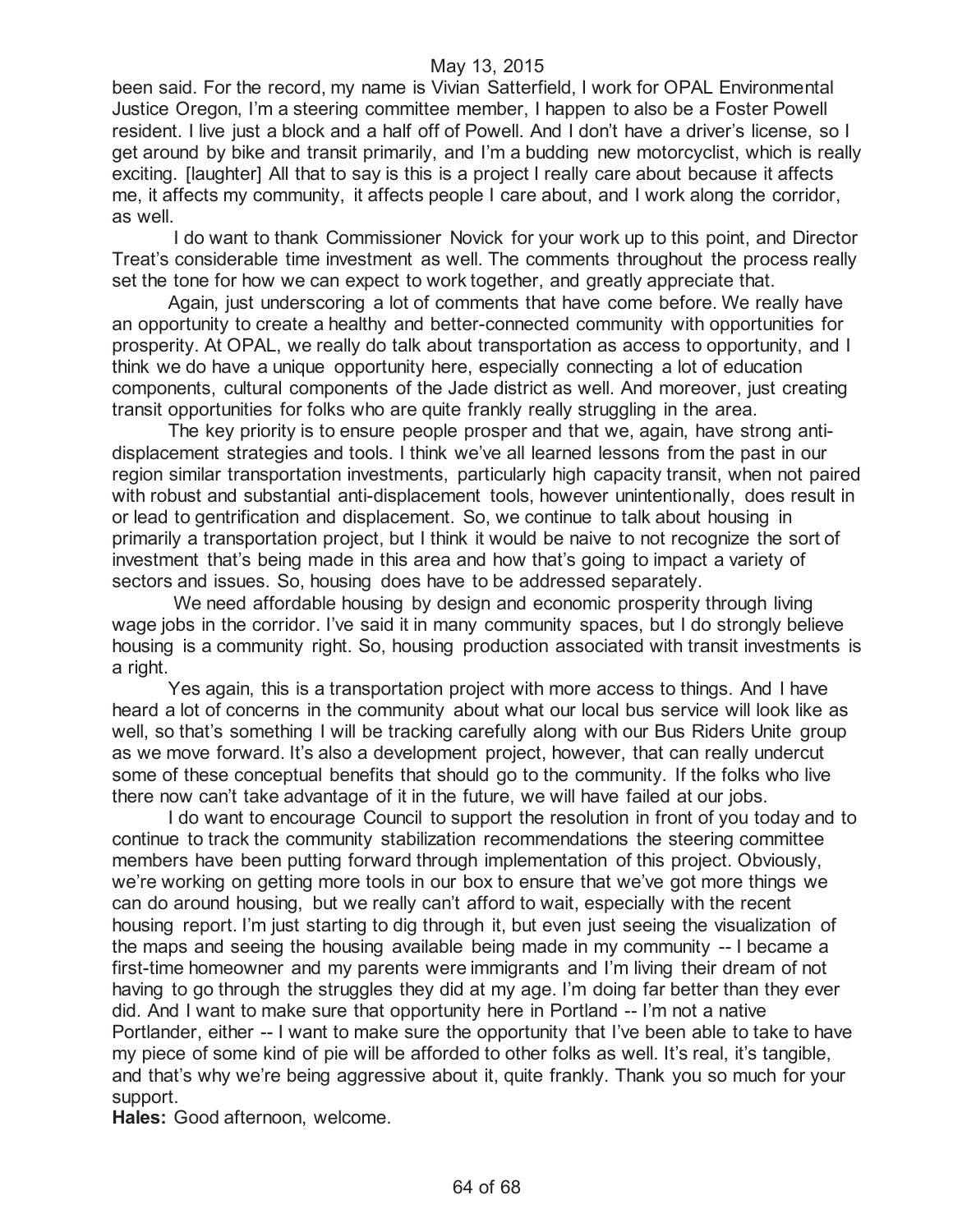been said. For the record, my name is Vivian Satterfield, I work for OPAL Environmental Justice Oregon, I'm a steering committee member, I happen to also be a Foster Powell resident. I live just a block and a half off of Powell. And I don't have a driver's license, so I get around by bike and transit primarily, and I'm a budding new motorcyclist, which is really exciting. [laughter] All that to say is this is a project I really care about because it affects me, it affects my community, it affects people I care about, and I work along the corridor, as well.

I do want to thank Commissioner Novick for your work up to this point, and Director Treat's considerable time investment as well. The comments throughout the process really set the tone for how we can expect to work together, and greatly appreciate that.

Again, just underscoring a lot of comments that have come before. We really have an opportunity to create a healthy and better-connected community with opportunities for prosperity. At OPAL, we really do talk about transportation as access to opportunity, and I think we do have a unique opportunity here, especially connecting a lot of education components, cultural components of the Jade district as well. And moreover, just creating transit opportunities for folks who are quite frankly really struggling in the area.

The key priority is to ensure people prosper and that we, again, have strong anti-displacement strategies and tools. I think we've all learned lessons from the past in our region similar transportation investments, particularly high capacity transit, when not paired with robust and substantial anti-displacement tools, however unintentionally, does result in or lead to gentrification and displacement. So, we continue to talk about housing in primarily a transportation project, but I think it would be naive to not recognize the sort of investment that's being made in this area and how that's going to impact a variety of sectors and issues. So, housing does have to be addressed separately.

We need affordable housing by design and economic prosperity through living wage jobs in the corridor. I've said it in many community spaces, but I do strongly believe housing is a community right. So, housing production associated with transit investments is a right.

Yes again, this is a transportation project with more access to things. And I have heard a lot of concerns in the community about what our local bus service will look like as well, so that's something I will be tracking carefully along with our Bus Riders Unite group as we move forward. It's also a development project, however, that can really undercut some of these conceptual benefits that should go to the community. If the folks who live there now can't take advantage of it in the future, we will have failed at our jobs.

I do want to encourage Council to support the resolution in front of you today and to continue to track the community stabilization recommendations the steering committee members have been putting forward through implementation of this project. Obviously, we're working on getting more tools in our box to ensure that we've got more things we can do around housing, but we really can't afford to wait, especially with the recent housing report. I'm just starting to dig through it, but even just seeing the visualization of the maps and seeing the housing available being made in my community -- I became a first-time homeowner and my parents were immigrants and I'm living their dream of not having to go through the struggles they did at my age. I'm doing far better than they ever did. And I want to make sure that opportunity here in Portland -- I'm not a native Portlander, either -- I want to make sure the opportunity that I've been able to take to have my piece of some kind of pie will be afforded to other folks as well. It's real, it's tangible, and that's why we're being aggressive about it, quite frankly. Thank you so much for your support.

**Hales:** Good afternoon, welcome.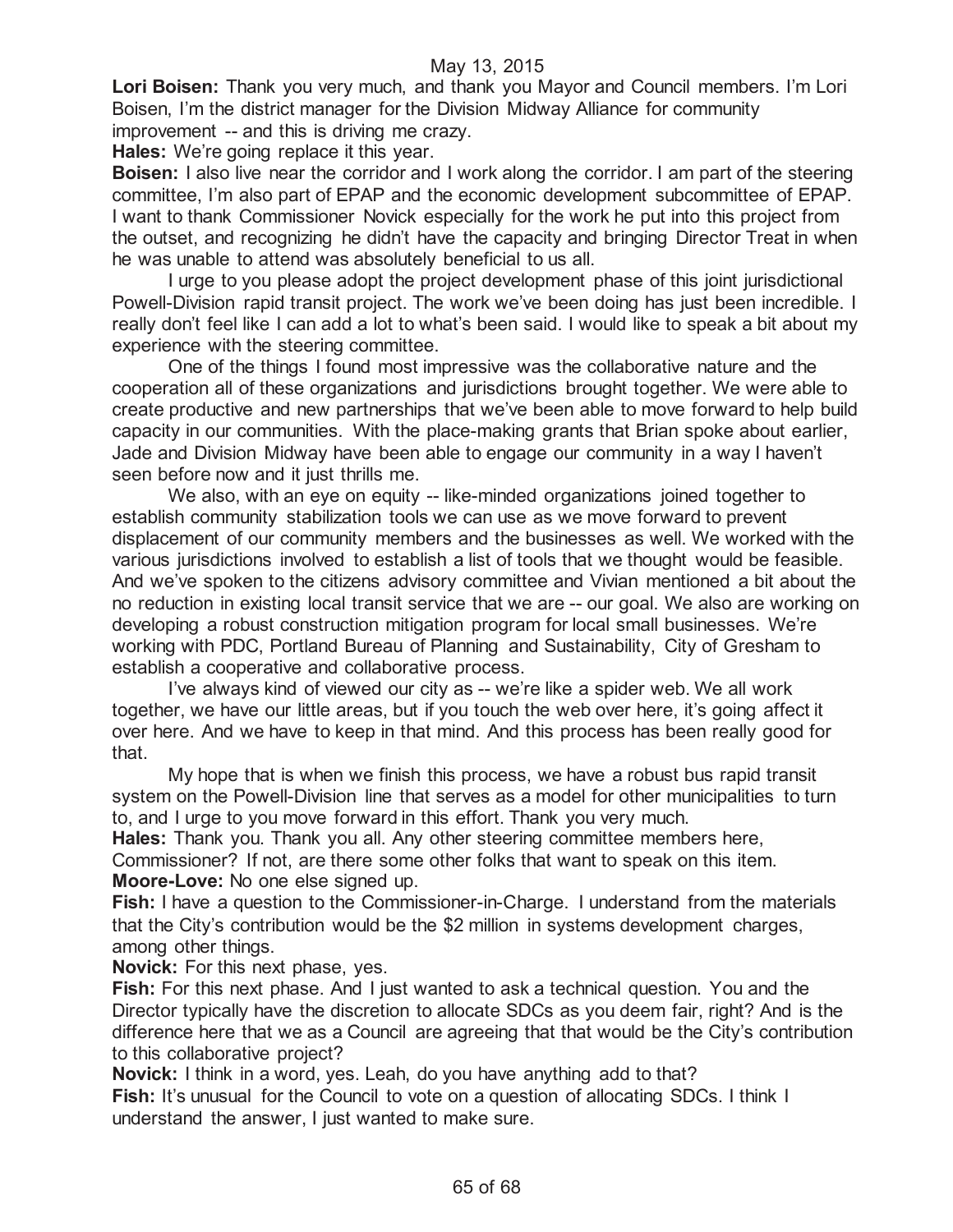**Lori Boisen:** Thank you very much, and thank you Mayor and Council members. I'm Lori Boisen, I'm the district manager for the Division Midway Alliance for community improvement -- and this is driving me crazy.

**Hales:** We're going replace it this year.

**Boisen:** I also live near the corridor and I work along the corridor. I am part of the steering committee, I'm also part of EPAP and the economic development subcommittee of EPAP. I want to thank Commissioner Novick especially for the work he put into this project from the outset, and recognizing he didn't have the capacity and bringing Director Treat in when he was unable to attend was absolutely beneficial to us all.

I urge to you please adopt the project development phase of this joint jurisdictional Powell-Division rapid transit project. The work we've been doing has just been incredible. I really don't feel like I can add a lot to what's been said. I would like to speak a bit about my experience with the steering committee.

One of the things I found most impressive was the collaborative nature and the cooperation all of these organizations and jurisdictions brought together. We were able to create productive and new partnerships that we've been able to move forward to help build capacity in our communities. With the place-making grants that Brian spoke about earlier, Jade and Division Midway have been able to engage our community in a way I haven't seen before now and it just thrills me.

We also, with an eye on equity -- like-minded organizations joined together to establish community stabilization tools we can use as we move forward to prevent displacement of our community members and the businesses as well. We worked with the various jurisdictions involved to establish a list of tools that we thought would be feasible. And we've spoken to the citizens advisory committee and Vivian mentioned a bit about the no reduction in existing local transit service that we are -- our goal. We also are working on developing a robust construction mitigation program for local small businesses. We're working with PDC, Portland Bureau of Planning and Sustainability, City of Gresham to establish a cooperative and collaborative process.

I've always kind of viewed our city as -- we're like a spider web. We all work together, we have our little areas, but if you touch the web over here, it's going affect it over here. And we have to keep in that mind. And this process has been really good for that.

My hope that is when we finish this process, we have a robust bus rapid transit system on the Powell-Division line that serves as a model for other municipalities to turn to, and I urge to you move forward in this effort. Thank you very much.

**Hales:** Thank you. Thank you all. Any other steering committee members here, Commissioner? If not, are there some other folks that want to speak on this item.

**Moore-Love:** No one else signed up.

**Fish:** I have a question to the Commissioner-in-Charge. I understand from the materials that the City's contribution would be the $2 million in systems development charges, among other things.

**Novick:** For this next phase, yes.

**Fish:** For this next phase. And I just wanted to ask a technical question. You and the Director typically have the discretion to allocate SDCs as you deem fair, right? And is the difference here that we as a Council are agreeing that that would be the City's contribution to this collaborative project?

**Novick:** I think in a word, yes. Leah, do you have anything add to that?

**Fish:** It's unusual for the Council to vote on a question of allocating SDCs. I think I understand the answer, I just wanted to make sure.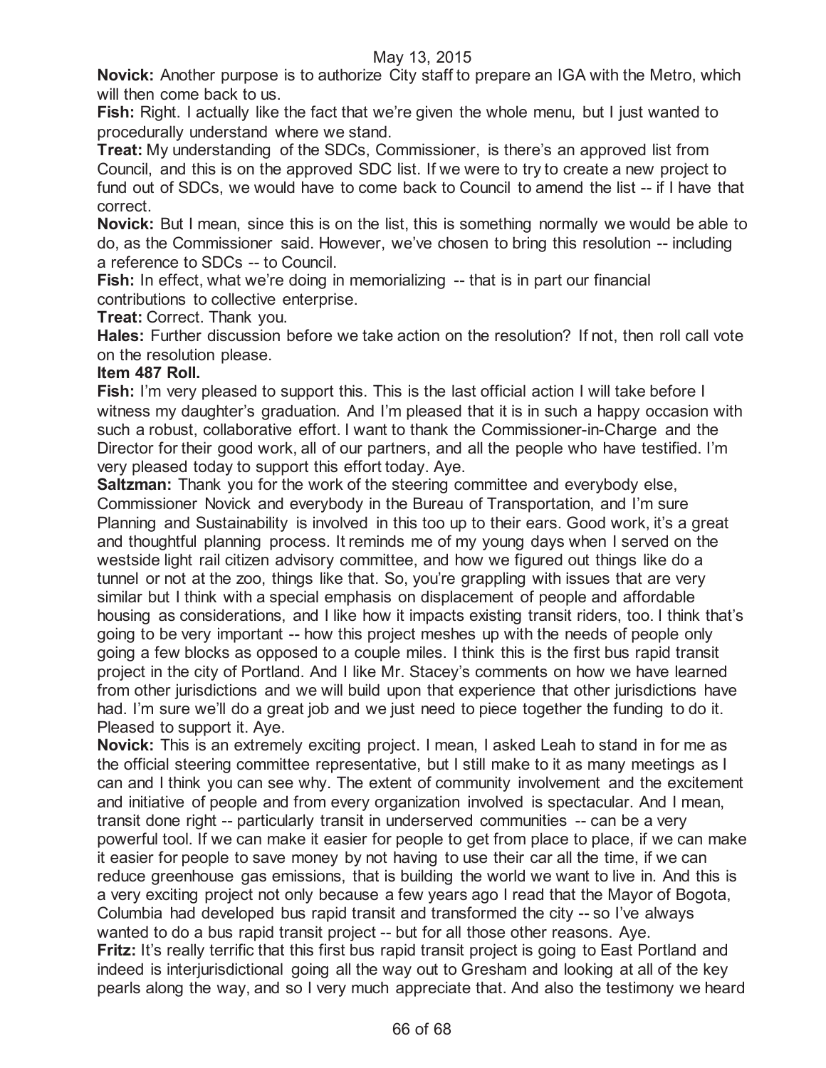**Novick:** Another purpose is to authorize City staff to prepare an IGA with the Metro, which will then come back to us.

**Fish:** Right. I actually like the fact that we're given the whole menu, but I just wanted to procedurally understand where we stand.

**Treat:** My understanding of the SDCs, Commissioner, is there's an approved list from Council, and this is on the approved SDC list. If we were to try to create a new project to fund out of SDCs, we would have to come back to Council to amend the list -- if I have that correct.

**Novick:** But I mean, since this is on the list, this is something normally we would be able to do, as the Commissioner said. However, we've chosen to bring this resolution -- including a reference to SDCs -- to Council.

**Fish:** In effect, what we're doing in memorializing -- that is in part our financial contributions to collective enterprise.

**Treat:** Correct. Thank you.

**Hales:** Further discussion before we take action on the resolution? If not, then roll call vote on the resolution please.

**Item 487 Roll.**

**Fish:** I'm very pleased to support this. This is the last official action I will take before I witness my daughter's graduation. And I'm pleased that it is in such a happy occasion with such a robust, collaborative effort. I want to thank the Commissioner-in-Charge and the Director for their good work, all of our partners, and all the people who have testified. I'm very pleased today to support this effort today. Aye.

**Saltzman:** Thank you for the work of the steering committee and everybody else, Commissioner Novick and everybody in the Bureau of Transportation, and I'm sure Planning and Sustainability is involved in this too up to their ears. Good work, it's a great and thoughtful planning process. It reminds me of my young days when I served on the westside light rail citizen advisory committee, and how we figured out things like do a tunnel or not at the zoo, things like that. So, you're grappling with issues that are very similar but I think with a special emphasis on displacement of people and affordable housing as considerations, and I like how it impacts existing transit riders, too. I think that's going to be very important -- how this project meshes up with the needs of people only going a few blocks as opposed to a couple miles. I think this is the first bus rapid transit project in the city of Portland. And I like Mr. Stacey's comments on how we have learned from other jurisdictions and we will build upon that experience that other jurisdictions have had. I'm sure we'll do a great job and we just need to piece together the funding to do it. Pleased to support it. Aye.

**Novick:** This is an extremely exciting project. I mean, I asked Leah to stand in for me as the official steering committee representative, but I still make to it as many meetings as I can and I think you can see why. The extent of community involvement and the excitement and initiative of people and from every organization involved is spectacular. And I mean, transit done right -- particularly transit in underserved communities -- can be a very powerful tool. If we can make it easier for people to get from place to place, if we can make it easier for people to save money by not having to use their car all the time, if we can reduce greenhouse gas emissions, that is building the world we want to live in. And this is a very exciting project not only because a few years ago I read that the Mayor of Bogota, Columbia had developed bus rapid transit and transformed the city -- so I've always wanted to do a bus rapid transit project -- but for all those other reasons. Aye.

**Fritz:** It's really terrific that this first bus rapid transit project is going to East Portland and indeed is interjurisdictional going all the way out to Gresham and looking at all of the key pearls along the way, and so I very much appreciate that. And also the testimony we heard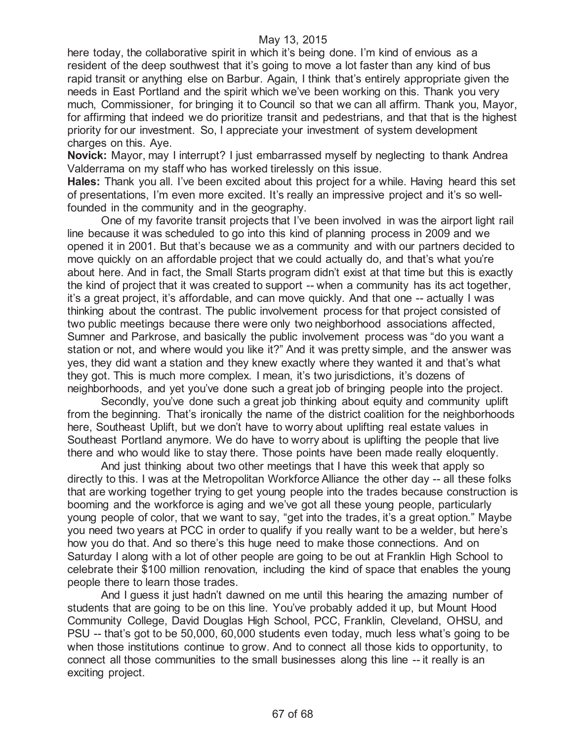here today, the collaborative spirit in which it's being done. I'm kind of envious as a resident of the deep southwest that it's going to move a lot faster than any kind of bus rapid transit or anything else on Barbur. Again, I think that's entirely appropriate given the needs in East Portland and the spirit which we've been working on this. Thank you very much, Commissioner, for bringing it to Council so that we can all affirm. Thank you, Mayor, for affirming that indeed we do prioritize transit and pedestrians, and that that is the highest priority for our investment. So, I appreciate your investment of system development charges on this. Aye.

**Novick:** Mayor, may I interrupt? I just embarrassed myself by neglecting to thank Andrea Valderrama on my staff who has worked tirelessly on this issue.

**Hales:** Thank you all. I've been excited about this project for a while. Having heard this set of presentations, I'm even more excited. It's really an impressive project and it's so well-founded in the community and in the geography.

One of my favorite transit projects that I've been involved in was the airport light rail line because it was scheduled to go into this kind of planning process in 2009 and we opened it in 2001. But that's because we as a community and with our partners decided to move quickly on an affordable project that we could actually do, and that's what you're about here. And in fact, the Small Starts program didn't exist at that time but this is exactly the kind of project that it was created to support -- when a community has its act together, it's a great project, it's affordable, and can move quickly. And that one -- actually I was thinking about the contrast. The public involvement process for that project consisted of two public meetings because there were only two neighborhood associations affected, Sumner and Parkrose, and basically the public involvement process was "do you want a station or not, and where would you like it?" And it was pretty simple, and the answer was yes, they did want a station and they knew exactly where they wanted it and that's what they got. This is much more complex. I mean, it's two jurisdictions, it's dozens of neighborhoods, and yet you've done such a great job of bringing people into the project.

Secondly, you've done such a great job thinking about equity and community uplift from the beginning. That's ironically the name of the district coalition for the neighborhoods here, Southeast Uplift, but we don't have to worry about uplifting real estate values in Southeast Portland anymore. We do have to worry about is uplifting the people that live there and who would like to stay there. Those points have been made really eloquently.

And just thinking about two other meetings that I have this week that apply so directly to this. I was at the Metropolitan Workforce Alliance the other day -- all these folks that are working together trying to get young people into the trades because construction is booming and the workforce is aging and we've got all these young people, particularly young people of color, that we want to say, "get into the trades, it's a great option." Maybe you need two years at PCC in order to qualify if you really want to be a welder, but here's how you do that. And so there's this huge need to make those connections. And on Saturday I along with a lot of other people are going to be out at Franklin High School to celebrate their $100 million renovation, including the kind of space that enables the young people there to learn those trades.

And I guess it just hadn't dawned on me until this hearing the amazing number of students that are going to be on this line. You've probably added it up, but Mount Hood Community College, David Douglas High School, PCC, Franklin, Cleveland, OHSU, and PSU -- that's got to be 50,000, 60,000 students even today, much less what's going to be when those institutions continue to grow. And to connect all those kids to opportunity, to connect all those communities to the small businesses along this line -- it really is an exciting project.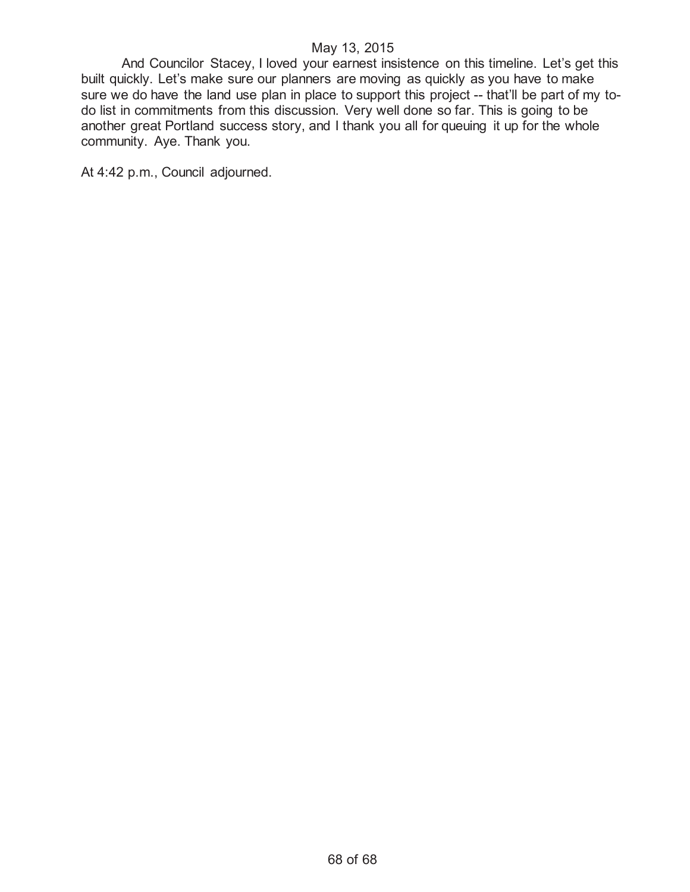And Councilor Stacey, I loved your earnest insistence on this timeline. Let's get this built quickly. Let's make sure our planners are moving as quickly as you have to make sure we do have the land use plan in place to support this project -- that'll be part of my to-do list in commitments from this discussion. Very well done so far. This is going to be another great Portland success story, and I thank you all for queuing it up for the whole community. Aye. Thank you.

At 4:42 p.m., Council adjourned.